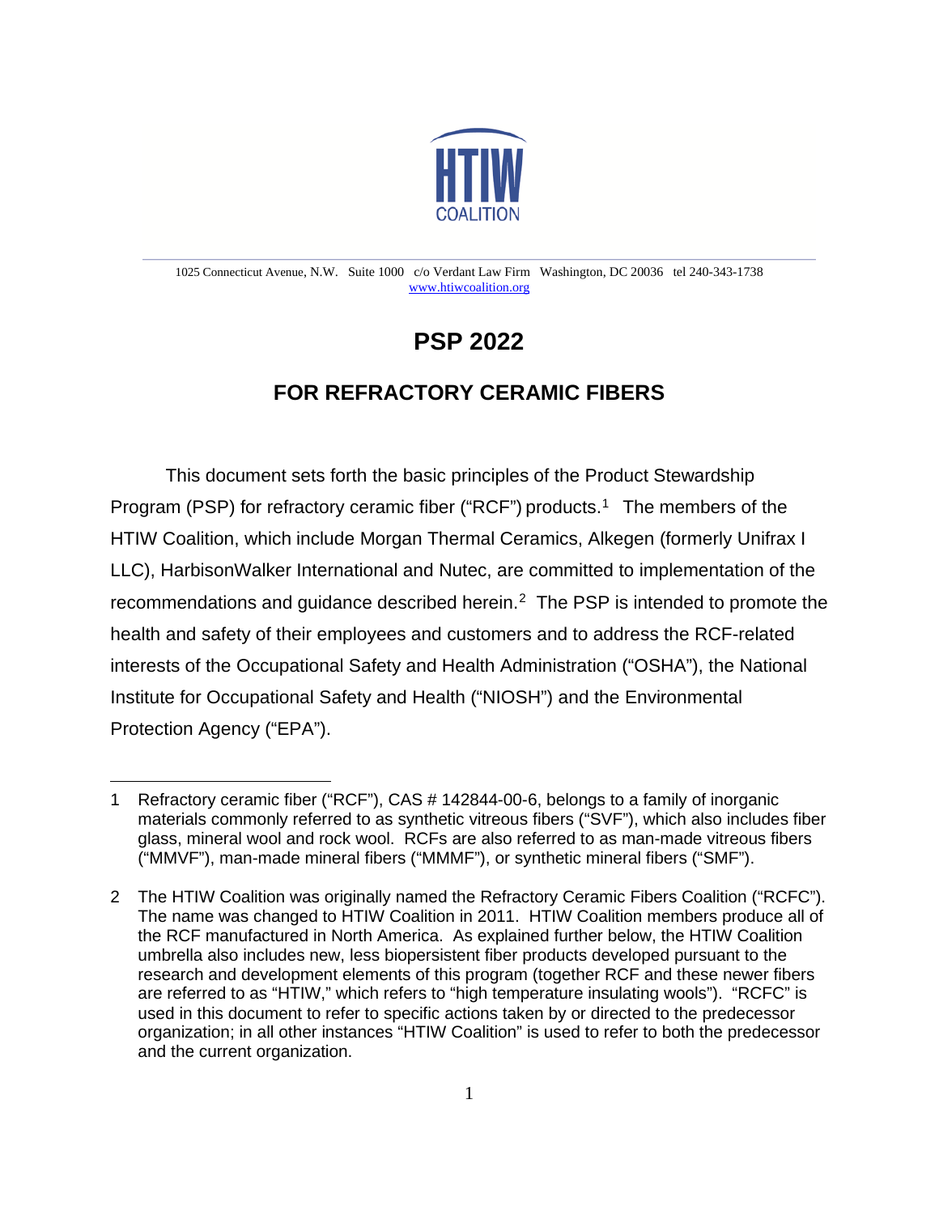HTIW COALITION

1025 Connecticut Avenue, N.W. Suite 1000 c/o Verdant Law Firm Washington, DC 20036 tel 240-343-1738
www.htiwcoalition.org

# PSP 2022

## FOR REFRACTORY CERAMIC FIBERS

This document sets forth the basic principles of the Product Stewardship Program (PSP) for refractory ceramic fiber ("RCF") products.[1] The members of the HTIW Coalition, which include Morgan Thermal Ceramics, Alkegen (formerly Unifrax I LLC), HarbisonWalker International and Nutec, are committed to implementation of the recommendations and guidance described herein.[2] The PSP is intended to promote the health and safety of their employees and customers and to address the RCF-related interests of the Occupational Safety and Health Administration ("OSHA"), the National Institute for Occupational Safety and Health ("NIOSH") and the Environmental Protection Agency ("EPA").

---

1 Refractory ceramic fiber ("RCF"), CAS # 142844-00-6, belongs to a family of inorganic materials commonly referred to as synthetic vitreous fibers ("SVF"), which also includes fiber glass, mineral wool and rock wool. RCFs are also referred to as man-made vitreous fibers ("MMVF"), man-made mineral fibers ("MMMF"), or synthetic mineral fibers ("SMF").

2 The HTIW Coalition was originally named the Refractory Ceramic Fibers Coalition ("RCFC"). The name was changed to HTIW Coalition in 2011. HTIW Coalition members produce all of the RCF manufactured in North America. As explained further below, the HTIW Coalition umbrella also includes new, less biopersistent fiber products developed pursuant to the research and development elements of this program (together RCF and these newer fibers are referred to as "HTIW," which refers to "high temperature insulating wools"). "RCFC" is used in this document to refer to specific actions taken by or directed to the predecessor organization; in all other instances "HTIW Coalition" is used to refer to both the predecessor and the current organization.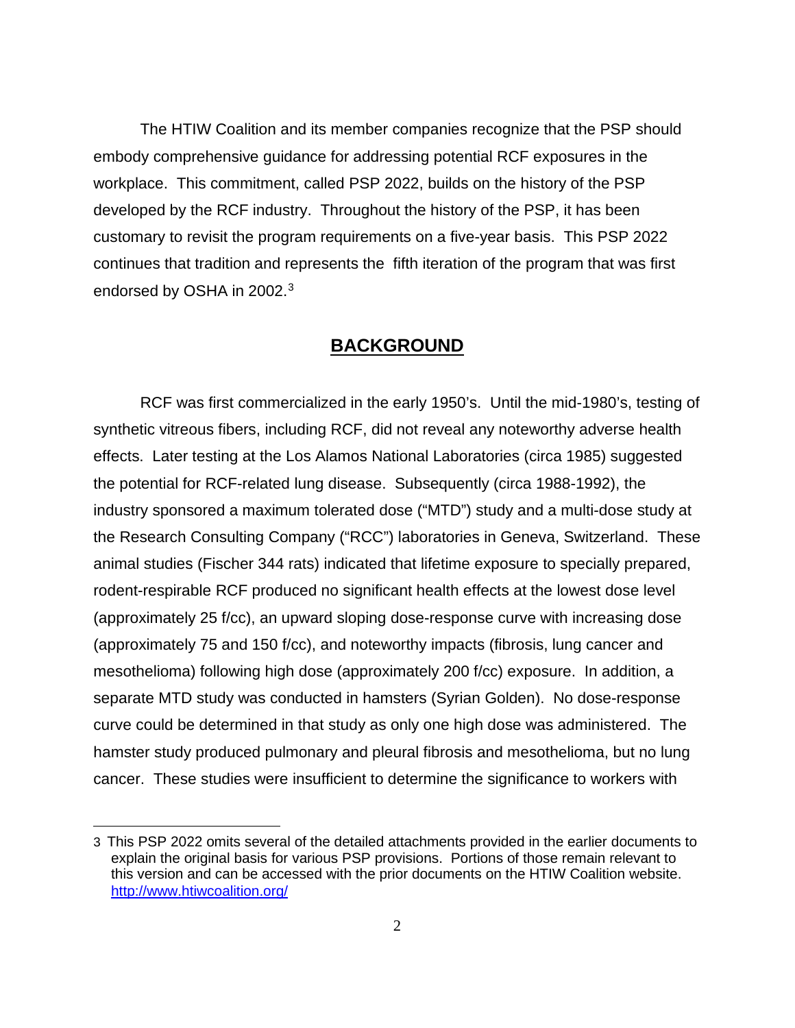The HTIW Coalition and its member companies recognize that the PSP should embody comprehensive guidance for addressing potential RCF exposures in the workplace. This commitment, called PSP 2022, builds on the history of the PSP developed by the RCF industry. Throughout the history of the PSP, it has been customary to revisit the program requirements on a five-year basis. This PSP 2022 continues that tradition and represents the fifth iteration of the program that was first endorsed by OSHA in 2002.[3]

## BACKGROUND

RCF was first commercialized in the early 1950's. Until the mid-1980's, testing of synthetic vitreous fibers, including RCF, did not reveal any noteworthy adverse health effects. Later testing at the Los Alamos National Laboratories (circa 1985) suggested the potential for RCF-related lung disease. Subsequently (circa 1988-1992), the industry sponsored a maximum tolerated dose ("MTD") study and a multi-dose study at the Research Consulting Company ("RCC") laboratories in Geneva, Switzerland. These animal studies (Fischer 344 rats) indicated that lifetime exposure to specially prepared, rodent-respirable RCF produced no significant health effects at the lowest dose level (approximately 25 f/cc), an upward sloping dose-response curve with increasing dose (approximately 75 and 150 f/cc), and noteworthy impacts (fibrosis, lung cancer and mesothelioma) following high dose (approximately 200 f/cc) exposure. In addition, a separate MTD study was conducted in hamsters (Syrian Golden). No dose-response curve could be determined in that study as only one high dose was administered. The hamster study produced pulmonary and pleural fibrosis and mesothelioma, but no lung cancer. These studies were insufficient to determine the significance to workers with

---

[3] This PSP 2022 omits several of the detailed attachments provided in the earlier documents to explain the original basis for various PSP provisions. Portions of those remain relevant to this version and can be accessed with the prior documents on the HTIW Coalition website. http://www.htiwcoalition.org/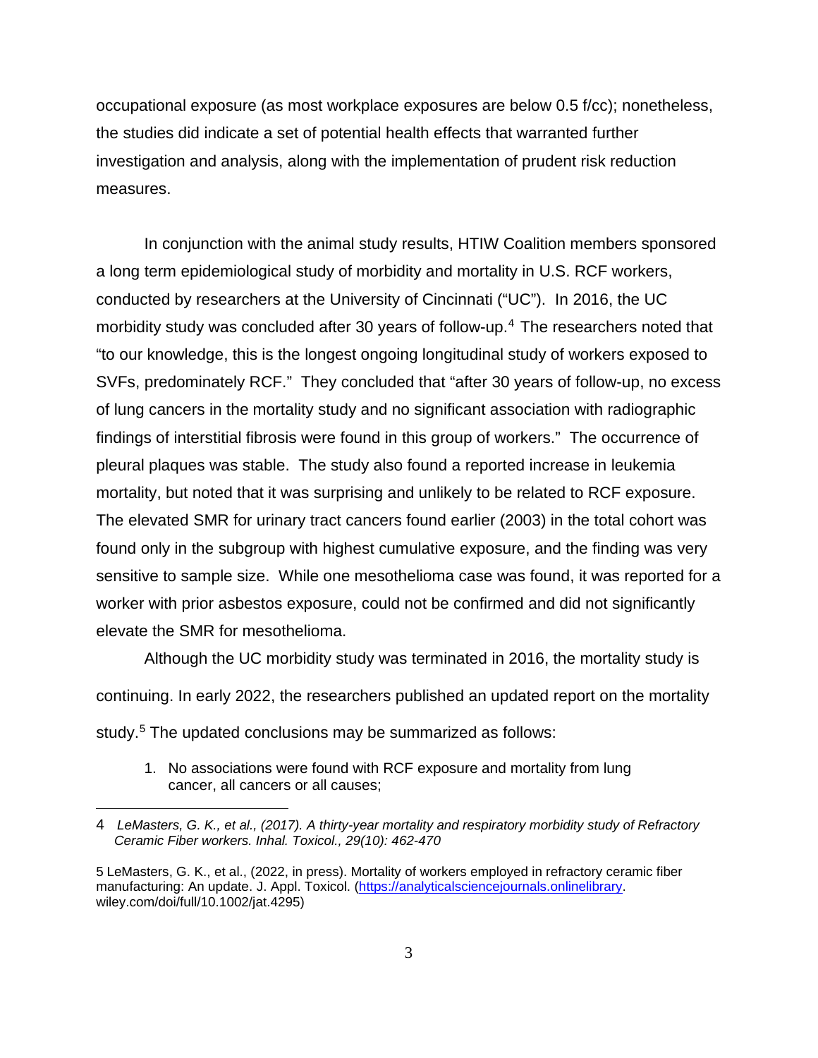occupational exposure (as most workplace exposures are below 0.5 f/cc); nonetheless, the studies did indicate a set of potential health effects that warranted further investigation and analysis, along with the implementation of prudent risk reduction measures.

In conjunction with the animal study results, HTIW Coalition members sponsored a long term epidemiological study of morbidity and mortality in U.S. RCF workers, conducted by researchers at the University of Cincinnati ("UC"). In 2016, the UC morbidity study was concluded after 30 years of follow-up.[4] The researchers noted that "to our knowledge, this is the longest ongoing longitudinal study of workers exposed to SVFs, predominately RCF." They concluded that "after 30 years of follow-up, no excess of lung cancers in the mortality study and no significant association with radiographic findings of interstitial fibrosis were found in this group of workers." The occurrence of pleural plaques was stable. The study also found a reported increase in leukemia mortality, but noted that it was surprising and unlikely to be related to RCF exposure. The elevated SMR for urinary tract cancers found earlier (2003) in the total cohort was found only in the subgroup with highest cumulative exposure, and the finding was very sensitive to sample size. While one mesothelioma case was found, it was reported for a worker with prior asbestos exposure, could not be confirmed and did not significantly elevate the SMR for mesothelioma.

Although the UC morbidity study was terminated in 2016, the mortality study is continuing. In early 2022, the researchers published an updated report on the mortality study.[5] The updated conclusions may be summarized as follows:

1. No associations were found with RCF exposure and mortality from lung cancer, all cancers or all causes;

---

4 *LeMasters, G. K., et al., (2017). A thirty-year mortality and respiratory morbidity study of Refractory Ceramic Fiber workers. Inhal. Toxicol., 29(10): 462-470*

5 LeMasters, G. K., et al., (2022, in press). Mortality of workers employed in refractory ceramic fiber manufacturing: An update. J. Appl. Toxicol. (https://analyticalsciencejournals.onlinelibrary.wiley.com/doi/full/10.1002/jat.4295)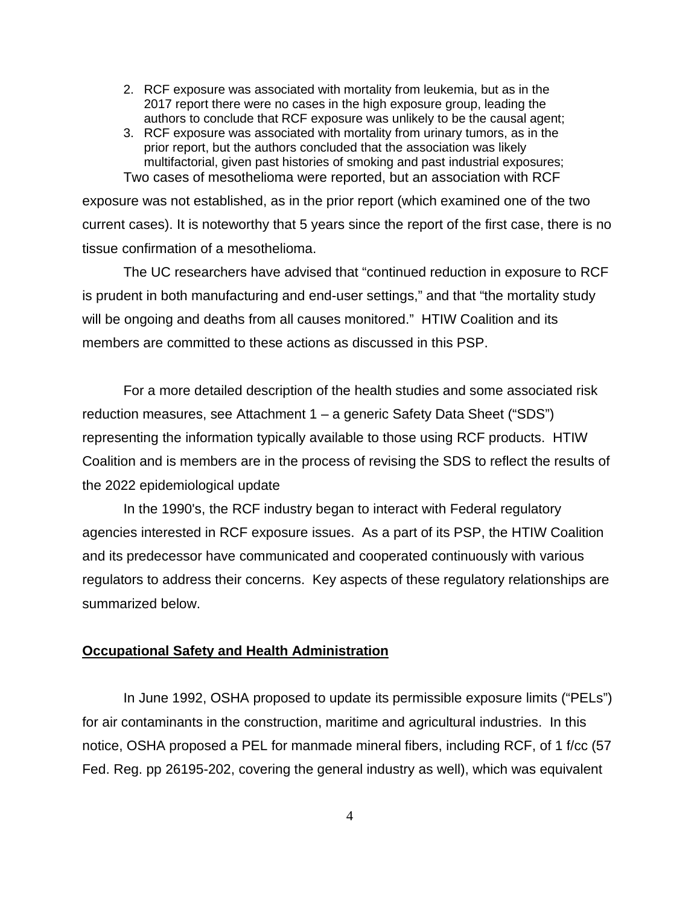2. RCF exposure was associated with mortality from leukemia, but as in the 2017 report there were no cases in the high exposure group, leading the authors to conclude that RCF exposure was unlikely to be the causal agent;
3. RCF exposure was associated with mortality from urinary tumors, as in the prior report, but the authors concluded that the association was likely multifactorial, given past histories of smoking and past industrial exposures;

Two cases of mesothelioma were reported, but an association with RCF exposure was not established, as in the prior report (which examined one of the two current cases). It is noteworthy that 5 years since the report of the first case, there is no tissue confirmation of a mesothelioma.

The UC researchers have advised that "continued reduction in exposure to RCF is prudent in both manufacturing and end-user settings," and that "the mortality study will be ongoing and deaths from all causes monitored." HTIW Coalition and its members are committed to these actions as discussed in this PSP.

For a more detailed description of the health studies and some associated risk reduction measures, see Attachment 1 – a generic Safety Data Sheet ("SDS") representing the information typically available to those using RCF products. HTIW Coalition and is members are in the process of revising the SDS to reflect the results of the 2022 epidemiological update

In the 1990's, the RCF industry began to interact with Federal regulatory agencies interested in RCF exposure issues. As a part of its PSP, the HTIW Coalition and its predecessor have communicated and cooperated continuously with various regulators to address their concerns. Key aspects of these regulatory relationships are summarized below.

**Occupational Safety and Health Administration**

In June 1992, OSHA proposed to update its permissible exposure limits ("PELs") for air contaminants in the construction, maritime and agricultural industries. In this notice, OSHA proposed a PEL for manmade mineral fibers, including RCF, of 1 f/cc (57 Fed. Reg. pp 26195-202, covering the general industry as well), which was equivalent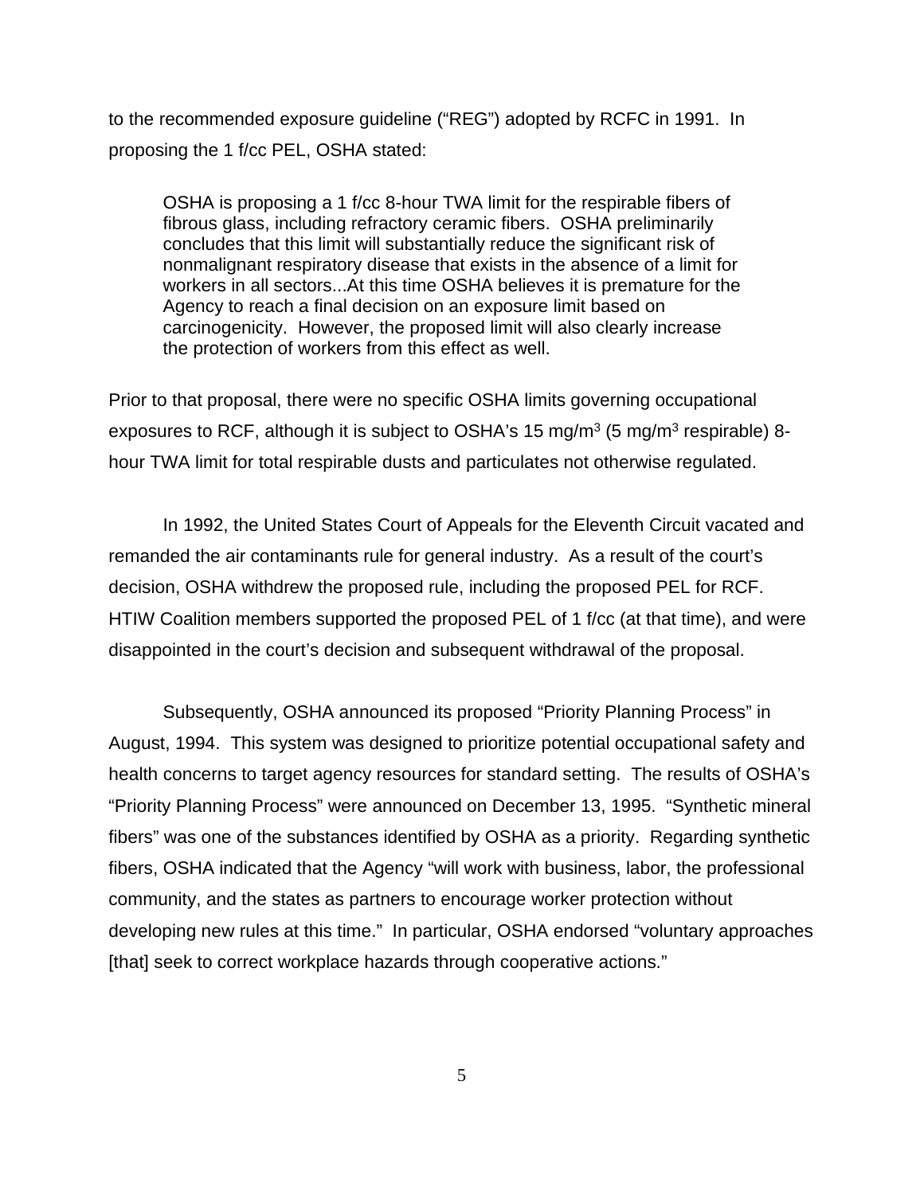to the recommended exposure guideline ("REG") adopted by RCFC in 1991. In proposing the 1 f/cc PEL, OSHA stated:

> OSHA is proposing a 1 f/cc 8-hour TWA limit for the respirable fibers of fibrous glass, including refractory ceramic fibers. OSHA preliminarily concludes that this limit will substantially reduce the significant risk of nonmalignant respiratory disease that exists in the absence of a limit for workers in all sectors...At this time OSHA believes it is premature for the Agency to reach a final decision on an exposure limit based on carcinogenicity. However, the proposed limit will also clearly increase the protection of workers from this effect as well.

Prior to that proposal, there were no specific OSHA limits governing occupational exposures to RCF, although it is subject to OSHA's 15 mg/m$^3$ (5 mg/m$^3$ respirable) 8-hour TWA limit for total respirable dusts and particulates not otherwise regulated.

In 1992, the United States Court of Appeals for the Eleventh Circuit vacated and remanded the air contaminants rule for general industry. As a result of the court's decision, OSHA withdrew the proposed rule, including the proposed PEL for RCF. HTIW Coalition members supported the proposed PEL of 1 f/cc (at that time), and were disappointed in the court's decision and subsequent withdrawal of the proposal.

Subsequently, OSHA announced its proposed "Priority Planning Process" in August, 1994. This system was designed to prioritize potential occupational safety and health concerns to target agency resources for standard setting. The results of OSHA's "Priority Planning Process" were announced on December 13, 1995. "Synthetic mineral fibers" was one of the substances identified by OSHA as a priority. Regarding synthetic fibers, OSHA indicated that the Agency "will work with business, labor, the professional community, and the states as partners to encourage worker protection without developing new rules at this time." In particular, OSHA endorsed "voluntary approaches [that] seek to correct workplace hazards through cooperative actions."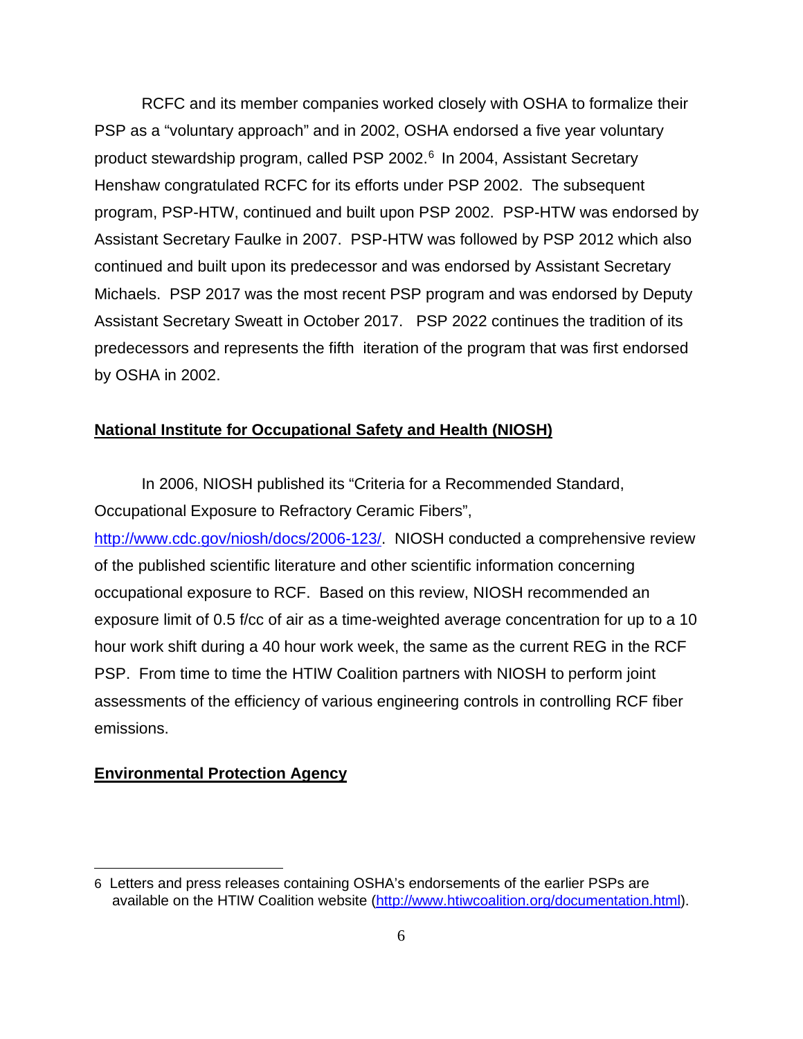RCFC and its member companies worked closely with OSHA to formalize their PSP as a "voluntary approach" and in 2002, OSHA endorsed a five year voluntary product stewardship program, called PSP 2002.[6] In 2004, Assistant Secretary Henshaw congratulated RCFC for its efforts under PSP 2002. The subsequent program, PSP-HTW, continued and built upon PSP 2002. PSP-HTW was endorsed by Assistant Secretary Faulke in 2007. PSP-HTW was followed by PSP 2012 which also continued and built upon its predecessor and was endorsed by Assistant Secretary Michaels. PSP 2017 was the most recent PSP program and was endorsed by Deputy Assistant Secretary Sweatt in October 2017. PSP 2022 continues the tradition of its predecessors and represents the fifth iteration of the program that was first endorsed by OSHA in 2002.

**National Institute for Occupational Safety and Health (NIOSH)**

In 2006, NIOSH published its "Criteria for a Recommended Standard, Occupational Exposure to Refractory Ceramic Fibers", http://www.cdc.gov/niosh/docs/2006-123/. NIOSH conducted a comprehensive review of the published scientific literature and other scientific information concerning occupational exposure to RCF. Based on this review, NIOSH recommended an exposure limit of 0.5 f/cc of air as a time-weighted average concentration for up to a 10 hour work shift during a 40 hour work week, the same as the current REG in the RCF PSP. From time to time the HTIW Coalition partners with NIOSH to perform joint assessments of the efficiency of various engineering controls in controlling RCF fiber emissions.

**Environmental Protection Agency**

---

6 Letters and press releases containing OSHA's endorsements of the earlier PSPs are available on the HTIW Coalition website (http://www.htiwcoalition.org/documentation.html).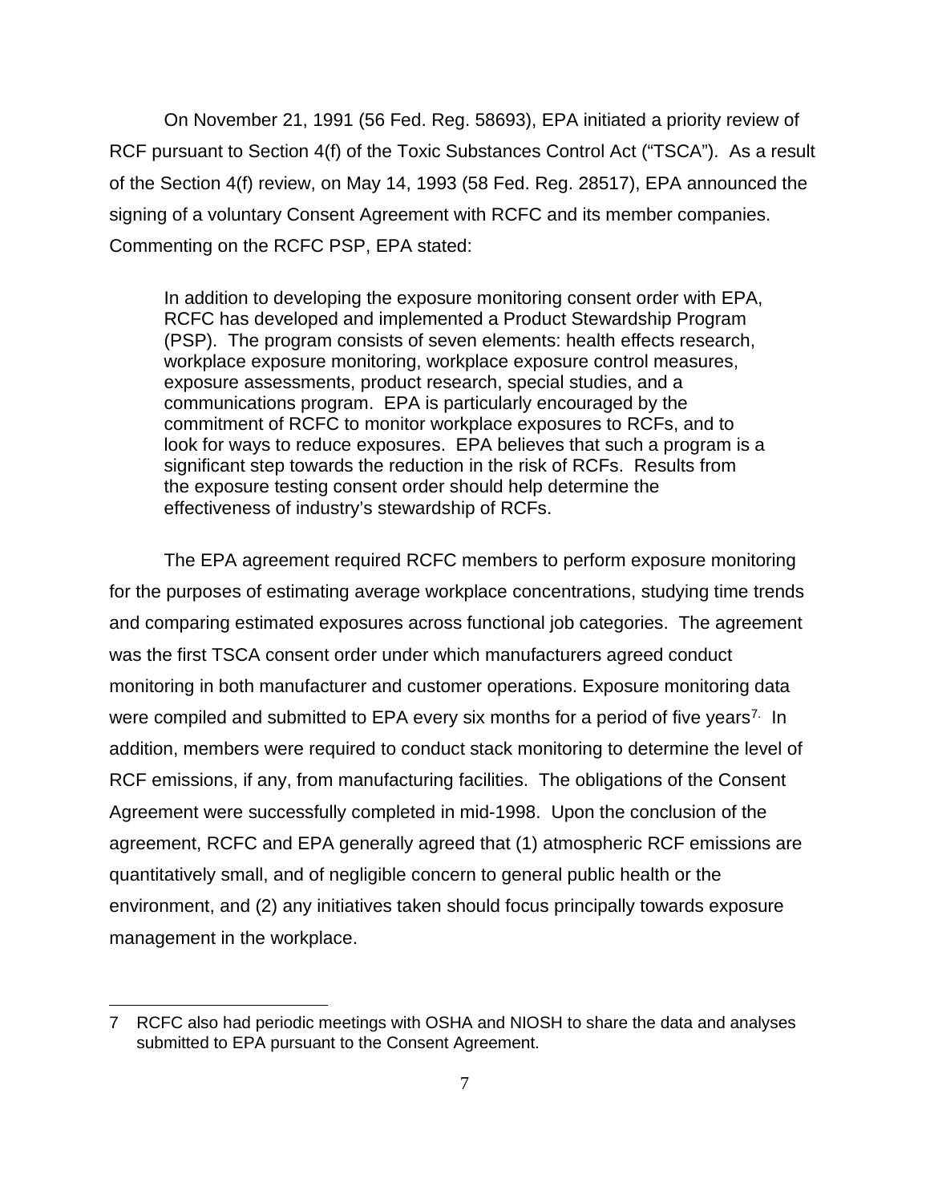On November 21, 1991 (56 Fed. Reg. 58693), EPA initiated a priority review of RCF pursuant to Section 4(f) of the Toxic Substances Control Act ("TSCA"). As a result of the Section 4(f) review, on May 14, 1993 (58 Fed. Reg. 28517), EPA announced the signing of a voluntary Consent Agreement with RCFC and its member companies. Commenting on the RCFC PSP, EPA stated:

> In addition to developing the exposure monitoring consent order with EPA, RCFC has developed and implemented a Product Stewardship Program (PSP). The program consists of seven elements: health effects research, workplace exposure monitoring, workplace exposure control measures, exposure assessments, product research, special studies, and a communications program. EPA is particularly encouraged by the commitment of RCFC to monitor workplace exposures to RCFs, and to look for ways to reduce exposures. EPA believes that such a program is a significant step towards the reduction in the risk of RCFs. Results from the exposure testing consent order should help determine the effectiveness of industry's stewardship of RCFs.

The EPA agreement required RCFC members to perform exposure monitoring for the purposes of estimating average workplace concentrations, studying time trends and comparing estimated exposures across functional job categories. The agreement was the first TSCA consent order under which manufacturers agreed conduct monitoring in both manufacturer and customer operations. Exposure monitoring data were compiled and submitted to EPA every six months for a period of five years[7]. In addition, members were required to conduct stack monitoring to determine the level of RCF emissions, if any, from manufacturing facilities. The obligations of the Consent Agreement were successfully completed in mid-1998. Upon the conclusion of the agreement, RCFC and EPA generally agreed that (1) atmospheric RCF emissions are quantitatively small, and of negligible concern to general public health or the environment, and (2) any initiatives taken should focus principally towards exposure management in the workplace.

---

7 RCFC also had periodic meetings with OSHA and NIOSH to share the data and analyses submitted to EPA pursuant to the Consent Agreement.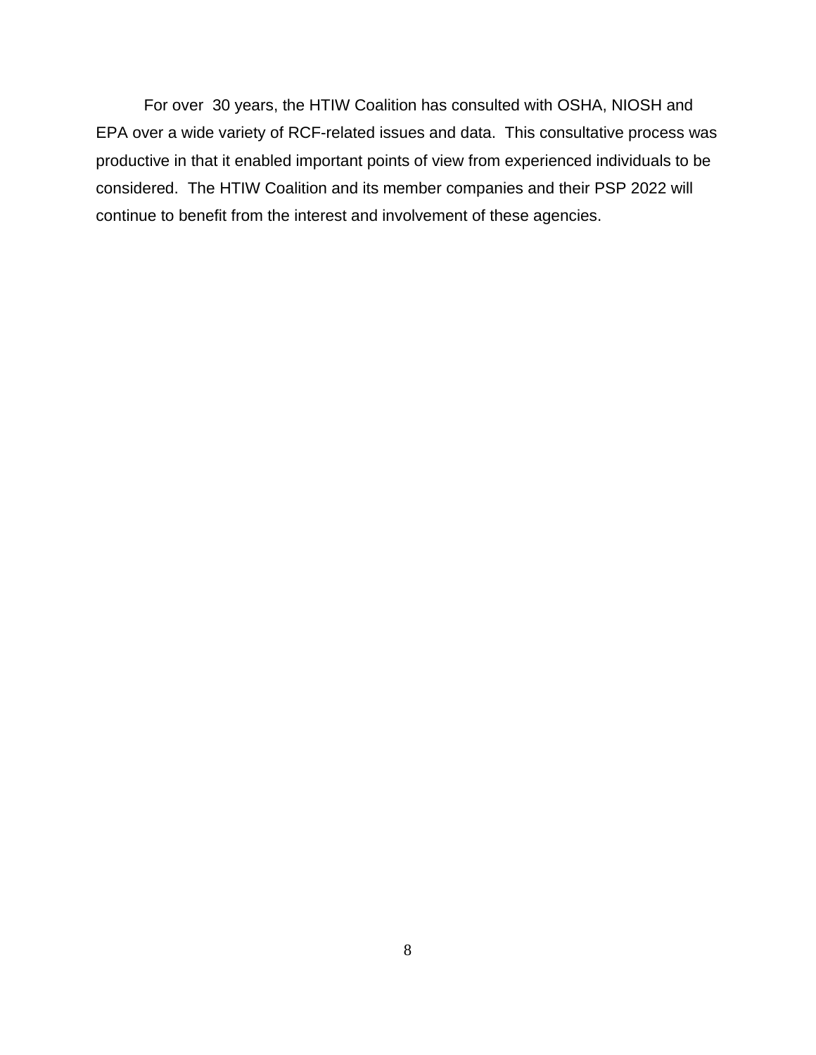For over 30 years, the HTIW Coalition has consulted with OSHA, NIOSH and EPA over a wide variety of RCF-related issues and data. This consultative process was productive in that it enabled important points of view from experienced individuals to be considered. The HTIW Coalition and its member companies and their PSP 2022 will continue to benefit from the interest and involvement of these agencies.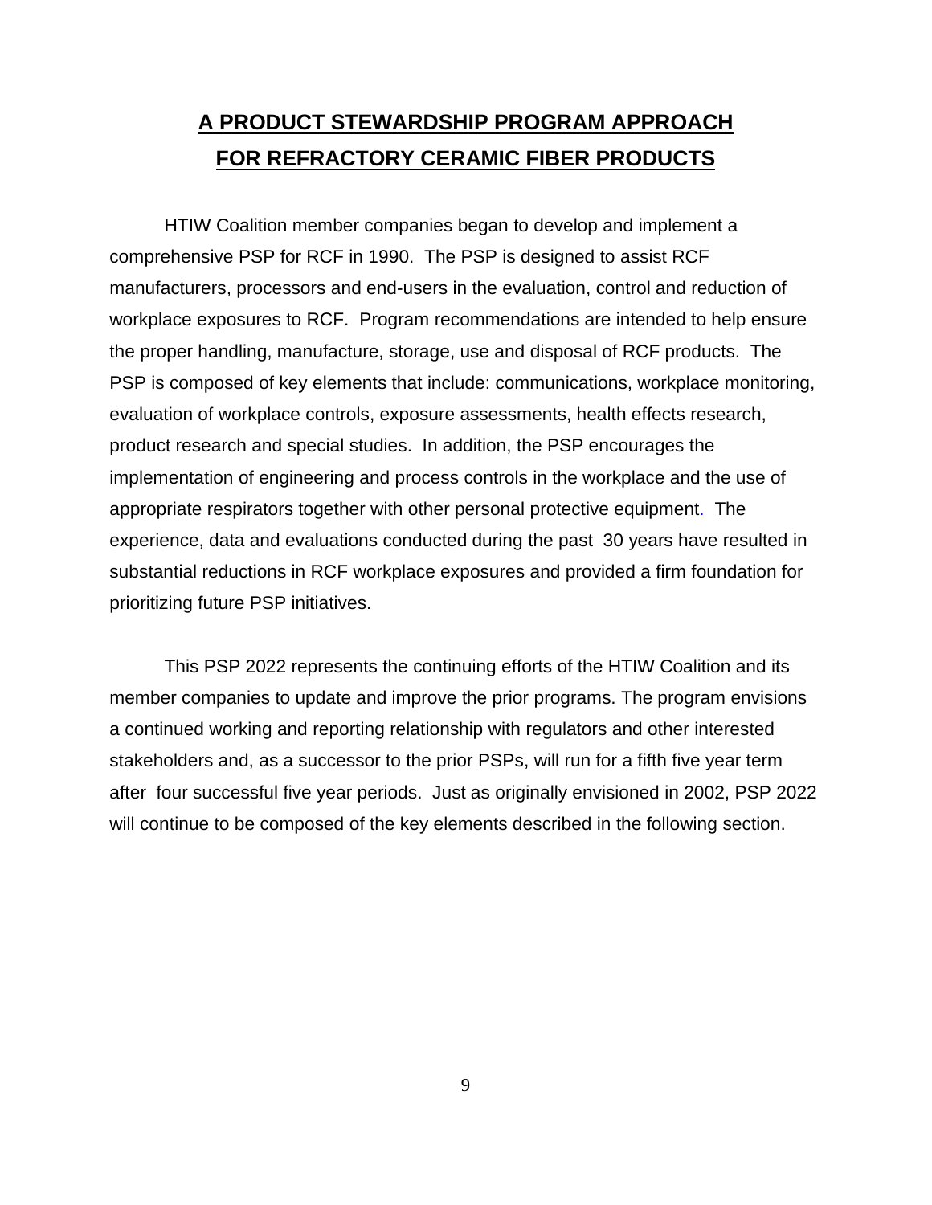## A PRODUCT STEWARDSHIP PROGRAM APPROACH FOR REFRACTORY CERAMIC FIBER PRODUCTS

HTIW Coalition member companies began to develop and implement a comprehensive PSP for RCF in 1990. The PSP is designed to assist RCF manufacturers, processors and end-users in the evaluation, control and reduction of workplace exposures to RCF. Program recommendations are intended to help ensure the proper handling, manufacture, storage, use and disposal of RCF products. The PSP is composed of key elements that include: communications, workplace monitoring, evaluation of workplace controls, exposure assessments, health effects research, product research and special studies. In addition, the PSP encourages the implementation of engineering and process controls in the workplace and the use of appropriate respirators together with other personal protective equipment. The experience, data and evaluations conducted during the past 30 years have resulted in substantial reductions in RCF workplace exposures and provided a firm foundation for prioritizing future PSP initiatives.

This PSP 2022 represents the continuing efforts of the HTIW Coalition and its member companies to update and improve the prior programs. The program envisions a continued working and reporting relationship with regulators and other interested stakeholders and, as a successor to the prior PSPs, will run for a fifth five year term after four successful five year periods. Just as originally envisioned in 2002, PSP 2022 will continue to be composed of the key elements described in the following section.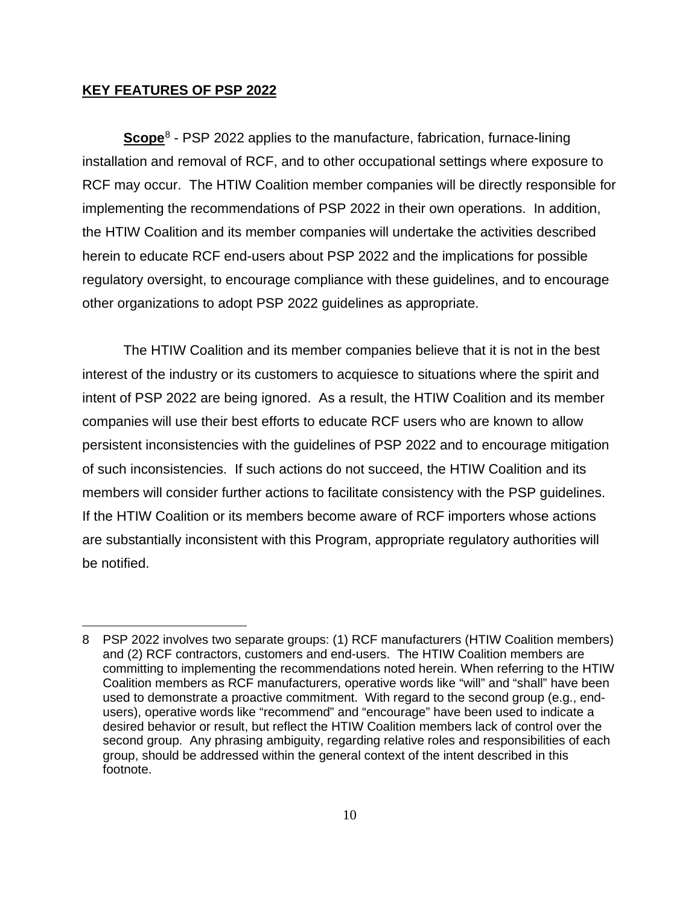## KEY FEATURES OF PSP 2022

**Scope**[8] - PSP 2022 applies to the manufacture, fabrication, furnace-lining installation and removal of RCF, and to other occupational settings where exposure to RCF may occur. The HTIW Coalition member companies will be directly responsible for implementing the recommendations of PSP 2022 in their own operations. In addition, the HTIW Coalition and its member companies will undertake the activities described herein to educate RCF end-users about PSP 2022 and the implications for possible regulatory oversight, to encourage compliance with these guidelines, and to encourage other organizations to adopt PSP 2022 guidelines as appropriate.

The HTIW Coalition and its member companies believe that it is not in the best interest of the industry or its customers to acquiesce to situations where the spirit and intent of PSP 2022 are being ignored. As a result, the HTIW Coalition and its member companies will use their best efforts to educate RCF users who are known to allow persistent inconsistencies with the guidelines of PSP 2022 and to encourage mitigation of such inconsistencies. If such actions do not succeed, the HTIW Coalition and its members will consider further actions to facilitate consistency with the PSP guidelines. If the HTIW Coalition or its members become aware of RCF importers whose actions are substantially inconsistent with this Program, appropriate regulatory authorities will be notified.

---

8 PSP 2022 involves two separate groups: (1) RCF manufacturers (HTIW Coalition members) and (2) RCF contractors, customers and end-users. The HTIW Coalition members are committing to implementing the recommendations noted herein. When referring to the HTIW Coalition members as RCF manufacturers, operative words like "will" and "shall" have been used to demonstrate a proactive commitment. With regard to the second group (e.g., end-users), operative words like "recommend" and "encourage" have been used to indicate a desired behavior or result, but reflect the HTIW Coalition members lack of control over the second group. Any phrasing ambiguity, regarding relative roles and responsibilities of each group, should be addressed within the general context of the intent described in this footnote.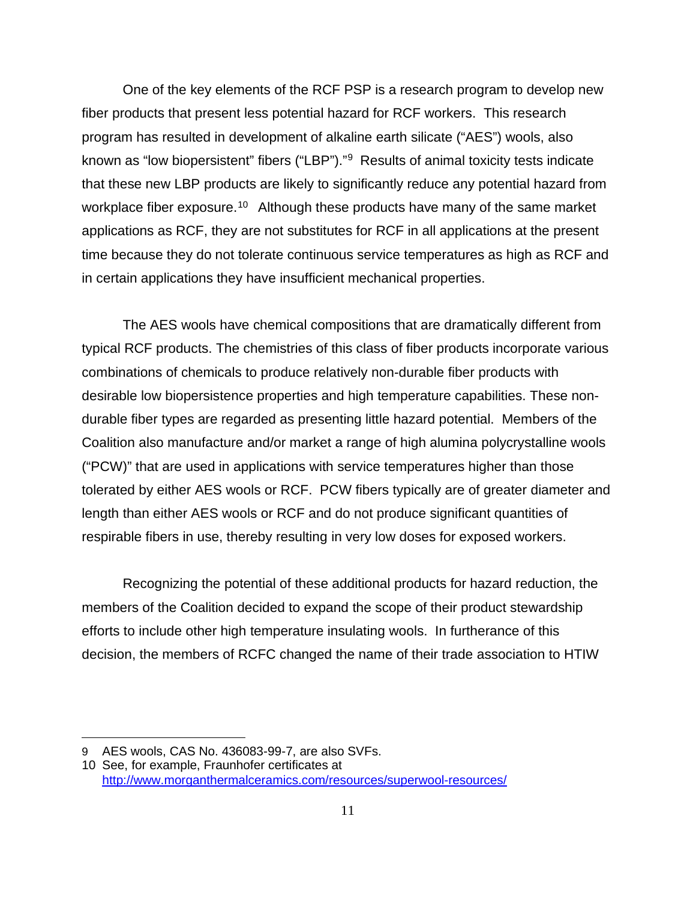One of the key elements of the RCF PSP is a research program to develop new fiber products that present less potential hazard for RCF workers. This research program has resulted in development of alkaline earth silicate ("AES") wools, also known as "low biopersistent" fibers ("LBP")."[9] Results of animal toxicity tests indicate that these new LBP products are likely to significantly reduce any potential hazard from workplace fiber exposure.[10] Although these products have many of the same market applications as RCF, they are not substitutes for RCF in all applications at the present time because they do not tolerate continuous service temperatures as high as RCF and in certain applications they have insufficient mechanical properties.

The AES wools have chemical compositions that are dramatically different from typical RCF products. The chemistries of this class of fiber products incorporate various combinations of chemicals to produce relatively non-durable fiber products with desirable low biopersistence properties and high temperature capabilities. These non-durable fiber types are regarded as presenting little hazard potential. Members of the Coalition also manufacture and/or market a range of high alumina polycrystalline wools ("PCW)" that are used in applications with service temperatures higher than those tolerated by either AES wools or RCF. PCW fibers typically are of greater diameter and length than either AES wools or RCF and do not produce significant quantities of respirable fibers in use, thereby resulting in very low doses for exposed workers.

Recognizing the potential of these additional products for hazard reduction, the members of the Coalition decided to expand the scope of their product stewardship efforts to include other high temperature insulating wools. In furtherance of this decision, the members of RCFC changed the name of their trade association to HTIW

---

9 AES wools, CAS No. 436083-99-7, are also SVFs.

10 See, for example, Fraunhofer certificates at http://www.morganthermalceramics.com/resources/superwool-resources/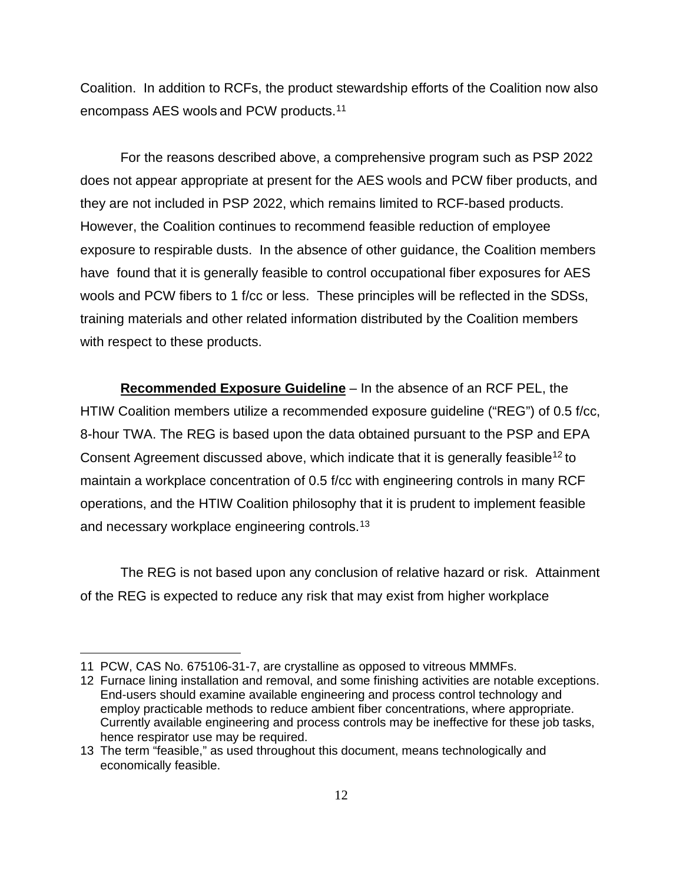Coalition. In addition to RCFs, the product stewardship efforts of the Coalition now also encompass AES wools and PCW products.[11]

For the reasons described above, a comprehensive program such as PSP 2022 does not appear appropriate at present for the AES wools and PCW fiber products, and they are not included in PSP 2022, which remains limited to RCF-based products. However, the Coalition continues to recommend feasible reduction of employee exposure to respirable dusts. In the absence of other guidance, the Coalition members have found that it is generally feasible to control occupational fiber exposures for AES wools and PCW fibers to 1 f/cc or less. These principles will be reflected in the SDSs, training materials and other related information distributed by the Coalition members with respect to these products.

**Recommended Exposure Guideline** – In the absence of an RCF PEL, the HTIW Coalition members utilize a recommended exposure guideline ("REG") of 0.5 f/cc, 8-hour TWA. The REG is based upon the data obtained pursuant to the PSP and EPA Consent Agreement discussed above, which indicate that it is generally feasible[12] to maintain a workplace concentration of 0.5 f/cc with engineering controls in many RCF operations, and the HTIW Coalition philosophy that it is prudent to implement feasible and necessary workplace engineering controls.[13]

The REG is not based upon any conclusion of relative hazard or risk. Attainment of the REG is expected to reduce any risk that may exist from higher workplace

---

11 PCW, CAS No. 675106-31-7, are crystalline as opposed to vitreous MMMFs.

12 Furnace lining installation and removal, and some finishing activities are notable exceptions. End-users should examine available engineering and process control technology and employ practicable methods to reduce ambient fiber concentrations, where appropriate. Currently available engineering and process controls may be ineffective for these job tasks, hence respirator use may be required.

13 The term "feasible," as used throughout this document, means technologically and economically feasible.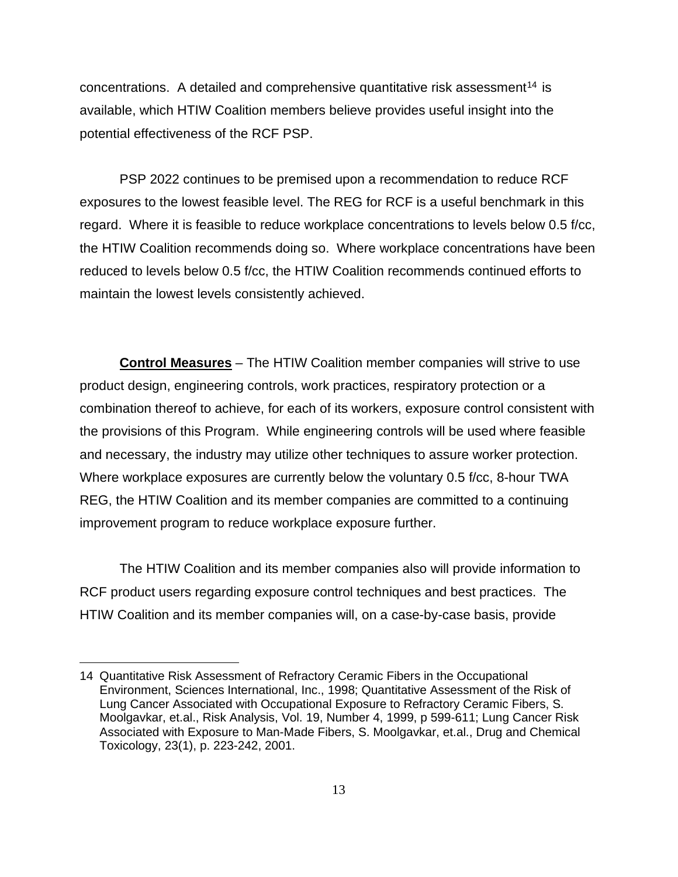concentrations. A detailed and comprehensive quantitative risk assessment[14] is available, which HTIW Coalition members believe provides useful insight into the potential effectiveness of the RCF PSP.

PSP 2022 continues to be premised upon a recommendation to reduce RCF exposures to the lowest feasible level. The REG for RCF is a useful benchmark in this regard. Where it is feasible to reduce workplace concentrations to levels below 0.5 f/cc, the HTIW Coalition recommends doing so. Where workplace concentrations have been reduced to levels below 0.5 f/cc, the HTIW Coalition recommends continued efforts to maintain the lowest levels consistently achieved.

**Control Measures** – The HTIW Coalition member companies will strive to use product design, engineering controls, work practices, respiratory protection or a combination thereof to achieve, for each of its workers, exposure control consistent with the provisions of this Program. While engineering controls will be used where feasible and necessary, the industry may utilize other techniques to assure worker protection. Where workplace exposures are currently below the voluntary 0.5 f/cc, 8-hour TWA REG, the HTIW Coalition and its member companies are committed to a continuing improvement program to reduce workplace exposure further.

The HTIW Coalition and its member companies also will provide information to RCF product users regarding exposure control techniques and best practices. The HTIW Coalition and its member companies will, on a case-by-case basis, provide

---

14 Quantitative Risk Assessment of Refractory Ceramic Fibers in the Occupational Environment, Sciences International, Inc., 1998; Quantitative Assessment of the Risk of Lung Cancer Associated with Occupational Exposure to Refractory Ceramic Fibers, S. Moolgavkar, et.al., Risk Analysis, Vol. 19, Number 4, 1999, p 599-611; Lung Cancer Risk Associated with Exposure to Man-Made Fibers, S. Moolgavkar, et.al., Drug and Chemical Toxicology, 23(1), p. 223-242, 2001.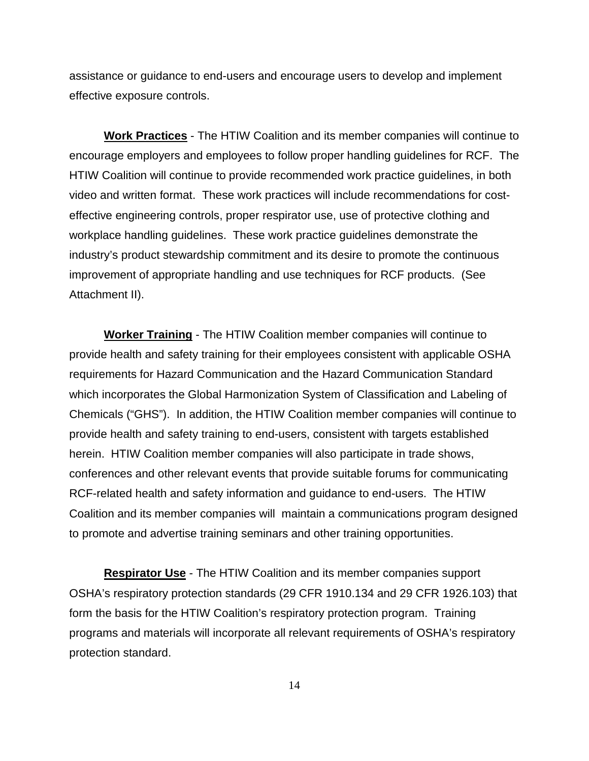assistance or guidance to end-users and encourage users to develop and implement effective exposure controls.

**Work Practices** - The HTIW Coalition and its member companies will continue to encourage employers and employees to follow proper handling guidelines for RCF. The HTIW Coalition will continue to provide recommended work practice guidelines, in both video and written format. These work practices will include recommendations for cost-effective engineering controls, proper respirator use, use of protective clothing and workplace handling guidelines. These work practice guidelines demonstrate the industry's product stewardship commitment and its desire to promote the continuous improvement of appropriate handling and use techniques for RCF products. (See Attachment II).

**Worker Training** - The HTIW Coalition member companies will continue to provide health and safety training for their employees consistent with applicable OSHA requirements for Hazard Communication and the Hazard Communication Standard which incorporates the Global Harmonization System of Classification and Labeling of Chemicals ("GHS"). In addition, the HTIW Coalition member companies will continue to provide health and safety training to end-users, consistent with targets established herein. HTIW Coalition member companies will also participate in trade shows, conferences and other relevant events that provide suitable forums for communicating RCF-related health and safety information and guidance to end-users. The HTIW Coalition and its member companies will maintain a communications program designed to promote and advertise training seminars and other training opportunities.

**Respirator Use** - The HTIW Coalition and its member companies support OSHA's respiratory protection standards (29 CFR 1910.134 and 29 CFR 1926.103) that form the basis for the HTIW Coalition's respiratory protection program. Training programs and materials will incorporate all relevant requirements of OSHA's respiratory protection standard.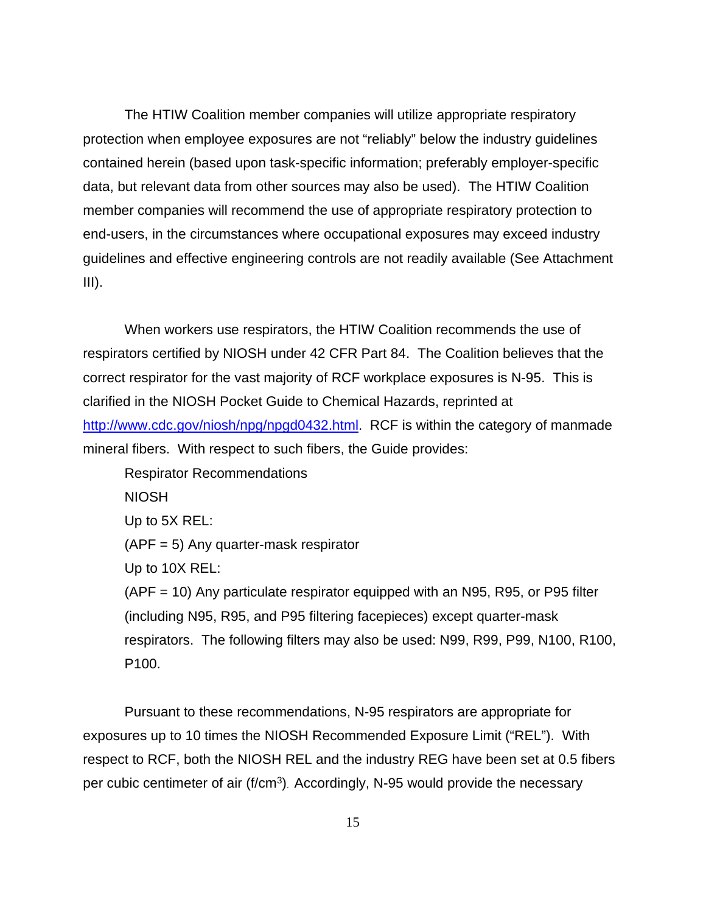The HTIW Coalition member companies will utilize appropriate respiratory protection when employee exposures are not "reliably" below the industry guidelines contained herein (based upon task-specific information; preferably employer-specific data, but relevant data from other sources may also be used). The HTIW Coalition member companies will recommend the use of appropriate respiratory protection to end-users, in the circumstances where occupational exposures may exceed industry guidelines and effective engineering controls are not readily available (See Attachment III).

When workers use respirators, the HTIW Coalition recommends the use of respirators certified by NIOSH under 42 CFR Part 84. The Coalition believes that the correct respirator for the vast majority of RCF workplace exposures is N-95. This is clarified in the NIOSH Pocket Guide to Chemical Hazards, reprinted at [http://www.cdc.gov/niosh/npg/npgd0432.html](http://www.cdc.gov/niosh/npg/npgd0432.html). RCF is within the category of manmade mineral fibers. With respect to such fibers, the Guide provides:

> Respirator Recommendations
>
> NIOSH
>
> Up to 5X REL:
>
> (APF = 5) Any quarter-mask respirator
>
> Up to 10X REL:
>
> (APF = 10) Any particulate respirator equipped with an N95, R95, or P95 filter (including N95, R95, and P95 filtering facepieces) except quarter-mask respirators. The following filters may also be used: N99, R99, P99, N100, R100, P100.

Pursuant to these recommendations, N-95 respirators are appropriate for exposures up to 10 times the NIOSH Recommended Exposure Limit ("REL"). With respect to RCF, both the NIOSH REL and the industry REG have been set at 0.5 fibers per cubic centimeter of air (f/cm$^3$). Accordingly, N-95 would provide the necessary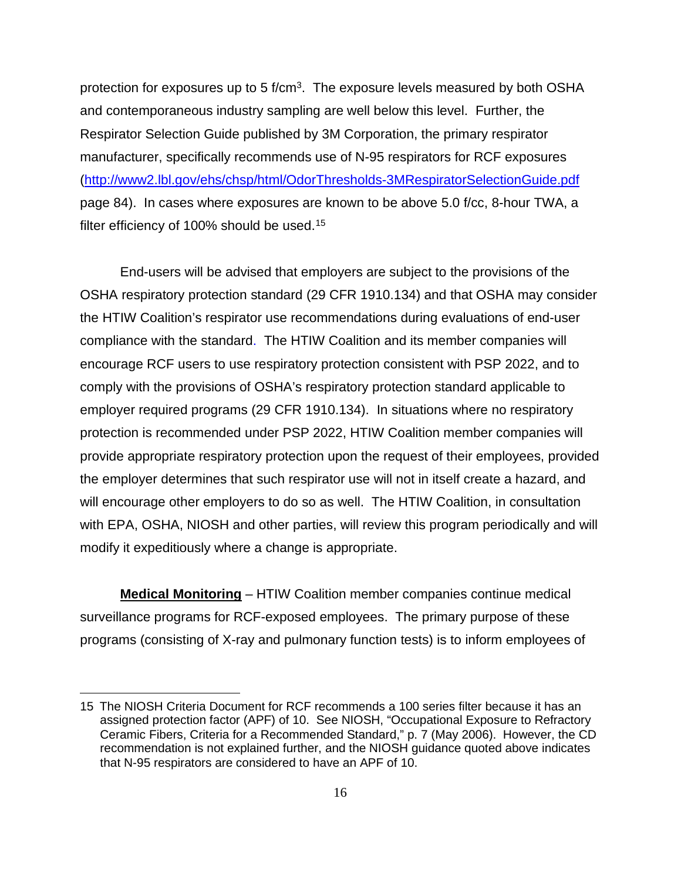protection for exposures up to 5 f/cm$^3$. The exposure levels measured by both OSHA and contemporaneous industry sampling are well below this level. Further, the Respirator Selection Guide published by 3M Corporation, the primary respirator manufacturer, specifically recommends use of N-95 respirators for RCF exposures (http://www2.lbl.gov/ehs/chsp/html/OdorThresholds-3MRespiratorSelectionGuide.pdf page 84). In cases where exposures are known to be above 5.0 f/cc, 8-hour TWA, a filter efficiency of 100% should be used.[15]

End-users will be advised that employers are subject to the provisions of the OSHA respiratory protection standard (29 CFR 1910.134) and that OSHA may consider the HTIW Coalition's respirator use recommendations during evaluations of end-user compliance with the standard. The HTIW Coalition and its member companies will encourage RCF users to use respiratory protection consistent with PSP 2022, and to comply with the provisions of OSHA's respiratory protection standard applicable to employer required programs (29 CFR 1910.134). In situations where no respiratory protection is recommended under PSP 2022, HTIW Coalition member companies will provide appropriate respiratory protection upon the request of their employees, provided the employer determines that such respirator use will not in itself create a hazard, and will encourage other employers to do so as well. The HTIW Coalition, in consultation with EPA, OSHA, NIOSH and other parties, will review this program periodically and will modify it expeditiously where a change is appropriate.

**Medical Monitoring** – HTIW Coalition member companies continue medical surveillance programs for RCF-exposed employees. The primary purpose of these programs (consisting of X-ray and pulmonary function tests) is to inform employees of

---

15 The NIOSH Criteria Document for RCF recommends a 100 series filter because it has an assigned protection factor (APF) of 10. See NIOSH, "Occupational Exposure to Refractory Ceramic Fibers, Criteria for a Recommended Standard," p. 7 (May 2006). However, the CD recommendation is not explained further, and the NIOSH guidance quoted above indicates that N-95 respirators are considered to have an APF of 10.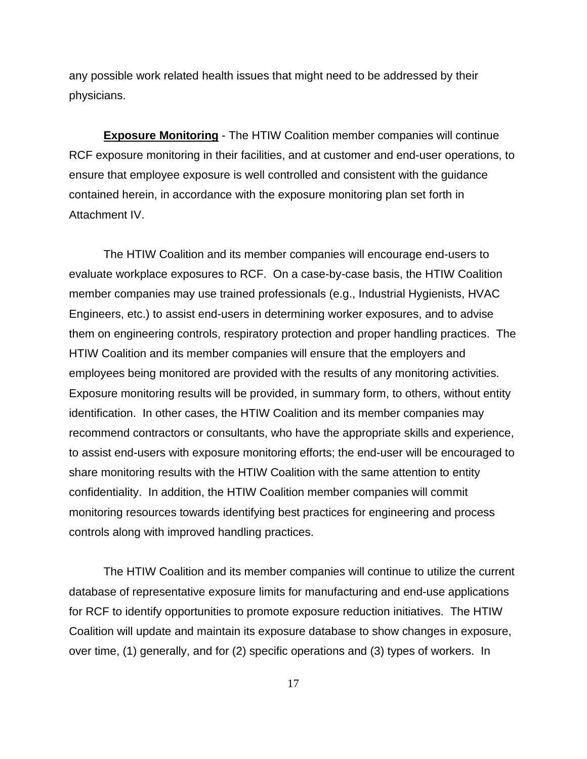any possible work related health issues that might need to be addressed by their physicians.

**Exposure Monitoring** - The HTIW Coalition member companies will continue RCF exposure monitoring in their facilities, and at customer and end-user operations, to ensure that employee exposure is well controlled and consistent with the guidance contained herein, in accordance with the exposure monitoring plan set forth in Attachment IV.

The HTIW Coalition and its member companies will encourage end-users to evaluate workplace exposures to RCF. On a case-by-case basis, the HTIW Coalition member companies may use trained professionals (e.g., Industrial Hygienists, HVAC Engineers, etc.) to assist end-users in determining worker exposures, and to advise them on engineering controls, respiratory protection and proper handling practices. The HTIW Coalition and its member companies will ensure that the employers and employees being monitored are provided with the results of any monitoring activities. Exposure monitoring results will be provided, in summary form, to others, without entity identification. In other cases, the HTIW Coalition and its member companies may recommend contractors or consultants, who have the appropriate skills and experience, to assist end-users with exposure monitoring efforts; the end-user will be encouraged to share monitoring results with the HTIW Coalition with the same attention to entity confidentiality. In addition, the HTIW Coalition member companies will commit monitoring resources towards identifying best practices for engineering and process controls along with improved handling practices.

The HTIW Coalition and its member companies will continue to utilize the current database of representative exposure limits for manufacturing and end-use applications for RCF to identify opportunities to promote exposure reduction initiatives. The HTIW Coalition will update and maintain its exposure database to show changes in exposure, over time, (1) generally, and for (2) specific operations and (3) types of workers. In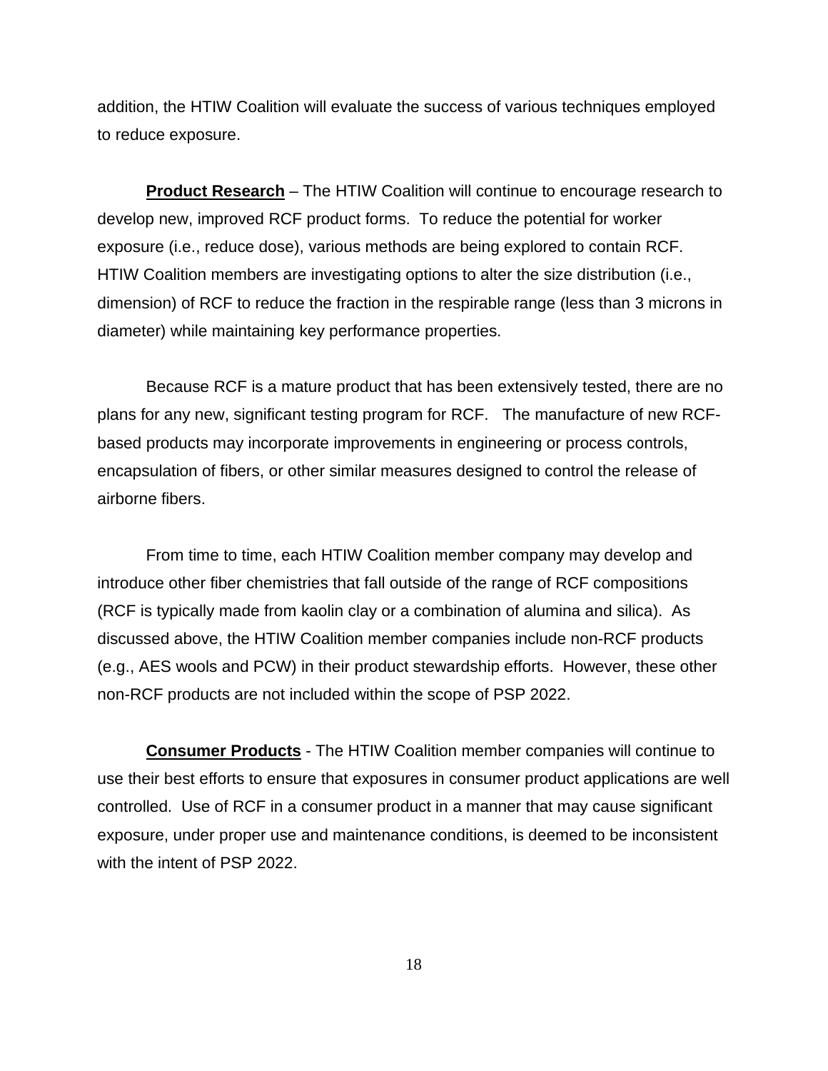addition, the HTIW Coalition will evaluate the success of various techniques employed to reduce exposure.

**Product Research** – The HTIW Coalition will continue to encourage research to develop new, improved RCF product forms. To reduce the potential for worker exposure (i.e., reduce dose), various methods are being explored to contain RCF. HTIW Coalition members are investigating options to alter the size distribution (i.e., dimension) of RCF to reduce the fraction in the respirable range (less than 3 microns in diameter) while maintaining key performance properties.

Because RCF is a mature product that has been extensively tested, there are no plans for any new, significant testing program for RCF. The manufacture of new RCF-based products may incorporate improvements in engineering or process controls, encapsulation of fibers, or other similar measures designed to control the release of airborne fibers.

From time to time, each HTIW Coalition member company may develop and introduce other fiber chemistries that fall outside of the range of RCF compositions (RCF is typically made from kaolin clay or a combination of alumina and silica). As discussed above, the HTIW Coalition member companies include non-RCF products (e.g., AES wools and PCW) in their product stewardship efforts. However, these other non-RCF products are not included within the scope of PSP 2022.

**Consumer Products** - The HTIW Coalition member companies will continue to use their best efforts to ensure that exposures in consumer product applications are well controlled. Use of RCF in a consumer product in a manner that may cause significant exposure, under proper use and maintenance conditions, is deemed to be inconsistent with the intent of PSP 2022.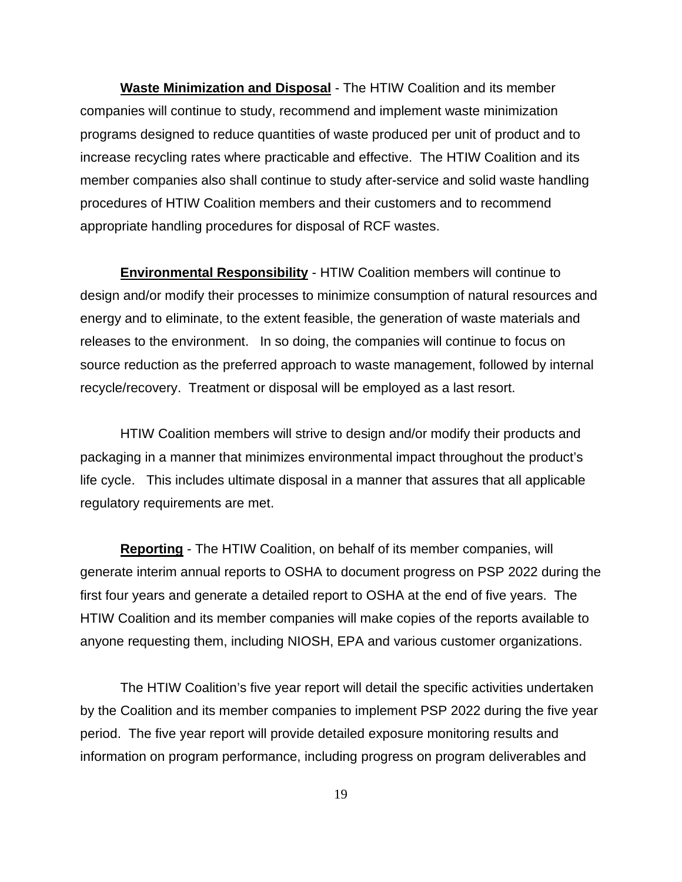**<u>Waste Minimization and Disposal</u>** - The HTIW Coalition and its member companies will continue to study, recommend and implement waste minimization programs designed to reduce quantities of waste produced per unit of product and to increase recycling rates where practicable and effective. The HTIW Coalition and its member companies also shall continue to study after-service and solid waste handling procedures of HTIW Coalition members and their customers and to recommend appropriate handling procedures for disposal of RCF wastes.

**<u>Environmental Responsibility</u>** - HTIW Coalition members will continue to design and/or modify their processes to minimize consumption of natural resources and energy and to eliminate, to the extent feasible, the generation of waste materials and releases to the environment. In so doing, the companies will continue to focus on source reduction as the preferred approach to waste management, followed by internal recycle/recovery. Treatment or disposal will be employed as a last resort.

HTIW Coalition members will strive to design and/or modify their products and packaging in a manner that minimizes environmental impact throughout the product's life cycle. This includes ultimate disposal in a manner that assures that all applicable regulatory requirements are met.

**<u>Reporting</u>** - The HTIW Coalition, on behalf of its member companies, will generate interim annual reports to OSHA to document progress on PSP 2022 during the first four years and generate a detailed report to OSHA at the end of five years. The HTIW Coalition and its member companies will make copies of the reports available to anyone requesting them, including NIOSH, EPA and various customer organizations.

The HTIW Coalition's five year report will detail the specific activities undertaken by the Coalition and its member companies to implement PSP 2022 during the five year period. The five year report will provide detailed exposure monitoring results and information on program performance, including progress on program deliverables and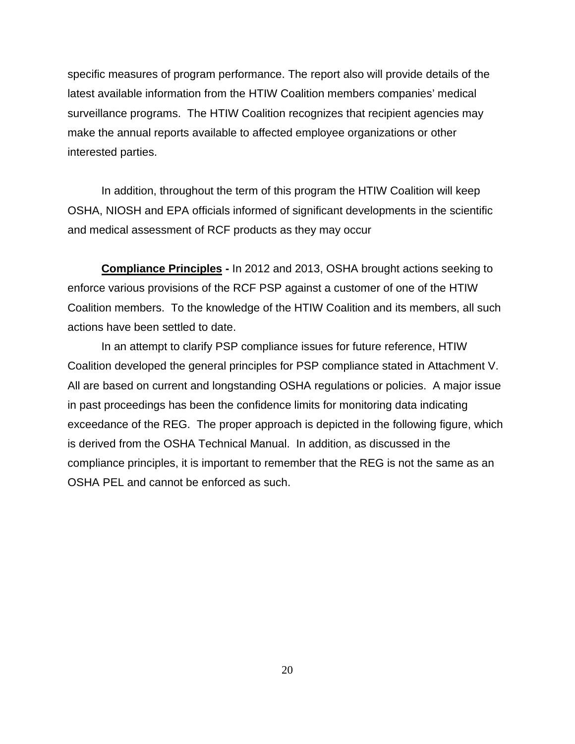specific measures of program performance. The report also will provide details of the latest available information from the HTIW Coalition members companies' medical surveillance programs. The HTIW Coalition recognizes that recipient agencies may make the annual reports available to affected employee organizations or other interested parties.

In addition, throughout the term of this program the HTIW Coalition will keep OSHA, NIOSH and EPA officials informed of significant developments in the scientific and medical assessment of RCF products as they may occur

**Compliance Principles -** In 2012 and 2013, OSHA brought actions seeking to enforce various provisions of the RCF PSP against a customer of one of the HTIW Coalition members. To the knowledge of the HTIW Coalition and its members, all such actions have been settled to date.

In an attempt to clarify PSP compliance issues for future reference, HTIW Coalition developed the general principles for PSP compliance stated in Attachment V. All are based on current and longstanding OSHA regulations or policies. A major issue in past proceedings has been the confidence limits for monitoring data indicating exceedance of the REG. The proper approach is depicted in the following figure, which is derived from the OSHA Technical Manual. In addition, as discussed in the compliance principles, it is important to remember that the REG is not the same as an OSHA PEL and cannot be enforced as such.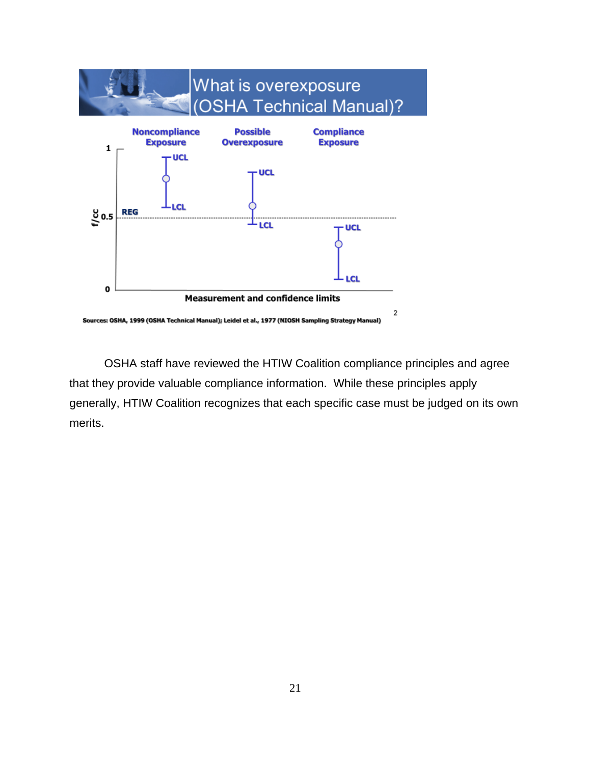## What is overexposure (OSHA Technical Manual)?

Noncompliance Exposure | Possible Overexposure | Compliance Exposure

f/cc: 1, 0.5 (REG), 0

UCL / LCL

Measurement and confidence limits

Sources: OSHA, 1999 (OSHA Technical Manual); Leidel et al., 1977 (NIOSH Sampling Strategy Manual)

OSHA staff have reviewed the HTIW Coalition compliance principles and agree that they provide valuable compliance information. While these principles apply generally, HTIW Coalition recognizes that each specific case must be judged on its own merits.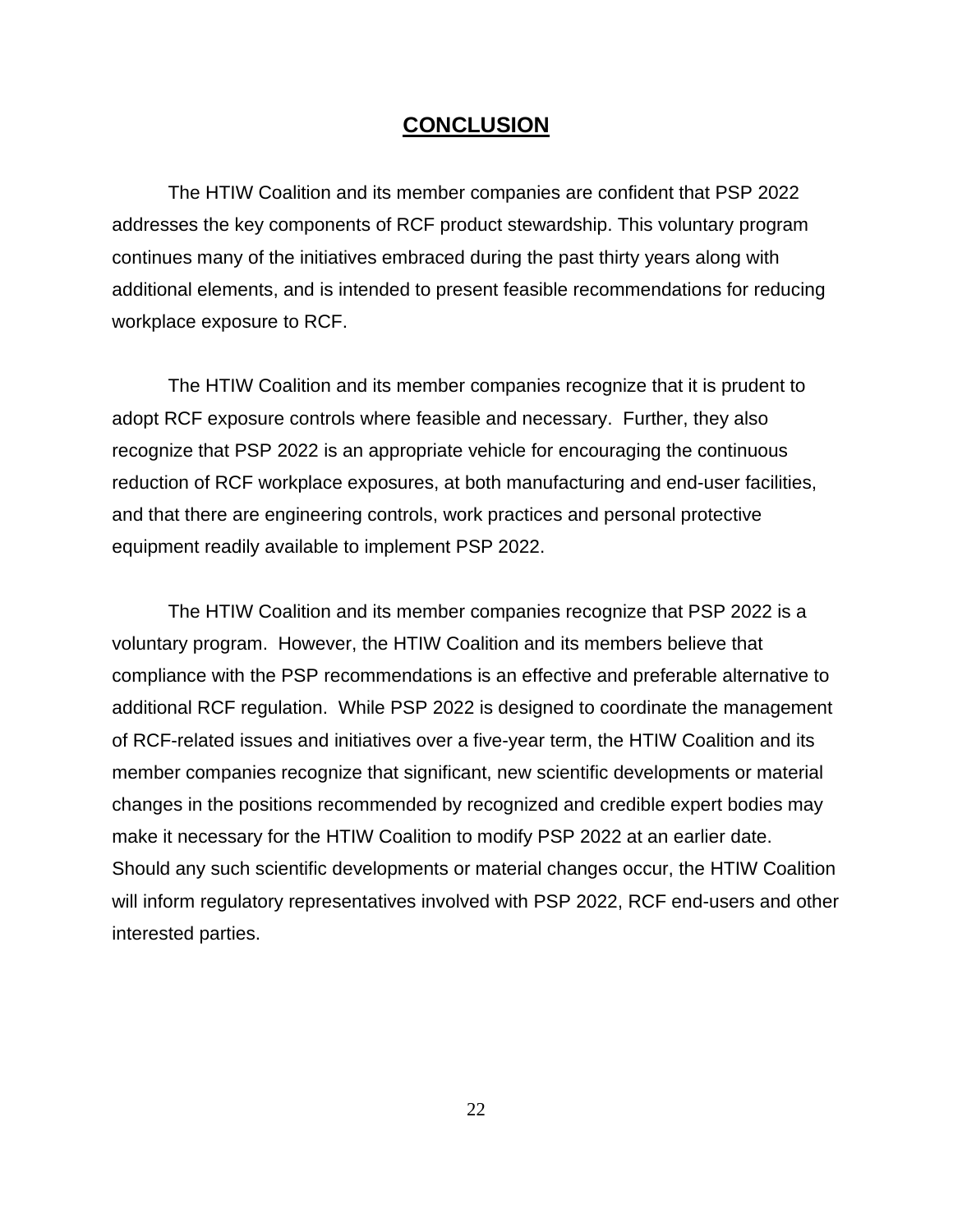# CONCLUSION

The HTIW Coalition and its member companies are confident that PSP 2022 addresses the key components of RCF product stewardship. This voluntary program continues many of the initiatives embraced during the past thirty years along with additional elements, and is intended to present feasible recommendations for reducing workplace exposure to RCF.

The HTIW Coalition and its member companies recognize that it is prudent to adopt RCF exposure controls where feasible and necessary. Further, they also recognize that PSP 2022 is an appropriate vehicle for encouraging the continuous reduction of RCF workplace exposures, at both manufacturing and end-user facilities, and that there are engineering controls, work practices and personal protective equipment readily available to implement PSP 2022.

The HTIW Coalition and its member companies recognize that PSP 2022 is a voluntary program. However, the HTIW Coalition and its members believe that compliance with the PSP recommendations is an effective and preferable alternative to additional RCF regulation. While PSP 2022 is designed to coordinate the management of RCF-related issues and initiatives over a five-year term, the HTIW Coalition and its member companies recognize that significant, new scientific developments or material changes in the positions recommended by recognized and credible expert bodies may make it necessary for the HTIW Coalition to modify PSP 2022 at an earlier date. Should any such scientific developments or material changes occur, the HTIW Coalition will inform regulatory representatives involved with PSP 2022, RCF end-users and other interested parties.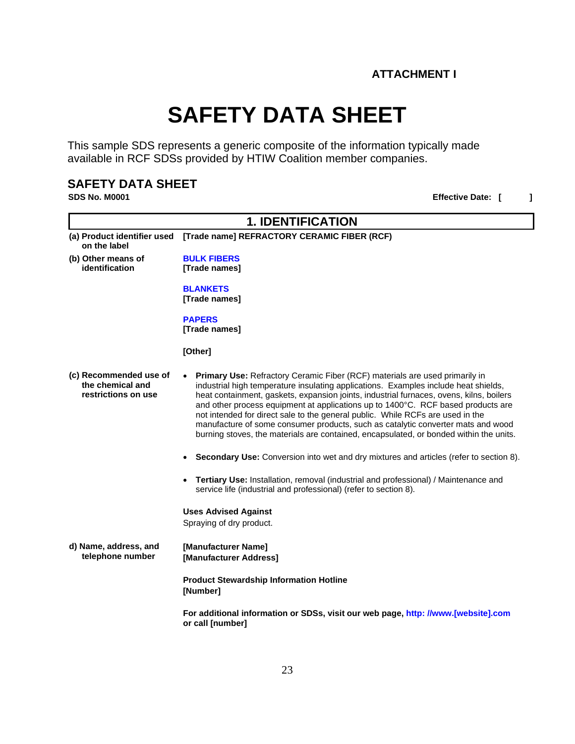**ATTACHMENT I**

# SAFETY DATA SHEET

This sample SDS represents a generic composite of the information typically made available in RCF SDSs provided by HTIW Coalition member companies.

## SAFETY DATA SHEET

**SDS No. M0001** **Effective Date: [ ]**

## 1. IDENTIFICATION

**(a) Product identifier used on the label**

**[Trade name] REFRACTORY CERAMIC FIBER (RCF)**

**(b) Other means of identification**

**BULK FIBERS**
**[Trade names]**

**BLANKETS**
**[Trade names]**

**PAPERS**
**[Trade names]**

**[Other]**

**(c) Recommended use of the chemical and restrictions on use**

- **Primary Use:** Refractory Ceramic Fiber (RCF) materials are used primarily in industrial high temperature insulating applications. Examples include heat shields, heat containment, gaskets, expansion joints, industrial furnaces, ovens, kilns, boilers and other process equipment at applications up to 1400°C. RCF based products are not intended for direct sale to the general public. While RCFs are used in the manufacture of some consumer products, such as catalytic converter mats and wood burning stoves, the materials are contained, encapsulated, or bonded within the units.
- **Secondary Use:** Conversion into wet and dry mixtures and articles (refer to section 8).
- **Tertiary Use:** Installation, removal (industrial and professional) / Maintenance and service life (industrial and professional) (refer to section 8).

**Uses Advised Against**
Spraying of dry product.

**d) Name, address, and telephone number**

**[Manufacturer Name]**
**[Manufacturer Address]**

**Product Stewardship Information Hotline**
**[Number]**

**For additional information or SDSs, visit our web page, http: //www.[website].com or call [number]**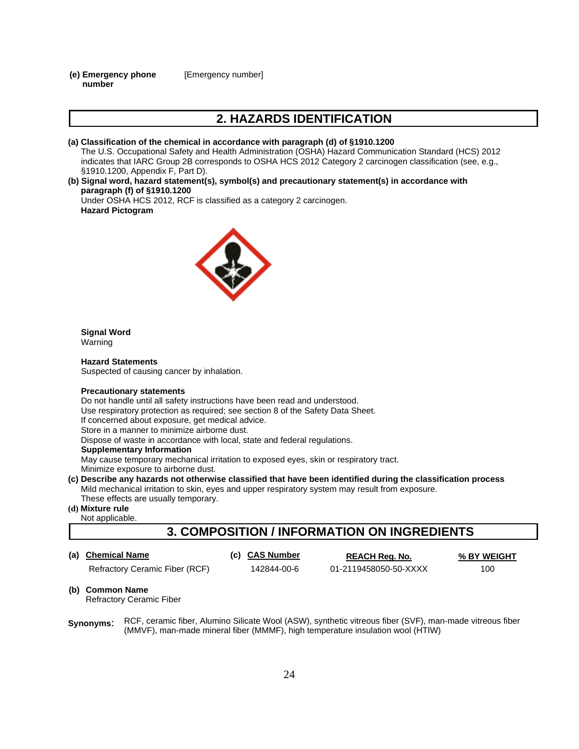**(e) Emergency phone number** [Emergency number]

## 2. HAZARDS IDENTIFICATION

**(a) Classification of the chemical in accordance with paragraph (d) of §1910.1200**

The U.S. Occupational Safety and Health Administration (OSHA) Hazard Communication Standard (HCS) 2012 indicates that IARC Group 2B corresponds to OSHA HCS 2012 Category 2 carcinogen classification (see, e.g., §1910.1200, Appendix F, Part D).

**(b) Signal word, hazard statement(s), symbol(s) and precautionary statement(s) in accordance with paragraph (f) of §1910.1200**

Under OSHA HCS 2012, RCF is classified as a category 2 carcinogen.

**Hazard Pictogram**

**Signal Word**

Warning

**Hazard Statements**

Suspected of causing cancer by inhalation.

**Precautionary statements**

Do not handle until all safety instructions have been read and understood.
Use respiratory protection as required; see section 8 of the Safety Data Sheet.
If concerned about exposure, get medical advice.
Store in a manner to minimize airborne dust.
Dispose of waste in accordance with local, state and federal regulations.

**Supplementary Information**

May cause temporary mechanical irritation to exposed eyes, skin or respiratory tract.
Minimize exposure to airborne dust.

**(c) Describe any hazards not otherwise classified that have been identified during the classification process**

Mild mechanical irritation to skin, eyes and upper respiratory system may result from exposure.
These effects are usually temporary.

**(d) Mixture rule**

Not applicable.

## 3. COMPOSITION / INFORMATION ON INGREDIENTS

| (a) Chemical Name | (c) CAS Number | REACH Reg. No. | % BY WEIGHT |
|---|---|---|---|
| Refractory Ceramic Fiber (RCF) | 142844-00-6 | 01-2119458050-50-XXXX | 100 |

**(b) Common Name**

Refractory Ceramic Fiber

**Synonyms:** RCF, ceramic fiber, Alumino Silicate Wool (ASW), synthetic vitreous fiber (SVF), man-made vitreous fiber (MMVF), man-made mineral fiber (MMMF), high temperature insulation wool (HTIW)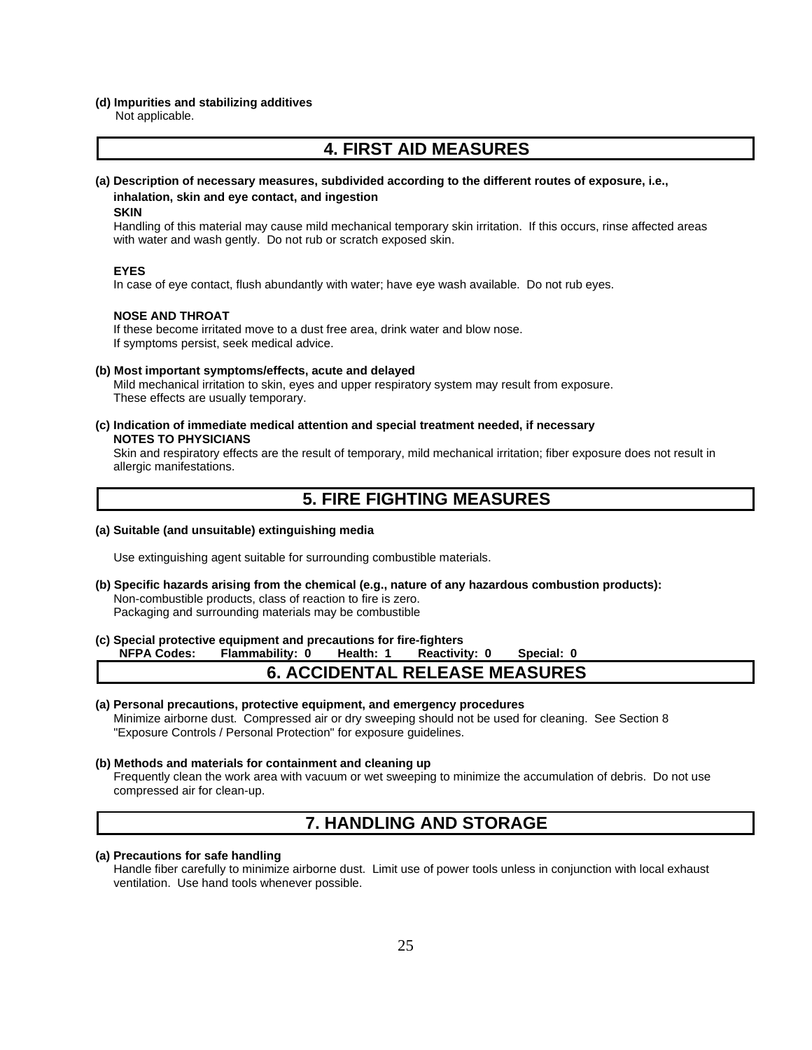**(d) Impurities and stabilizing additives**

Not applicable.

## 4. FIRST AID MEASURES

**(a) Description of necessary measures, subdivided according to the different routes of exposure, i.e., inhalation, skin and eye contact, and ingestion**

**SKIN**

Handling of this material may cause mild mechanical temporary skin irritation. If this occurs, rinse affected areas with water and wash gently. Do not rub or scratch exposed skin.

**EYES**

In case of eye contact, flush abundantly with water; have eye wash available. Do not rub eyes.

**NOSE AND THROAT**

If these become irritated move to a dust free area, drink water and blow nose.
If symptoms persist, seek medical advice.

**(b) Most important symptoms/effects, acute and delayed**

Mild mechanical irritation to skin, eyes and upper respiratory system may result from exposure.
These effects are usually temporary.

**(c) Indication of immediate medical attention and special treatment needed, if necessary**

**NOTES TO PHYSICIANS**

Skin and respiratory effects are the result of temporary, mild mechanical irritation; fiber exposure does not result in allergic manifestations.

## 5. FIRE FIGHTING MEASURES

**(a) Suitable (and unsuitable) extinguishing media**

Use extinguishing agent suitable for surrounding combustible materials.

**(b) Specific hazards arising from the chemical (e.g., nature of any hazardous combustion products):**

Non-combustible products, class of reaction to fire is zero.
Packaging and surrounding materials may be combustible

**(c) Special protective equipment and precautions for fire-fighters**

**NFPA Codes: Flammability: 0 Health: 1 Reactivity: 0 Special: 0**

## 6. ACCIDENTAL RELEASE MEASURES

**(a) Personal precautions, protective equipment, and emergency procedures**

Minimize airborne dust. Compressed air or dry sweeping should not be used for cleaning. See Section 8 "Exposure Controls / Personal Protection" for exposure guidelines.

**(b) Methods and materials for containment and cleaning up**

Frequently clean the work area with vacuum or wet sweeping to minimize the accumulation of debris. Do not use compressed air for clean-up.

## 7. HANDLING AND STORAGE

**(a) Precautions for safe handling**

Handle fiber carefully to minimize airborne dust. Limit use of power tools unless in conjunction with local exhaust ventilation. Use hand tools whenever possible.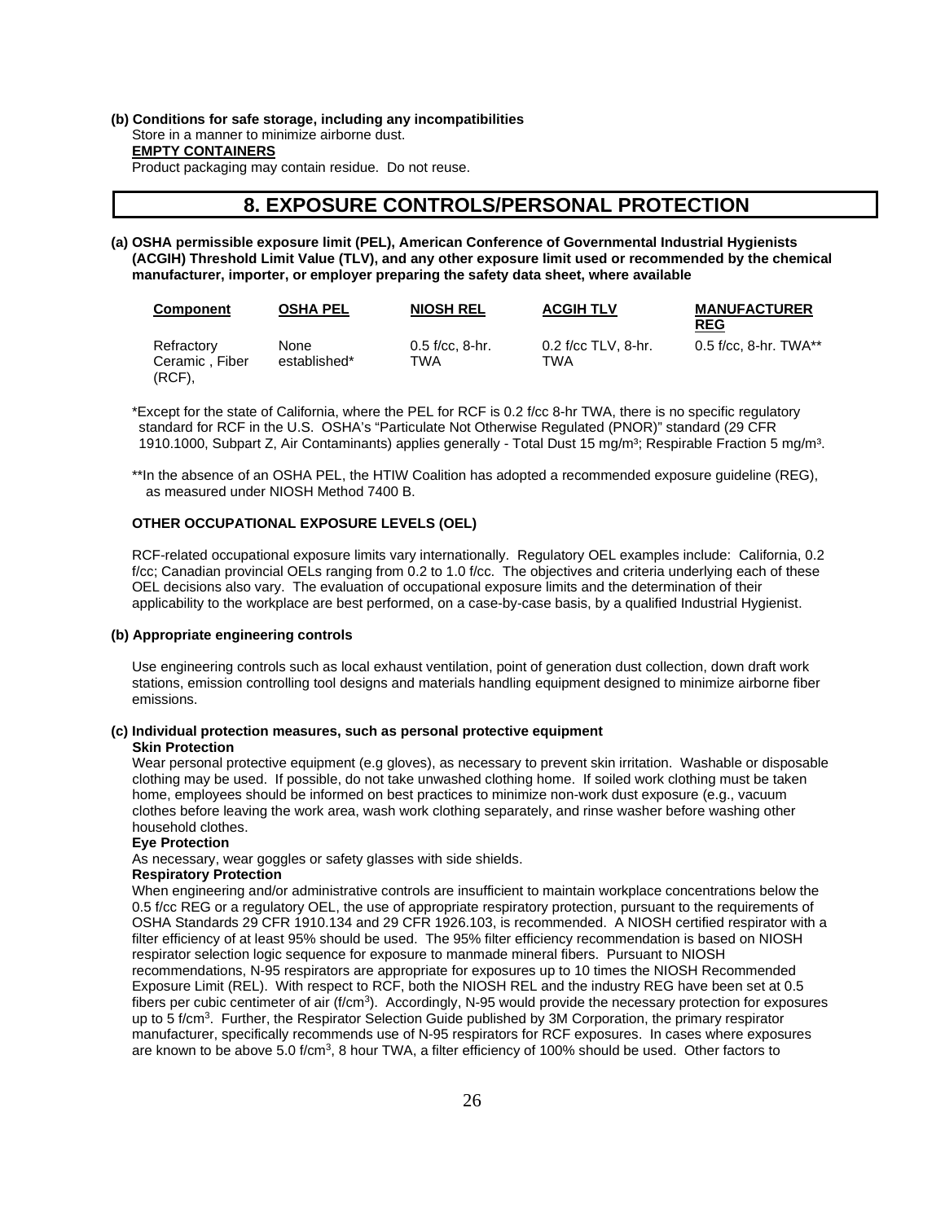**(b) Conditions for safe storage, including any incompatibilities**

Store in a manner to minimize airborne dust.

**EMPTY CONTAINERS**

Product packaging may contain residue. Do not reuse.

# 8. EXPOSURE CONTROLS/PERSONAL PROTECTION

**(a) OSHA permissible exposure limit (PEL), American Conference of Governmental Industrial Hygienists (ACGIH) Threshold Limit Value (TLV), and any other exposure limit used or recommended by the chemical manufacturer, importer, or employer preparing the safety data sheet, where available**

| Component | OSHA PEL | NIOSH REL | ACGIH TLV | MANUFACTURER REG |
|---|---|---|---|---|
| Refractory Ceramic , Fiber (RCF), | None established* | 0.5 f/cc, 8-hr. TWA | 0.2 f/cc TLV, 8-hr. TWA | 0.5 f/cc, 8-hr. TWA** |

*Except for the state of California, where the PEL for RCF is 0.2 f/cc 8-hr TWA, there is no specific regulatory standard for RCF in the U.S. OSHA's "Particulate Not Otherwise Regulated (PNOR)" standard (29 CFR 1910.1000, Subpart Z, Air Contaminants) applies generally - Total Dust 15 mg/m³; Respirable Fraction 5 mg/m³.

**In the absence of an OSHA PEL, the HTIW Coalition has adopted a recommended exposure guideline (REG), as measured under NIOSH Method 7400 B.

**OTHER OCCUPATIONAL EXPOSURE LEVELS (OEL)**

RCF-related occupational exposure limits vary internationally. Regulatory OEL examples include: California, 0.2 f/cc; Canadian provincial OELs ranging from 0.2 to 1.0 f/cc. The objectives and criteria underlying each of these OEL decisions also vary. The evaluation of occupational exposure limits and the determination of their applicability to the workplace are best performed, on a case-by-case basis, by a qualified Industrial Hygienist.

**(b) Appropriate engineering controls**

Use engineering controls such as local exhaust ventilation, point of generation dust collection, down draft work stations, emission controlling tool designs and materials handling equipment designed to minimize airborne fiber emissions.

**(c) Individual protection measures, such as personal protective equipment**

**Skin Protection**

Wear personal protective equipment (e.g gloves), as necessary to prevent skin irritation. Washable or disposable clothing may be used. If possible, do not take unwashed clothing home. If soiled work clothing must be taken home, employees should be informed on best practices to minimize non-work dust exposure (e.g., vacuum clothes before leaving the work area, wash work clothing separately, and rinse washer before washing other household clothes.

**Eye Protection**

As necessary, wear goggles or safety glasses with side shields.

**Respiratory Protection**

When engineering and/or administrative controls are insufficient to maintain workplace concentrations below the 0.5 f/cc REG or a regulatory OEL, the use of appropriate respiratory protection, pursuant to the requirements of OSHA Standards 29 CFR 1910.134 and 29 CFR 1926.103, is recommended. A NIOSH certified respirator with a filter efficiency of at least 95% should be used. The 95% filter efficiency recommendation is based on NIOSH respirator selection logic sequence for exposure to manmade mineral fibers. Pursuant to NIOSH recommendations, N-95 respirators are appropriate for exposures up to 10 times the NIOSH Recommended Exposure Limit (REL). With respect to RCF, both the NIOSH REL and the industry REG have been set at 0.5 fibers per cubic centimeter of air (f/cm$^3$). Accordingly, N-95 would provide the necessary protection for exposures up to 5 f/cm$^3$. Further, the Respirator Selection Guide published by 3M Corporation, the primary respirator manufacturer, specifically recommends use of N-95 respirators for RCF exposures. In cases where exposures are known to be above 5.0 f/cm$^3$, 8 hour TWA, a filter efficiency of 100% should be used. Other factors to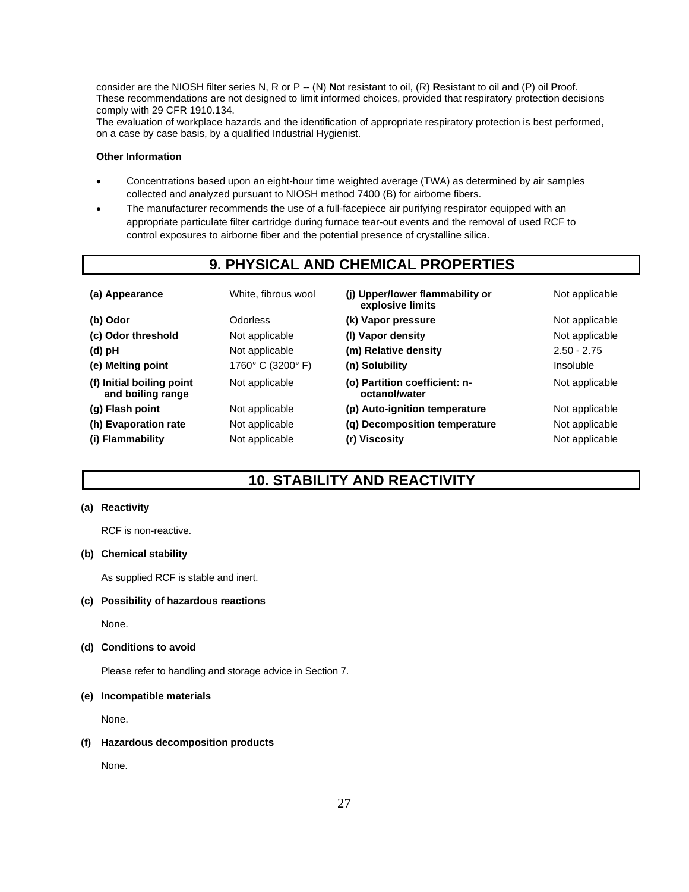consider are the NIOSH filter series N, R or P -- (N) **N**ot resistant to oil, (R) **R**esistant to oil and (P) oil **P**roof. These recommendations are not designed to limit informed choices, provided that respiratory protection decisions comply with 29 CFR 1910.134.
The evaluation of workplace hazards and the identification of appropriate respiratory protection is best performed, on a case by case basis, by a qualified Industrial Hygienist.

**Other Information**

- Concentrations based upon an eight-hour time weighted average (TWA) as determined by air samples collected and analyzed pursuant to NIOSH method 7400 (B) for airborne fibers.
- The manufacturer recommends the use of a full-facepiece air purifying respirator equipped with an appropriate particulate filter cartridge during furnace tear-out events and the removal of used RCF to control exposures to airborne fiber and the potential presence of crystalline silica.

## 9. PHYSICAL AND CHEMICAL PROPERTIES

| | | | |
|---|---|---|---|
| **(a) Appearance** | White, fibrous wool | **(j) Upper/lower flammability or explosive limits** | Not applicable |
| **(b) Odor** | Odorless | **(k) Vapor pressure** | Not applicable |
| **(c) Odor threshold** | Not applicable | **(l) Vapor density** | Not applicable |
| **(d) pH** | Not applicable | **(m) Relative density** | 2.50 - 2.75 |
| **(e) Melting point** | 1760° C (3200° F) | **(n) Solubility** | Insoluble |
| **(f) Initial boiling point and boiling range** | Not applicable | **(o) Partition coefficient: n-octanol/water** | Not applicable |
| **(g) Flash point** | Not applicable | **(p) Auto-ignition temperature** | Not applicable |
| **(h) Evaporation rate** | Not applicable | **(q) Decomposition temperature** | Not applicable |
| **(i) Flammability** | Not applicable | **(r) Viscosity** | Not applicable |

## 10. STABILITY AND REACTIVITY

**(a) Reactivity**

RCF is non-reactive.

**(b) Chemical stability**

As supplied RCF is stable and inert.

**(c) Possibility of hazardous reactions**

None.

**(d) Conditions to avoid**

Please refer to handling and storage advice in Section 7.

**(e) Incompatible materials**

None.

**(f) Hazardous decomposition products**

None.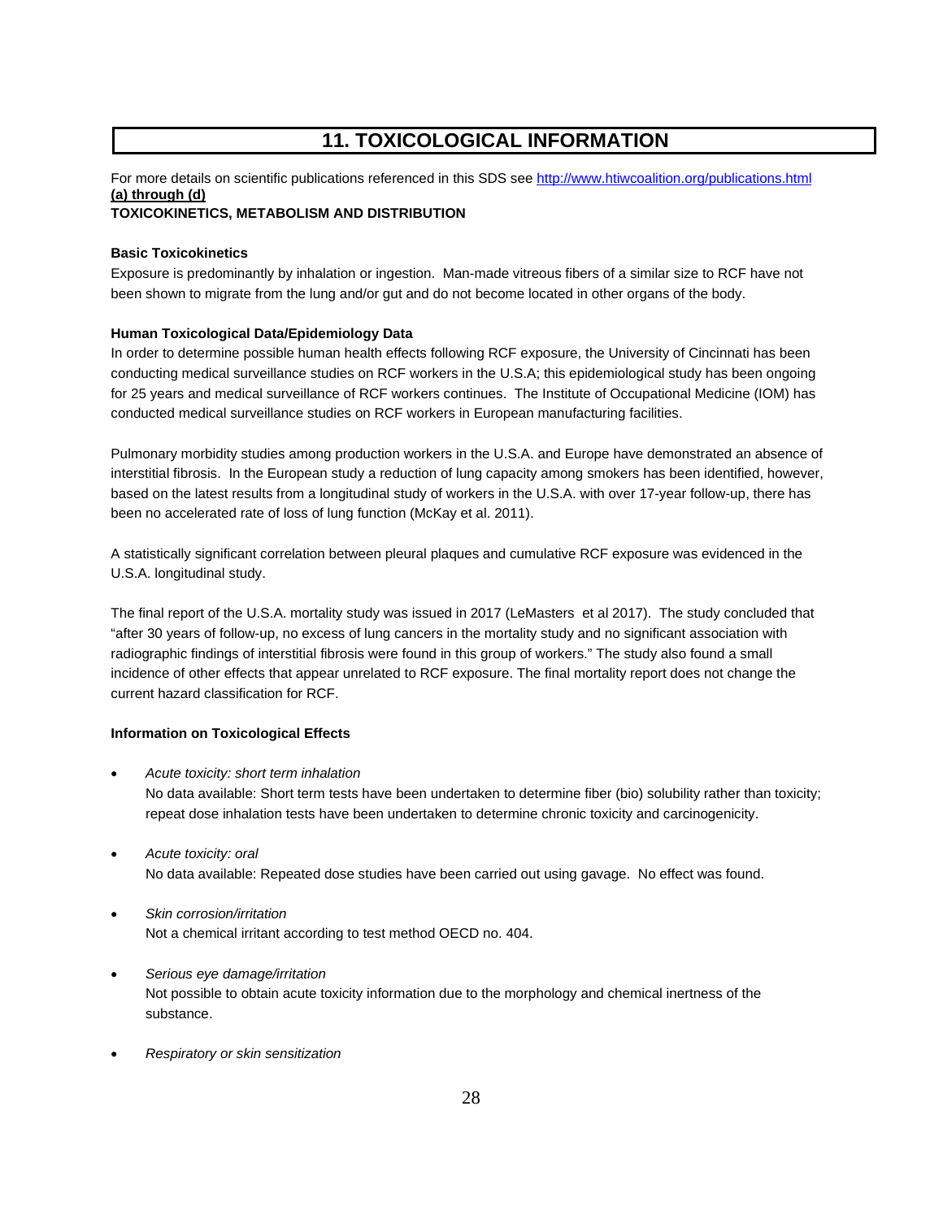# 11. TOXICOLOGICAL INFORMATION

For more details on scientific publications referenced in this SDS see [http://www.htiwcoalition.org/publications.html](http://www.htiwcoalition.org/publications.html)

**(a) through (d)**

**TOXICOKINETICS, METABOLISM AND DISTRIBUTION**

**Basic Toxicokinetics**

Exposure is predominantly by inhalation or ingestion. Man-made vitreous fibers of a similar size to RCF have not been shown to migrate from the lung and/or gut and do not become located in other organs of the body.

**Human Toxicological Data/Epidemiology Data**

In order to determine possible human health effects following RCF exposure, the University of Cincinnati has been conducting medical surveillance studies on RCF workers in the U.S.A; this epidemiological study has been ongoing for 25 years and medical surveillance of RCF workers continues. The Institute of Occupational Medicine (IOM) has conducted medical surveillance studies on RCF workers in European manufacturing facilities.

Pulmonary morbidity studies among production workers in the U.S.A. and Europe have demonstrated an absence of interstitial fibrosis. In the European study a reduction of lung capacity among smokers has been identified, however, based on the latest results from a longitudinal study of workers in the U.S.A. with over 17-year follow-up, there has been no accelerated rate of loss of lung function (McKay et al. 2011).

A statistically significant correlation between pleural plaques and cumulative RCF exposure was evidenced in the U.S.A. longitudinal study.

The final report of the U.S.A. mortality study was issued in 2017 (LeMasters et al 2017). The study concluded that "after 30 years of follow-up, no excess of lung cancers in the mortality study and no significant association with radiographic findings of interstitial fibrosis were found in this group of workers." The study also found a small incidence of other effects that appear unrelated to RCF exposure. The final mortality report does not change the current hazard classification for RCF.

**Information on Toxicological Effects**

- *Acute toxicity: short term inhalation*
  No data available: Short term tests have been undertaken to determine fiber (bio) solubility rather than toxicity; repeat dose inhalation tests have been undertaken to determine chronic toxicity and carcinogenicity.

- *Acute toxicity: oral*
  No data available: Repeated dose studies have been carried out using gavage. No effect was found.

- *Skin corrosion/irritation*
  Not a chemical irritant according to test method OECD no. 404.

- *Serious eye damage/irritation*
  Not possible to obtain acute toxicity information due to the morphology and chemical inertness of the substance.

- *Respiratory or skin sensitization*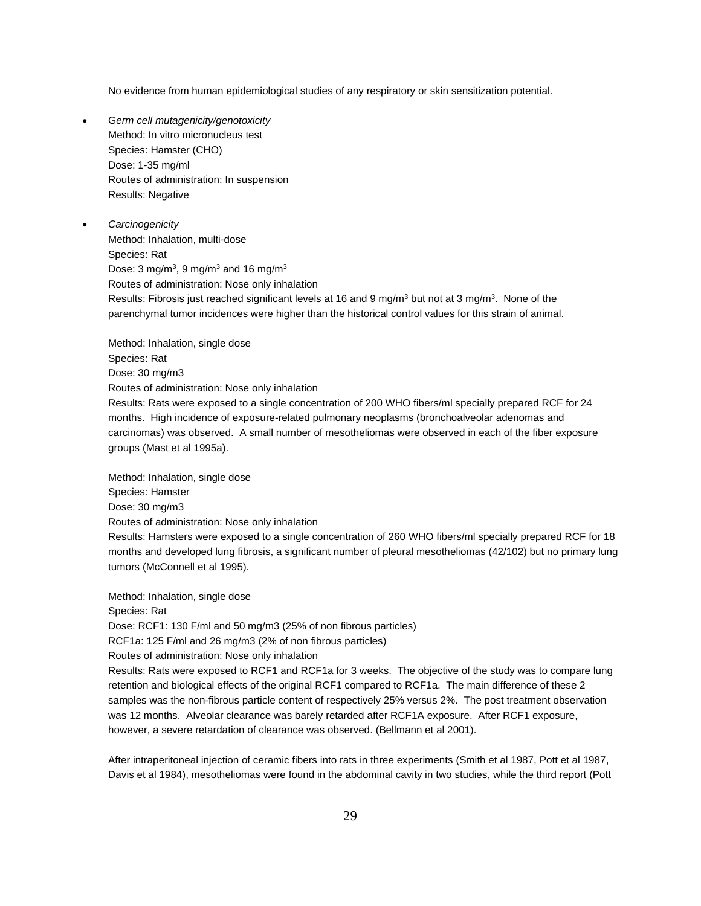No evidence from human epidemiological studies of any respiratory or skin sensitization potential.

- G*erm cell mutagenicity/genotoxicity*
  Method: In vitro micronucleus test
  Species: Hamster (CHO)
  Dose: 1-35 mg/ml
  Routes of administration: In suspension
  Results: Negative

- *Carcinogenicity*
  Method: Inhalation, multi-dose
  Species: Rat
  Dose: 3 $mg/m^3$, 9 $mg/m^3$ and 16 $mg/m^3$
  Routes of administration: Nose only inhalation
  Results: Fibrosis just reached significant levels at 16 and 9 $mg/m^3$ but not at 3 $mg/m^3$. None of the parenchymal tumor incidences were higher than the historical control values for this strain of animal.

  Method: Inhalation, single dose
  Species: Rat
  Dose: 30 mg/m3
  Routes of administration: Nose only inhalation
  Results: Rats were exposed to a single concentration of 200 WHO fibers/ml specially prepared RCF for 24 months. High incidence of exposure-related pulmonary neoplasms (bronchoalveolar adenomas and carcinomas) was observed. A small number of mesotheliomas were observed in each of the fiber exposure groups (Mast et al 1995a).

  Method: Inhalation, single dose
  Species: Hamster
  Dose: 30 mg/m3
  Routes of administration: Nose only inhalation
  Results: Hamsters were exposed to a single concentration of 260 WHO fibers/ml specially prepared RCF for 18 months and developed lung fibrosis, a significant number of pleural mesotheliomas (42/102) but no primary lung tumors (McConnell et al 1995).

  Method: Inhalation, single dose
  Species: Rat
  Dose: RCF1: 130 F/ml and 50 mg/m3 (25% of non fibrous particles)
  RCF1a: 125 F/ml and 26 mg/m3 (2% of non fibrous particles)
  Routes of administration: Nose only inhalation
  Results: Rats were exposed to RCF1 and RCF1a for 3 weeks. The objective of the study was to compare lung retention and biological effects of the original RCF1 compared to RCF1a. The main difference of these 2 samples was the non-fibrous particle content of respectively 25% versus 2%. The post treatment observation was 12 months. Alveolar clearance was barely retarded after RCF1A exposure. After RCF1 exposure, however, a severe retardation of clearance was observed. (Bellmann et al 2001).

  After intraperitoneal injection of ceramic fibers into rats in three experiments (Smith et al 1987, Pott et al 1987, Davis et al 1984), mesotheliomas were found in the abdominal cavity in two studies, while the third report (Pott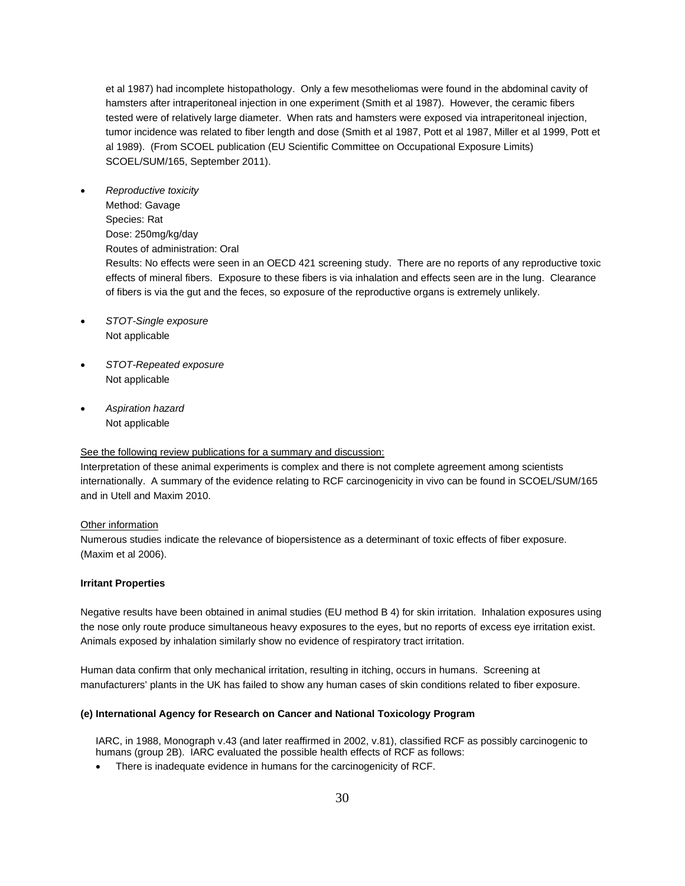et al 1987) had incomplete histopathology. Only a few mesotheliomas were found in the abdominal cavity of hamsters after intraperitoneal injection in one experiment (Smith et al 1987). However, the ceramic fibers tested were of relatively large diameter. When rats and hamsters were exposed via intraperitoneal injection, tumor incidence was related to fiber length and dose (Smith et al 1987, Pott et al 1987, Miller et al 1999, Pott et al 1989). (From SCOEL publication (EU Scientific Committee on Occupational Exposure Limits) SCOEL/SUM/165, September 2011).

- *Reproductive toxicity*
  Method: Gavage
  Species: Rat
  Dose: 250mg/kg/day
  Routes of administration: Oral
  Results: No effects were seen in an OECD 421 screening study. There are no reports of any reproductive toxic effects of mineral fibers. Exposure to these fibers is via inhalation and effects seen are in the lung. Clearance of fibers is via the gut and the feces, so exposure of the reproductive organs is extremely unlikely.

- *STOT-Single exposure*
  Not applicable

- *STOT-Repeated exposure*
  Not applicable

- *Aspiration hazard*
  Not applicable

See the following review publications for a summary and discussion:
Interpretation of these animal experiments is complex and there is not complete agreement among scientists internationally. A summary of the evidence relating to RCF carcinogenicity in vivo can be found in SCOEL/SUM/165 and in Utell and Maxim 2010.

Other information
Numerous studies indicate the relevance of biopersistence as a determinant of toxic effects of fiber exposure. (Maxim et al 2006).

**Irritant Properties**

Negative results have been obtained in animal studies (EU method B 4) for skin irritation. Inhalation exposures using the nose only route produce simultaneous heavy exposures to the eyes, but no reports of excess eye irritation exist. Animals exposed by inhalation similarly show no evidence of respiratory tract irritation.

Human data confirm that only mechanical irritation, resulting in itching, occurs in humans. Screening at manufacturers' plants in the UK has failed to show any human cases of skin conditions related to fiber exposure.

**(e) International Agency for Research on Cancer and National Toxicology Program**

IARC, in 1988, Monograph v.43 (and later reaffirmed in 2002, v.81), classified RCF as possibly carcinogenic to humans (group 2B). IARC evaluated the possible health effects of RCF as follows:

- There is inadequate evidence in humans for the carcinogenicity of RCF.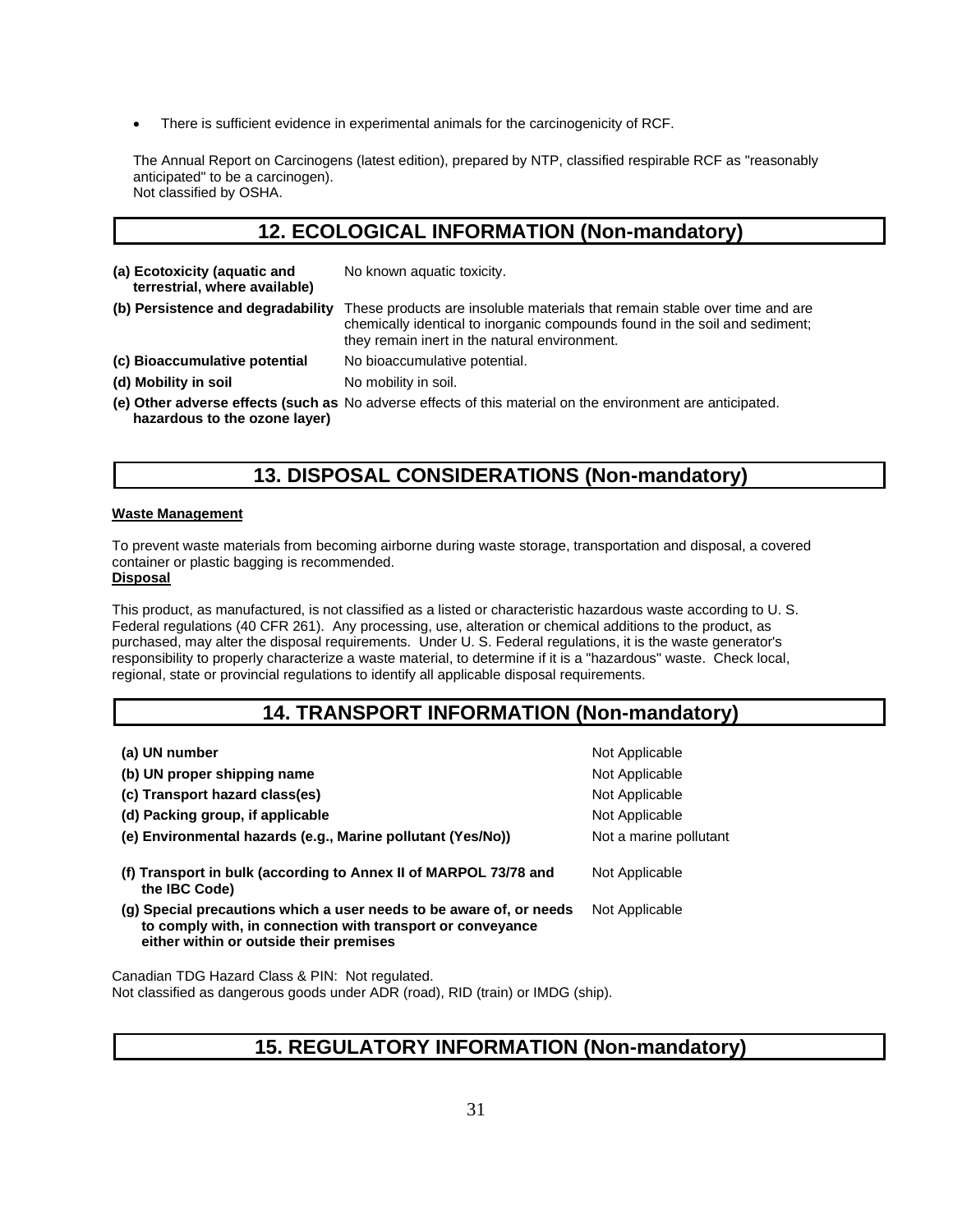- There is sufficient evidence in experimental animals for the carcinogenicity of RCF.

The Annual Report on Carcinogens (latest edition), prepared by NTP, classified respirable RCF as "reasonably anticipated" to be a carcinogen).
Not classified by OSHA.

## 12. ECOLOGICAL INFORMATION (Non-mandatory)

| | |
|---|---|
| **(a) Ecotoxicity (aquatic and terrestrial, where available)** | No known aquatic toxicity. |
| **(b) Persistence and degradability** | These products are insoluble materials that remain stable over time and are chemically identical to inorganic compounds found in the soil and sediment; they remain inert in the natural environment. |
| **(c) Bioaccumulative potential** | No bioaccumulative potential. |
| **(d) Mobility in soil** | No mobility in soil. |
| **(e) Other adverse effects (such as hazardous to the ozone layer)** | No adverse effects of this material on the environment are anticipated. |

## 13. DISPOSAL CONSIDERATIONS (Non-mandatory)

**Waste Management**

To prevent waste materials from becoming airborne during waste storage, transportation and disposal, a covered container or plastic bagging is recommended.

**Disposal**

This product, as manufactured, is not classified as a listed or characteristic hazardous waste according to U. S. Federal regulations (40 CFR 261). Any processing, use, alteration or chemical additions to the product, as purchased, may alter the disposal requirements. Under U. S. Federal regulations, it is the waste generator's responsibility to properly characterize a waste material, to determine if it is a "hazardous" waste. Check local, regional, state or provincial regulations to identify all applicable disposal requirements.

## 14. TRANSPORT INFORMATION (Non-mandatory)

| | |
|---|---|
| **(a) UN number** | Not Applicable |
| **(b) UN proper shipping name** | Not Applicable |
| **(c) Transport hazard class(es)** | Not Applicable |
| **(d) Packing group, if applicable** | Not Applicable |
| **(e) Environmental hazards (e.g., Marine pollutant (Yes/No))** | Not a marine pollutant |
| **(f) Transport in bulk (according to Annex II of MARPOL 73/78 and the IBC Code)** | Not Applicable |
| **(g) Special precautions which a user needs to be aware of, or needs to comply with, in connection with transport or conveyance either within or outside their premises** | Not Applicable |

Canadian TDG Hazard Class & PIN: Not regulated.
Not classified as dangerous goods under ADR (road), RID (train) or IMDG (ship).

## 15. REGULATORY INFORMATION (Non-mandatory)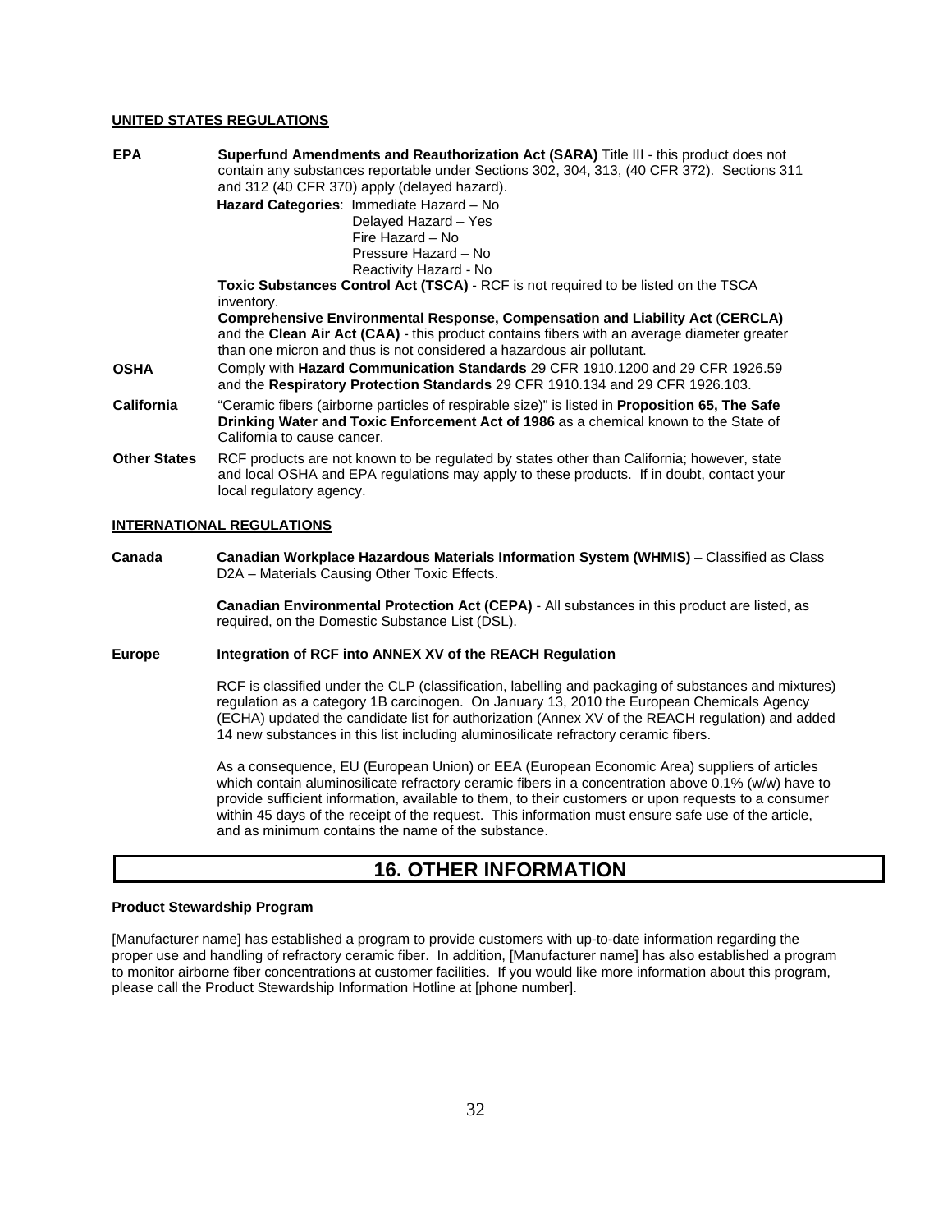**UNITED STATES REGULATIONS**

**EPA** — **Superfund Amendments and Reauthorization Act (SARA)** Title III - this product does not contain any substances reportable under Sections 302, 304, 313, (40 CFR 372). Sections 311 and 312 (40 CFR 370) apply (delayed hazard).

**Hazard Categories**: Immediate Hazard – No
Delayed Hazard – Yes
Fire Hazard – No
Pressure Hazard – No
Reactivity Hazard - No

**Toxic Substances Control Act (TSCA)** - RCF is not required to be listed on the TSCA inventory.

**Comprehensive Environmental Response, Compensation and Liability Act** (**CERCLA)** and the **Clean Air Act (CAA)** - this product contains fibers with an average diameter greater than one micron and thus is not considered a hazardous air pollutant.

**OSHA** — Comply with **Hazard Communication Standards** 29 CFR 1910.1200 and 29 CFR 1926.59 and the **Respiratory Protection Standards** 29 CFR 1910.134 and 29 CFR 1926.103.

**California** — "Ceramic fibers (airborne particles of respirable size)" is listed in **Proposition 65, The Safe Drinking Water and Toxic Enforcement Act of 1986** as a chemical known to the State of California to cause cancer.

**Other States** — RCF products are not known to be regulated by states other than California; however, state and local OSHA and EPA regulations may apply to these products. If in doubt, contact your local regulatory agency.

**INTERNATIONAL REGULATIONS**

**Canada** — **Canadian Workplace Hazardous Materials Information System (WHMIS)** – Classified as Class D2A – Materials Causing Other Toxic Effects.

**Canadian Environmental Protection Act (CEPA)** - All substances in this product are listed, as required, on the Domestic Substance List (DSL).

**Europe** — **Integration of RCF into ANNEX XV of the REACH Regulation**

RCF is classified under the CLP (classification, labelling and packaging of substances and mixtures) regulation as a category 1B carcinogen. On January 13, 2010 the European Chemicals Agency (ECHA) updated the candidate list for authorization (Annex XV of the REACH regulation) and added 14 new substances in this list including aluminosilicate refractory ceramic fibers.

As a consequence, EU (European Union) or EEA (European Economic Area) suppliers of articles which contain aluminosilicate refractory ceramic fibers in a concentration above 0.1% (w/w) have to provide sufficient information, available to them, to their customers or upon requests to a consumer within 45 days of the receipt of the request. This information must ensure safe use of the article, and as minimum contains the name of the substance.

# 16. OTHER INFORMATION

**Product Stewardship Program**

[Manufacturer name] has established a program to provide customers with up-to-date information regarding the proper use and handling of refractory ceramic fiber. In addition, [Manufacturer name] has also established a program to monitor airborne fiber concentrations at customer facilities. If you would like more information about this program, please call the Product Stewardship Information Hotline at [phone number].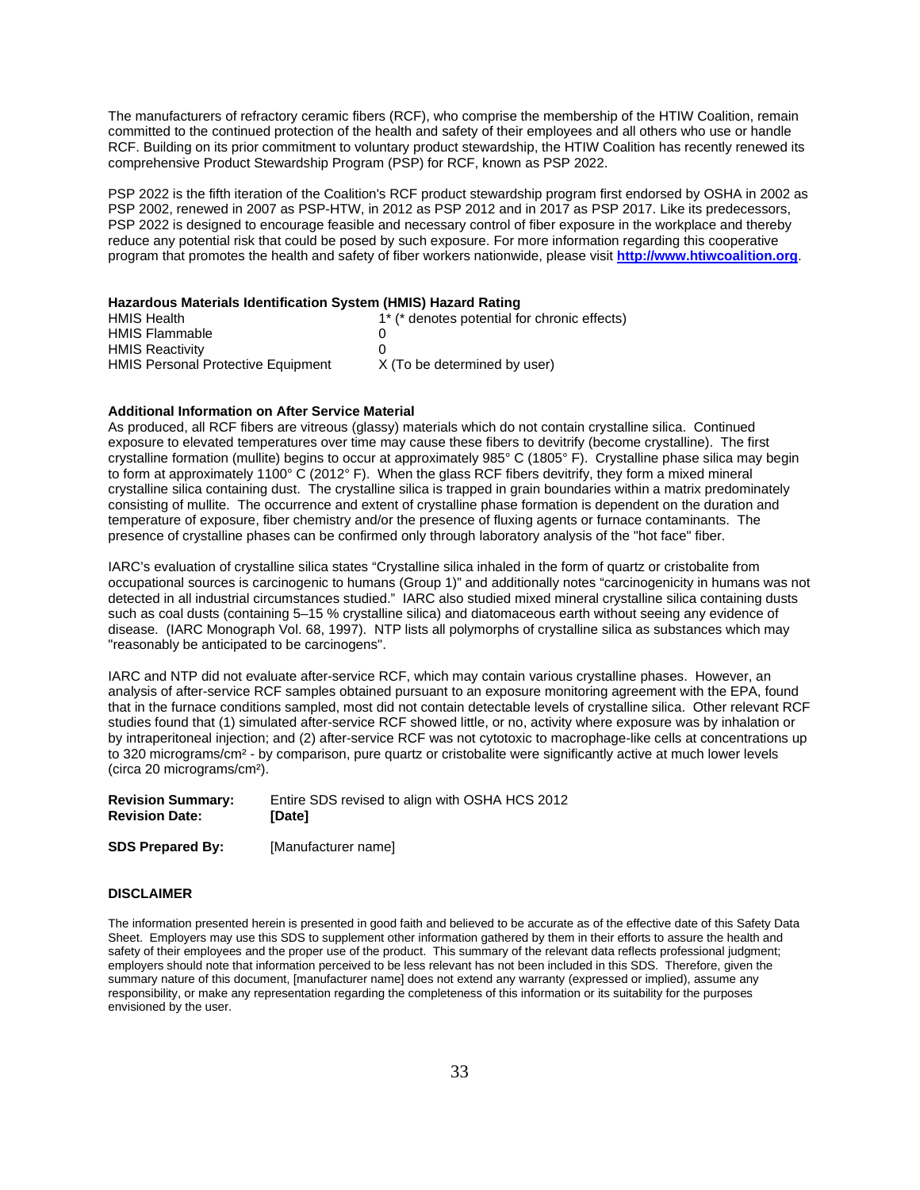The manufacturers of refractory ceramic fibers (RCF), who comprise the membership of the HTIW Coalition, remain committed to the continued protection of the health and safety of their employees and all others who use or handle RCF. Building on its prior commitment to voluntary product stewardship, the HTIW Coalition has recently renewed its comprehensive Product Stewardship Program (PSP) for RCF, known as PSP 2022.

PSP 2022 is the fifth iteration of the Coalition's RCF product stewardship program first endorsed by OSHA in 2002 as PSP 2002, renewed in 2007 as PSP-HTW, in 2012 as PSP 2012 and in 2017 as PSP 2017. Like its predecessors, PSP 2022 is designed to encourage feasible and necessary control of fiber exposure in the workplace and thereby reduce any potential risk that could be posed by such exposure. For more information regarding this cooperative program that promotes the health and safety of fiber workers nationwide, please visit **http://www.htiwcoalition.org**.

**Hazardous Materials Identification System (HMIS) Hazard Rating**

| | |
|---|---|
| HMIS Health | 1* (* denotes potential for chronic effects) |
| HMIS Flammable | 0 |
| HMIS Reactivity | 0 |
| HMIS Personal Protective Equipment | X (To be determined by user) |

**Additional Information on After Service Material**

As produced, all RCF fibers are vitreous (glassy) materials which do not contain crystalline silica. Continued exposure to elevated temperatures over time may cause these fibers to devitrify (become crystalline). The first crystalline formation (mullite) begins to occur at approximately 985° C (1805° F). Crystalline phase silica may begin to form at approximately 1100° C (2012° F). When the glass RCF fibers devitrify, they form a mixed mineral crystalline silica containing dust. The crystalline silica is trapped in grain boundaries within a matrix predominately consisting of mullite. The occurrence and extent of crystalline phase formation is dependent on the duration and temperature of exposure, fiber chemistry and/or the presence of fluxing agents or furnace contaminants. The presence of crystalline phases can be confirmed only through laboratory analysis of the "hot face" fiber.

IARC's evaluation of crystalline silica states "Crystalline silica inhaled in the form of quartz or cristobalite from occupational sources is carcinogenic to humans (Group 1)" and additionally notes "carcinogenicity in humans was not detected in all industrial circumstances studied." IARC also studied mixed mineral crystalline silica containing dusts such as coal dusts (containing 5–15 % crystalline silica) and diatomaceous earth without seeing any evidence of disease. (IARC Monograph Vol. 68, 1997). NTP lists all polymorphs of crystalline silica as substances which may "reasonably be anticipated to be carcinogens".

IARC and NTP did not evaluate after-service RCF, which may contain various crystalline phases. However, an analysis of after-service RCF samples obtained pursuant to an exposure monitoring agreement with the EPA, found that in the furnace conditions sampled, most did not contain detectable levels of crystalline silica. Other relevant RCF studies found that (1) simulated after-service RCF showed little, or no, activity where exposure was by inhalation or by intraperitoneal injection; and (2) after-service RCF was not cytotoxic to macrophage-like cells at concentrations up to 320 micrograms/cm² - by comparison, pure quartz or cristobalite were significantly active at much lower levels (circa 20 micrograms/cm²).

| | |
|---|---|
| **Revision Summary:** | Entire SDS revised to align with OSHA HCS 2012 |
| **Revision Date:** | **[Date]** |
| **SDS Prepared By:** | [Manufacturer name] |

**DISCLAIMER**

The information presented herein is presented in good faith and believed to be accurate as of the effective date of this Safety Data Sheet. Employers may use this SDS to supplement other information gathered by them in their efforts to assure the health and safety of their employees and the proper use of the product. This summary of the relevant data reflects professional judgment; employers should note that information perceived to be less relevant has not been included in this SDS. Therefore, given the summary nature of this document, [manufacturer name] does not extend any warranty (expressed or implied), assume any responsibility, or make any representation regarding the completeness of this information or its suitability for the purposes envisioned by the user.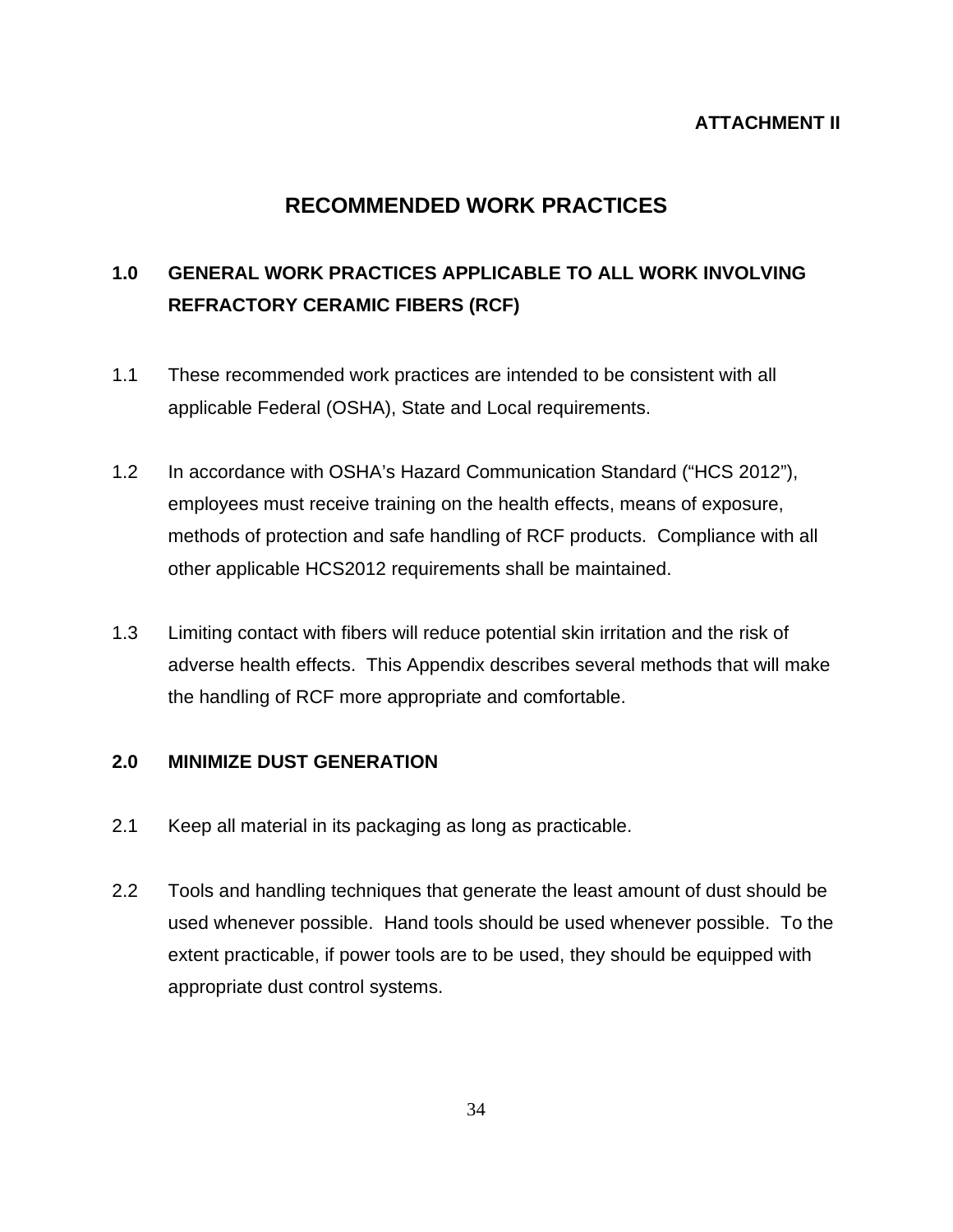**ATTACHMENT II**

# RECOMMENDED WORK PRACTICES

## 1.0 GENERAL WORK PRACTICES APPLICABLE TO ALL WORK INVOLVING REFRACTORY CERAMIC FIBERS (RCF)

1.1 These recommended work practices are intended to be consistent with all applicable Federal (OSHA), State and Local requirements.

1.2 In accordance with OSHA's Hazard Communication Standard ("HCS 2012"), employees must receive training on the health effects, means of exposure, methods of protection and safe handling of RCF products. Compliance with all other applicable HCS2012 requirements shall be maintained.

1.3 Limiting contact with fibers will reduce potential skin irritation and the risk of adverse health effects. This Appendix describes several methods that will make the handling of RCF more appropriate and comfortable.

## 2.0 MINIMIZE DUST GENERATION

2.1 Keep all material in its packaging as long as practicable.

2.2 Tools and handling techniques that generate the least amount of dust should be used whenever possible. Hand tools should be used whenever possible. To the extent practicable, if power tools are to be used, they should be equipped with appropriate dust control systems.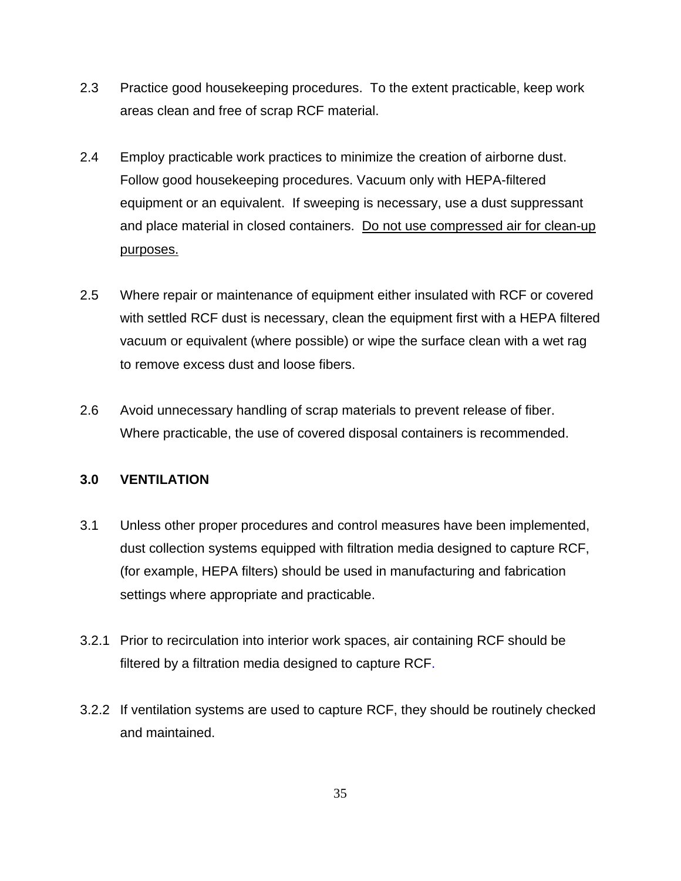2.3 Practice good housekeeping procedures. To the extent practicable, keep work areas clean and free of scrap RCF material.

2.4 Employ practicable work practices to minimize the creation of airborne dust. Follow good housekeeping procedures. Vacuum only with HEPA-filtered equipment or an equivalent. If sweeping is necessary, use a dust suppressant and place material in closed containers. <u>Do not use compressed air for clean-up purposes.</u>

2.5 Where repair or maintenance of equipment either insulated with RCF or covered with settled RCF dust is necessary, clean the equipment first with a HEPA filtered vacuum or equivalent (where possible) or wipe the surface clean with a wet rag to remove excess dust and loose fibers.

2.6 Avoid unnecessary handling of scrap materials to prevent release of fiber. Where practicable, the use of covered disposal containers is recommended.

**3.0 VENTILATION**

3.1 Unless other proper procedures and control measures have been implemented, dust collection systems equipped with filtration media designed to capture RCF, (for example, HEPA filters) should be used in manufacturing and fabrication settings where appropriate and practicable.

3.2.1 Prior to recirculation into interior work spaces, air containing RCF should be filtered by a filtration media designed to capture RCF.

3.2.2 If ventilation systems are used to capture RCF, they should be routinely checked and maintained.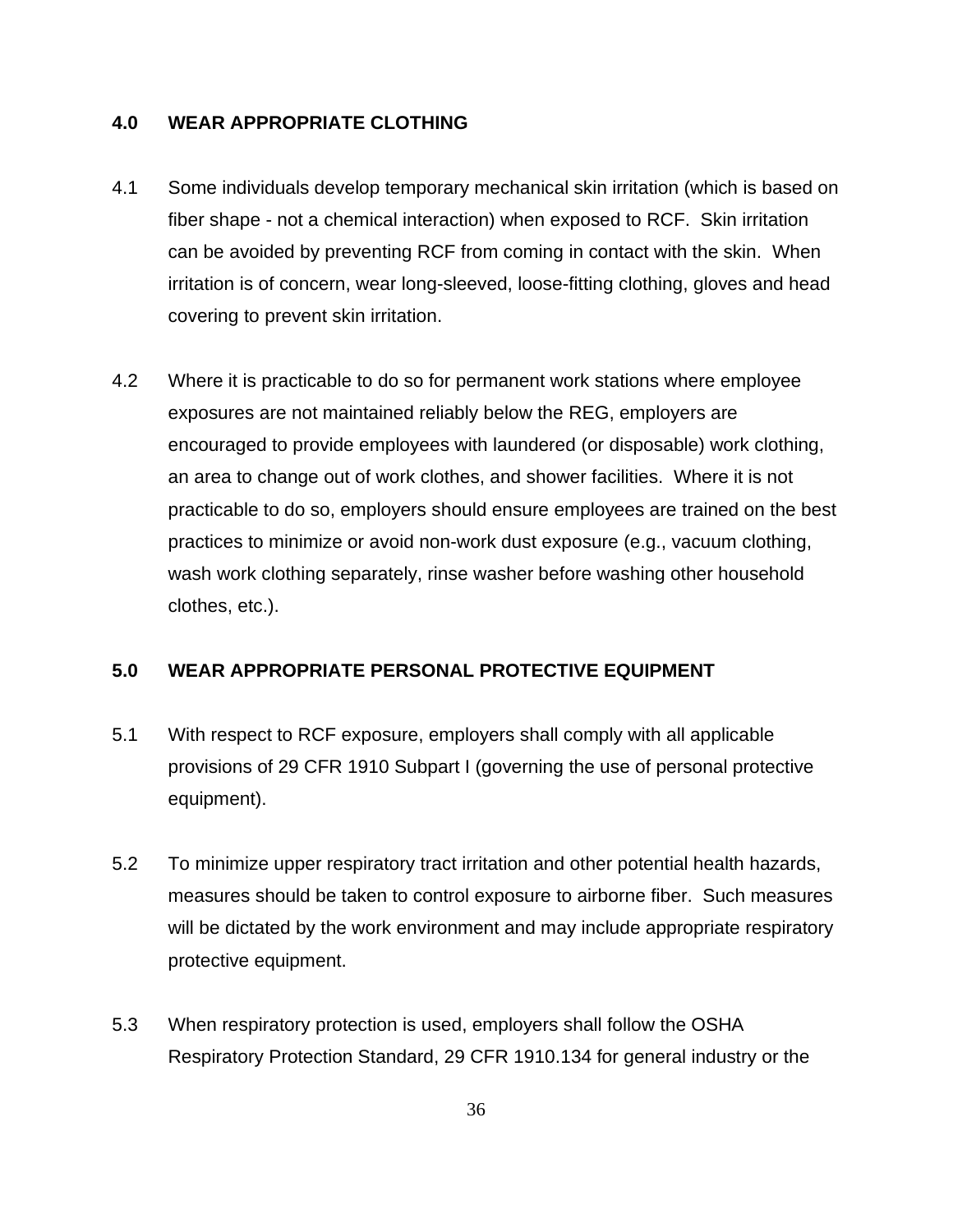## 4.0 WEAR APPROPRIATE CLOTHING

4.1 Some individuals develop temporary mechanical skin irritation (which is based on fiber shape - not a chemical interaction) when exposed to RCF. Skin irritation can be avoided by preventing RCF from coming in contact with the skin. When irritation is of concern, wear long-sleeved, loose-fitting clothing, gloves and head covering to prevent skin irritation.

4.2 Where it is practicable to do so for permanent work stations where employee exposures are not maintained reliably below the REG, employers are encouraged to provide employees with laundered (or disposable) work clothing, an area to change out of work clothes, and shower facilities. Where it is not practicable to do so, employers should ensure employees are trained on the best practices to minimize or avoid non-work dust exposure (e.g., vacuum clothing, wash work clothing separately, rinse washer before washing other household clothes, etc.).

## 5.0 WEAR APPROPRIATE PERSONAL PROTECTIVE EQUIPMENT

5.1 With respect to RCF exposure, employers shall comply with all applicable provisions of 29 CFR 1910 Subpart I (governing the use of personal protective equipment).

5.2 To minimize upper respiratory tract irritation and other potential health hazards, measures should be taken to control exposure to airborne fiber. Such measures will be dictated by the work environment and may include appropriate respiratory protective equipment.

5.3 When respiratory protection is used, employers shall follow the OSHA Respiratory Protection Standard, 29 CFR 1910.134 for general industry or the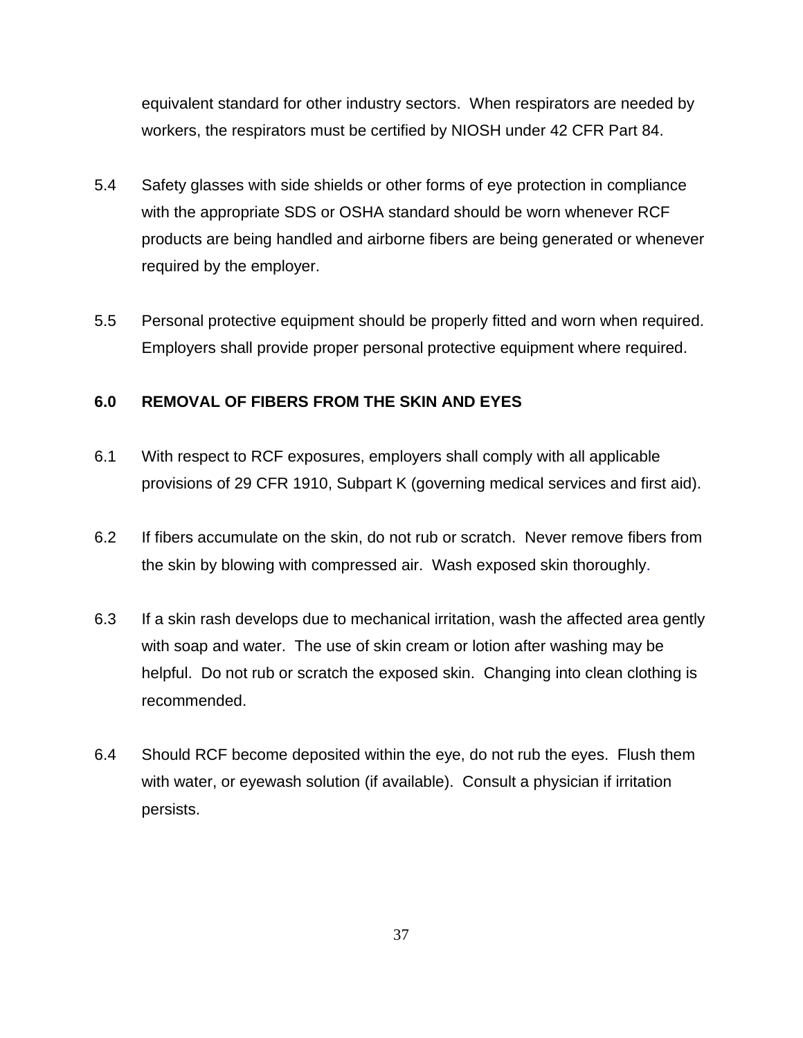equivalent standard for other industry sectors. When respirators are needed by workers, the respirators must be certified by NIOSH under 42 CFR Part 84.

5.4 Safety glasses with side shields or other forms of eye protection in compliance with the appropriate SDS or OSHA standard should be worn whenever RCF products are being handled and airborne fibers are being generated or whenever required by the employer.

5.5 Personal protective equipment should be properly fitted and worn when required. Employers shall provide proper personal protective equipment where required.

## 6.0 REMOVAL OF FIBERS FROM THE SKIN AND EYES

6.1 With respect to RCF exposures, employers shall comply with all applicable provisions of 29 CFR 1910, Subpart K (governing medical services and first aid).

6.2 If fibers accumulate on the skin, do not rub or scratch. Never remove fibers from the skin by blowing with compressed air. Wash exposed skin thoroughly.

6.3 If a skin rash develops due to mechanical irritation, wash the affected area gently with soap and water. The use of skin cream or lotion after washing may be helpful. Do not rub or scratch the exposed skin. Changing into clean clothing is recommended.

6.4 Should RCF become deposited within the eye, do not rub the eyes. Flush them with water, or eyewash solution (if available). Consult a physician if irritation persists.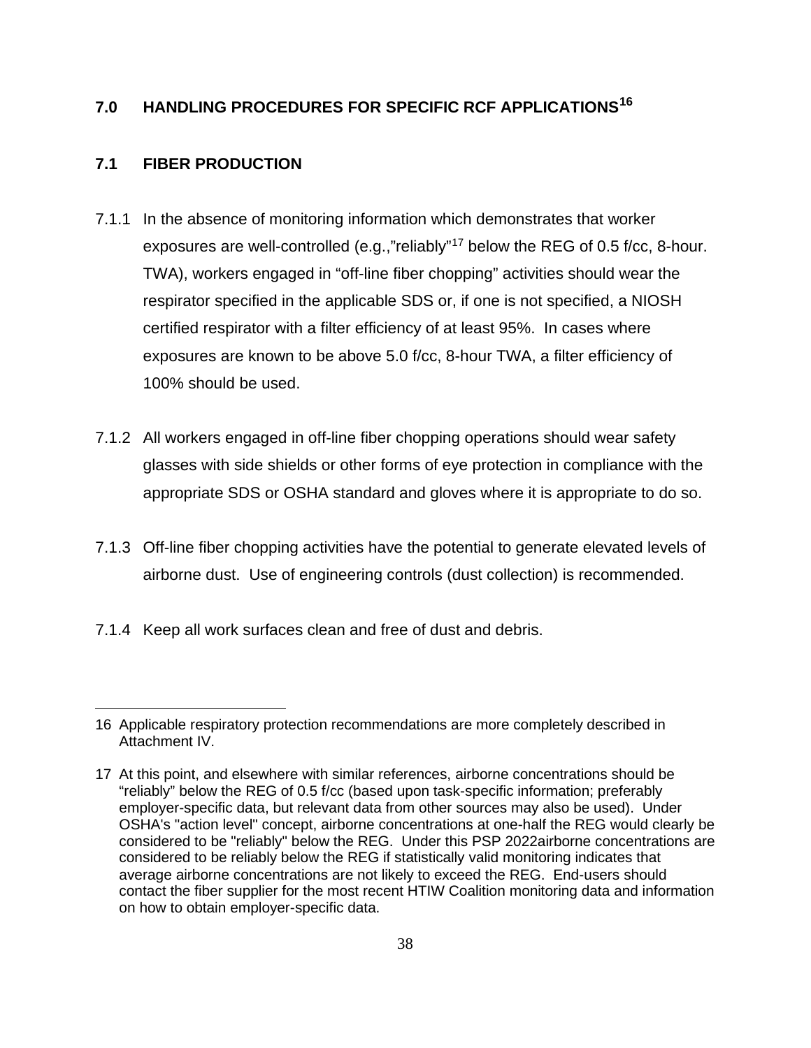## 7.0 HANDLING PROCEDURES FOR SPECIFIC RCF APPLICATIONS[16]

### 7.1 FIBER PRODUCTION

7.1.1 In the absence of monitoring information which demonstrates that worker exposures are well-controlled (e.g.,"reliably"[17] below the REG of 0.5 f/cc, 8-hour. TWA), workers engaged in "off-line fiber chopping" activities should wear the respirator specified in the applicable SDS or, if one is not specified, a NIOSH certified respirator with a filter efficiency of at least 95%. In cases where exposures are known to be above 5.0 f/cc, 8-hour TWA, a filter efficiency of 100% should be used.

7.1.2 All workers engaged in off-line fiber chopping operations should wear safety glasses with side shields or other forms of eye protection in compliance with the appropriate SDS or OSHA standard and gloves where it is appropriate to do so.

7.1.3 Off-line fiber chopping activities have the potential to generate elevated levels of airborne dust. Use of engineering controls (dust collection) is recommended.

7.1.4 Keep all work surfaces clean and free of dust and debris.

---

16 Applicable respiratory protection recommendations are more completely described in Attachment IV.

17 At this point, and elsewhere with similar references, airborne concentrations should be "reliably" below the REG of 0.5 f/cc (based upon task-specific information; preferably employer-specific data, but relevant data from other sources may also be used). Under OSHA's "action level" concept, airborne concentrations at one-half the REG would clearly be considered to be "reliably" below the REG. Under this PSP 2022airborne concentrations are considered to be reliably below the REG if statistically valid monitoring indicates that average airborne concentrations are not likely to exceed the REG. End-users should contact the fiber supplier for the most recent HTIW Coalition monitoring data and information on how to obtain employer-specific data.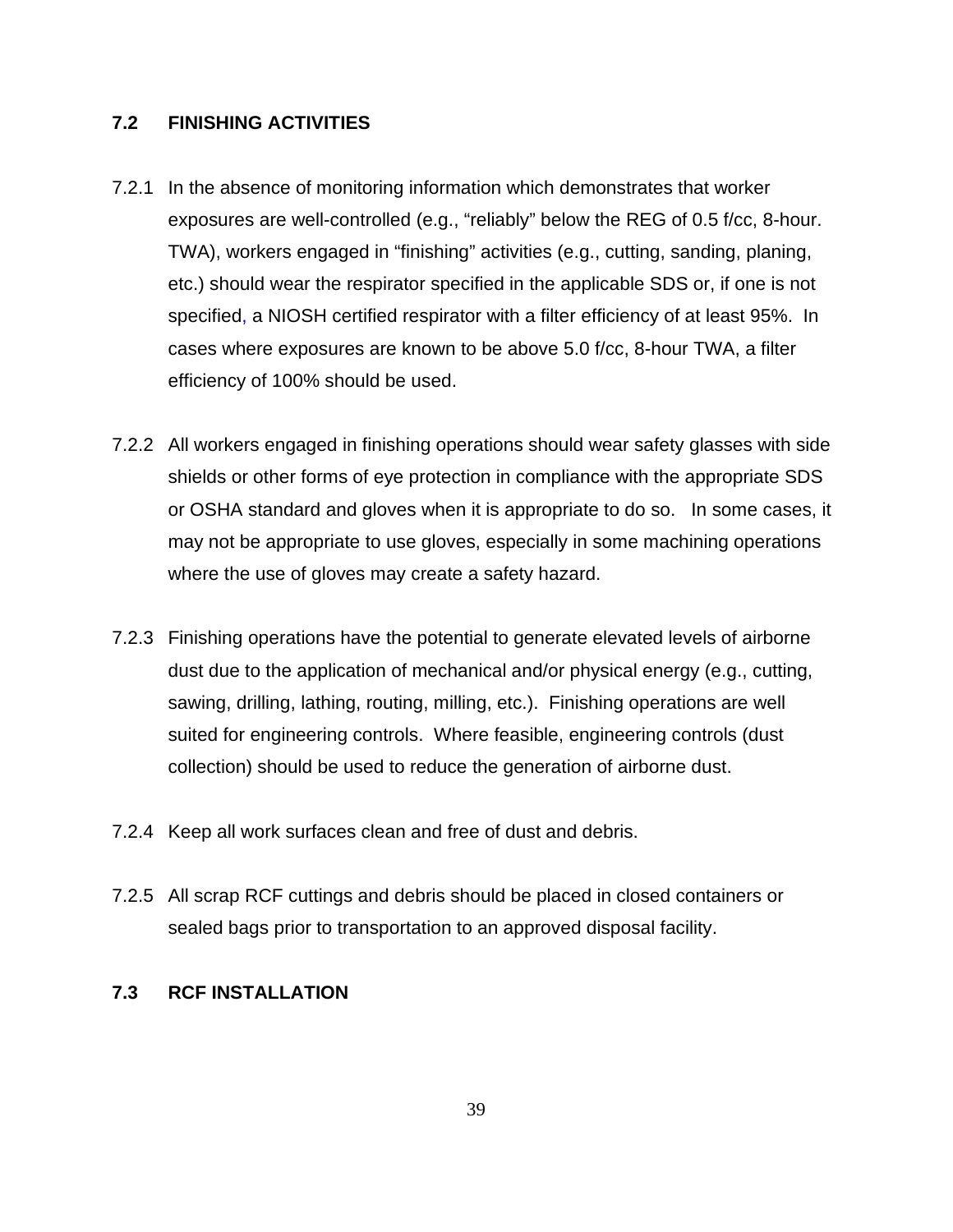## 7.2 FINISHING ACTIVITIES

7.2.1 In the absence of monitoring information which demonstrates that worker exposures are well-controlled (e.g., "reliably" below the REG of 0.5 f/cc, 8-hour. TWA), workers engaged in "finishing" activities (e.g., cutting, sanding, planing, etc.) should wear the respirator specified in the applicable SDS or, if one is not specified, a NIOSH certified respirator with a filter efficiency of at least 95%. In cases where exposures are known to be above 5.0 f/cc, 8-hour TWA, a filter efficiency of 100% should be used.

7.2.2 All workers engaged in finishing operations should wear safety glasses with side shields or other forms of eye protection in compliance with the appropriate SDS or OSHA standard and gloves when it is appropriate to do so. In some cases, it may not be appropriate to use gloves, especially in some machining operations where the use of gloves may create a safety hazard.

7.2.3 Finishing operations have the potential to generate elevated levels of airborne dust due to the application of mechanical and/or physical energy (e.g., cutting, sawing, drilling, lathing, routing, milling, etc.). Finishing operations are well suited for engineering controls. Where feasible, engineering controls (dust collection) should be used to reduce the generation of airborne dust.

7.2.4 Keep all work surfaces clean and free of dust and debris.

7.2.5 All scrap RCF cuttings and debris should be placed in closed containers or sealed bags prior to transportation to an approved disposal facility.

## 7.3 RCF INSTALLATION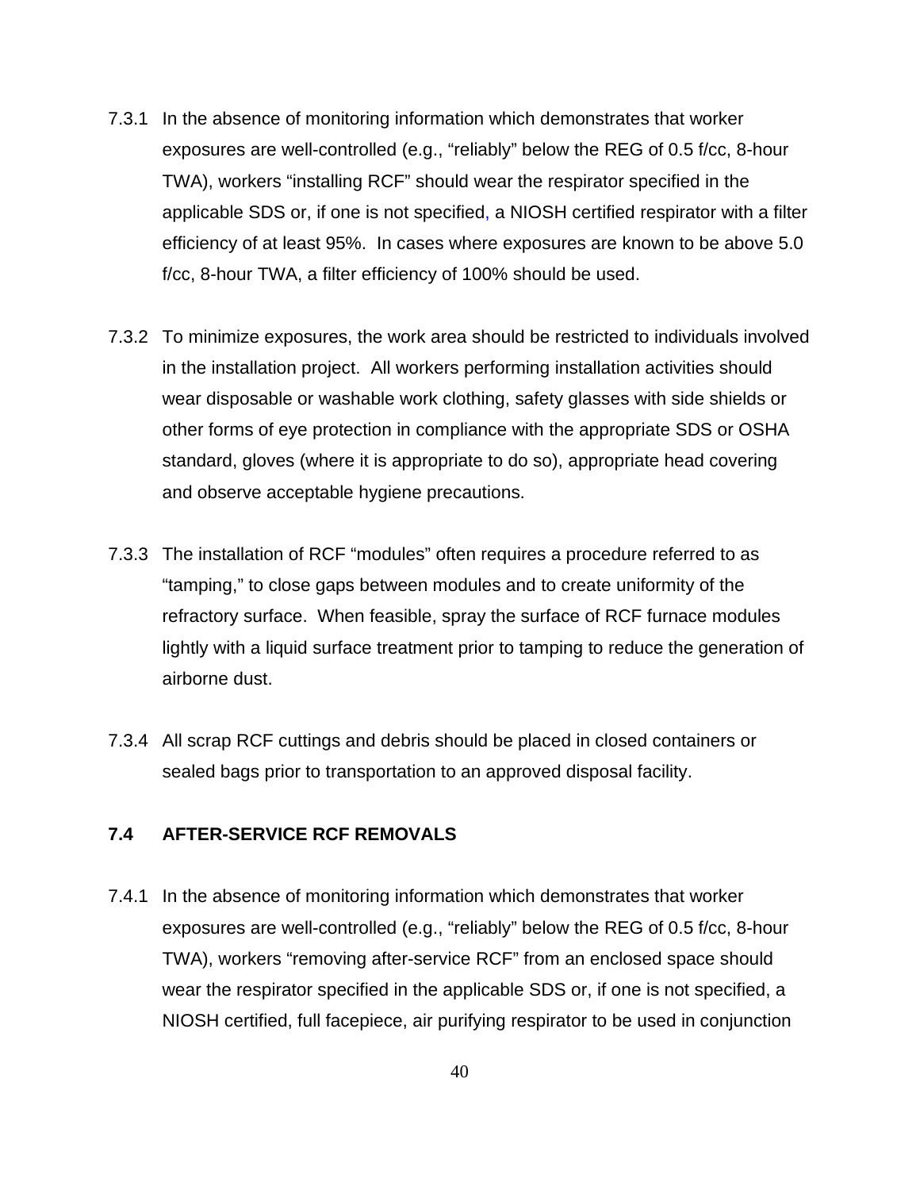7.3.1 In the absence of monitoring information which demonstrates that worker exposures are well-controlled (e.g., "reliably" below the REG of 0.5 f/cc, 8-hour TWA), workers "installing RCF" should wear the respirator specified in the applicable SDS or, if one is not specified, a NIOSH certified respirator with a filter efficiency of at least 95%. In cases where exposures are known to be above 5.0 f/cc, 8-hour TWA, a filter efficiency of 100% should be used.

7.3.2 To minimize exposures, the work area should be restricted to individuals involved in the installation project. All workers performing installation activities should wear disposable or washable work clothing, safety glasses with side shields or other forms of eye protection in compliance with the appropriate SDS or OSHA standard, gloves (where it is appropriate to do so), appropriate head covering and observe acceptable hygiene precautions.

7.3.3 The installation of RCF "modules" often requires a procedure referred to as "tamping," to close gaps between modules and to create uniformity of the refractory surface. When feasible, spray the surface of RCF furnace modules lightly with a liquid surface treatment prior to tamping to reduce the generation of airborne dust.

7.3.4 All scrap RCF cuttings and debris should be placed in closed containers or sealed bags prior to transportation to an approved disposal facility.

## 7.4 AFTER-SERVICE RCF REMOVALS

7.4.1 In the absence of monitoring information which demonstrates that worker exposures are well-controlled (e.g., "reliably" below the REG of 0.5 f/cc, 8-hour TWA), workers "removing after-service RCF" from an enclosed space should wear the respirator specified in the applicable SDS or, if one is not specified, a NIOSH certified, full facepiece, air purifying respirator to be used in conjunction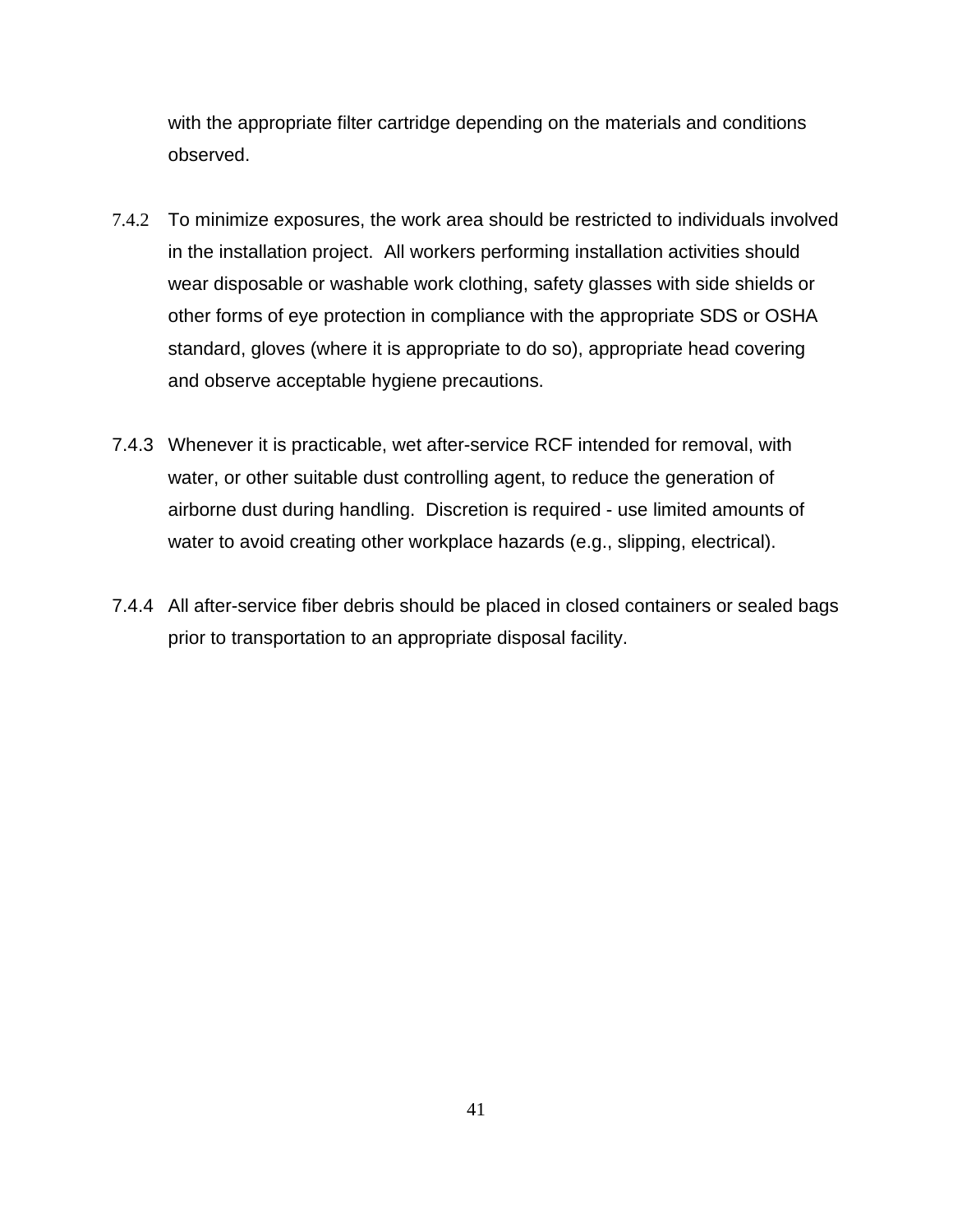with the appropriate filter cartridge depending on the materials and conditions observed.

7.4.2 To minimize exposures, the work area should be restricted to individuals involved in the installation project. All workers performing installation activities should wear disposable or washable work clothing, safety glasses with side shields or other forms of eye protection in compliance with the appropriate SDS or OSHA standard, gloves (where it is appropriate to do so), appropriate head covering and observe acceptable hygiene precautions.

7.4.3 Whenever it is practicable, wet after-service RCF intended for removal, with water, or other suitable dust controlling agent, to reduce the generation of airborne dust during handling. Discretion is required - use limited amounts of water to avoid creating other workplace hazards (e.g., slipping, electrical).

7.4.4 All after-service fiber debris should be placed in closed containers or sealed bags prior to transportation to an appropriate disposal facility.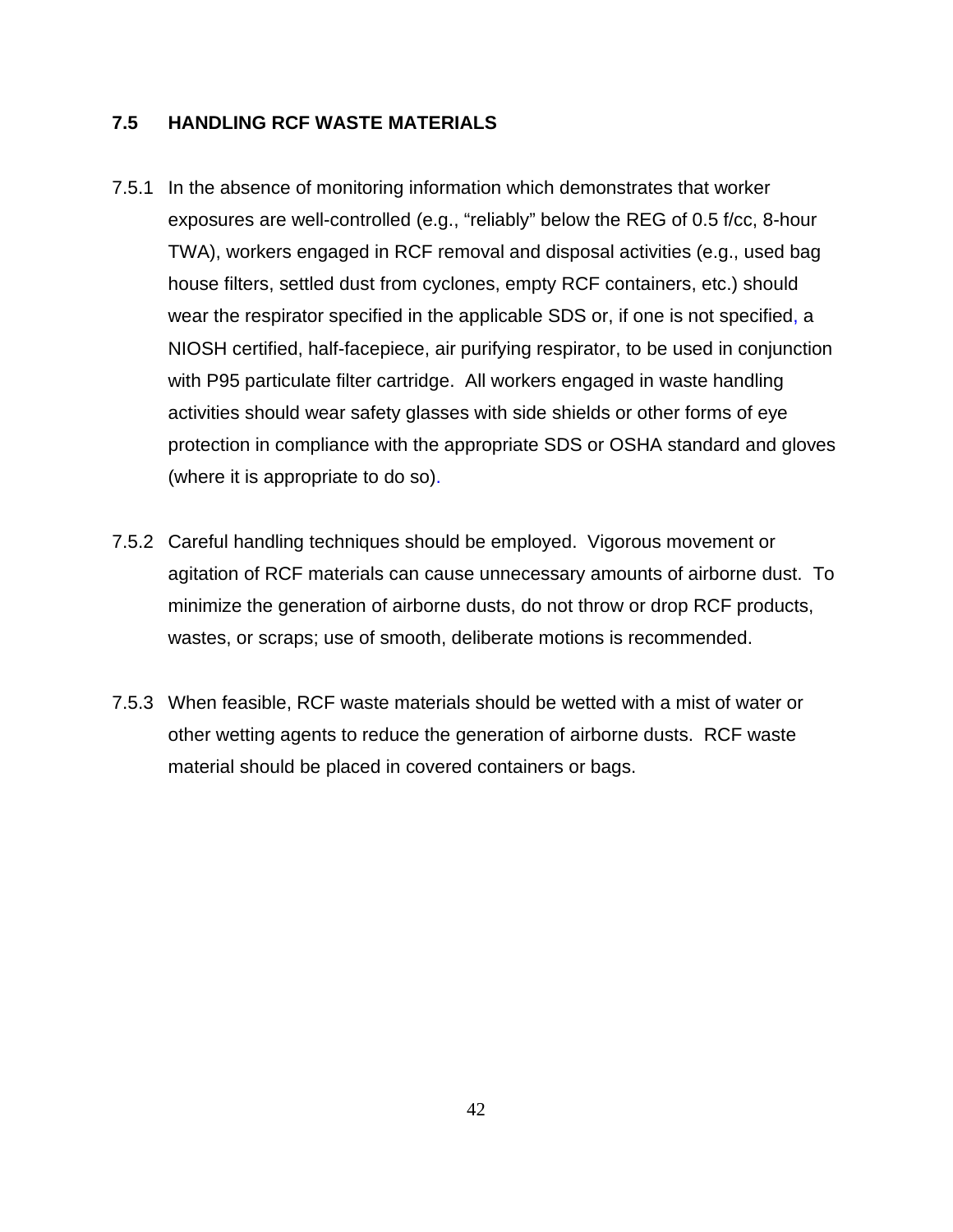### 7.5 HANDLING RCF WASTE MATERIALS

7.5.1 In the absence of monitoring information which demonstrates that worker exposures are well-controlled (e.g., "reliably" below the REG of 0.5 f/cc, 8-hour TWA), workers engaged in RCF removal and disposal activities (e.g., used bag house filters, settled dust from cyclones, empty RCF containers, etc.) should wear the respirator specified in the applicable SDS or, if one is not specified, a NIOSH certified, half-facepiece, air purifying respirator, to be used in conjunction with P95 particulate filter cartridge. All workers engaged in waste handling activities should wear safety glasses with side shields or other forms of eye protection in compliance with the appropriate SDS or OSHA standard and gloves (where it is appropriate to do so).

7.5.2 Careful handling techniques should be employed. Vigorous movement or agitation of RCF materials can cause unnecessary amounts of airborne dust. To minimize the generation of airborne dusts, do not throw or drop RCF products, wastes, or scraps; use of smooth, deliberate motions is recommended.

7.5.3 When feasible, RCF waste materials should be wetted with a mist of water or other wetting agents to reduce the generation of airborne dusts. RCF waste material should be placed in covered containers or bags.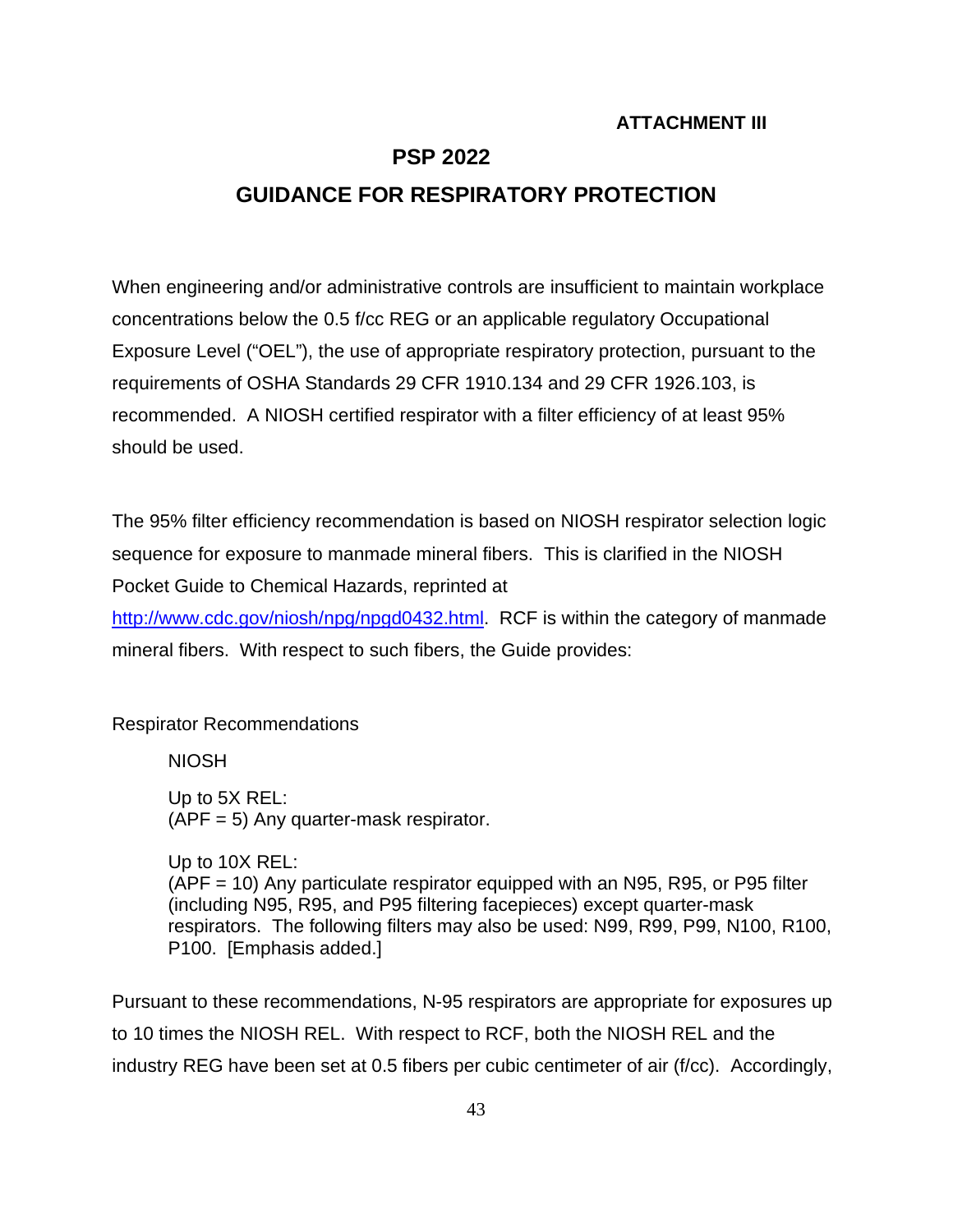**ATTACHMENT III**

# PSP 2022

# GUIDANCE FOR RESPIRATORY PROTECTION

When engineering and/or administrative controls are insufficient to maintain workplace concentrations below the 0.5 f/cc REG or an applicable regulatory Occupational Exposure Level ("OEL"), the use of appropriate respiratory protection, pursuant to the requirements of OSHA Standards 29 CFR 1910.134 and 29 CFR 1926.103, is recommended. A NIOSH certified respirator with a filter efficiency of at least 95% should be used.

The 95% filter efficiency recommendation is based on NIOSH respirator selection logic sequence for exposure to manmade mineral fibers. This is clarified in the NIOSH Pocket Guide to Chemical Hazards, reprinted at [http://www.cdc.gov/niosh/npg/npgd0432.html](http://www.cdc.gov/niosh/npg/npgd0432.html). RCF is within the category of manmade mineral fibers. With respect to such fibers, the Guide provides:

Respirator Recommendations

> NIOSH
>
> Up to 5X REL:
> (APF = 5) Any quarter-mask respirator.
>
> Up to 10X REL:
> (APF = 10) Any particulate respirator equipped with an N95, R95, or P95 filter (including N95, R95, and P95 filtering facepieces) except quarter-mask respirators. The following filters may also be used: N99, R99, P99, N100, R100, P100. [Emphasis added.]

Pursuant to these recommendations, N-95 respirators are appropriate for exposures up to 10 times the NIOSH REL. With respect to RCF, both the NIOSH REL and the industry REG have been set at 0.5 fibers per cubic centimeter of air (f/cc). Accordingly,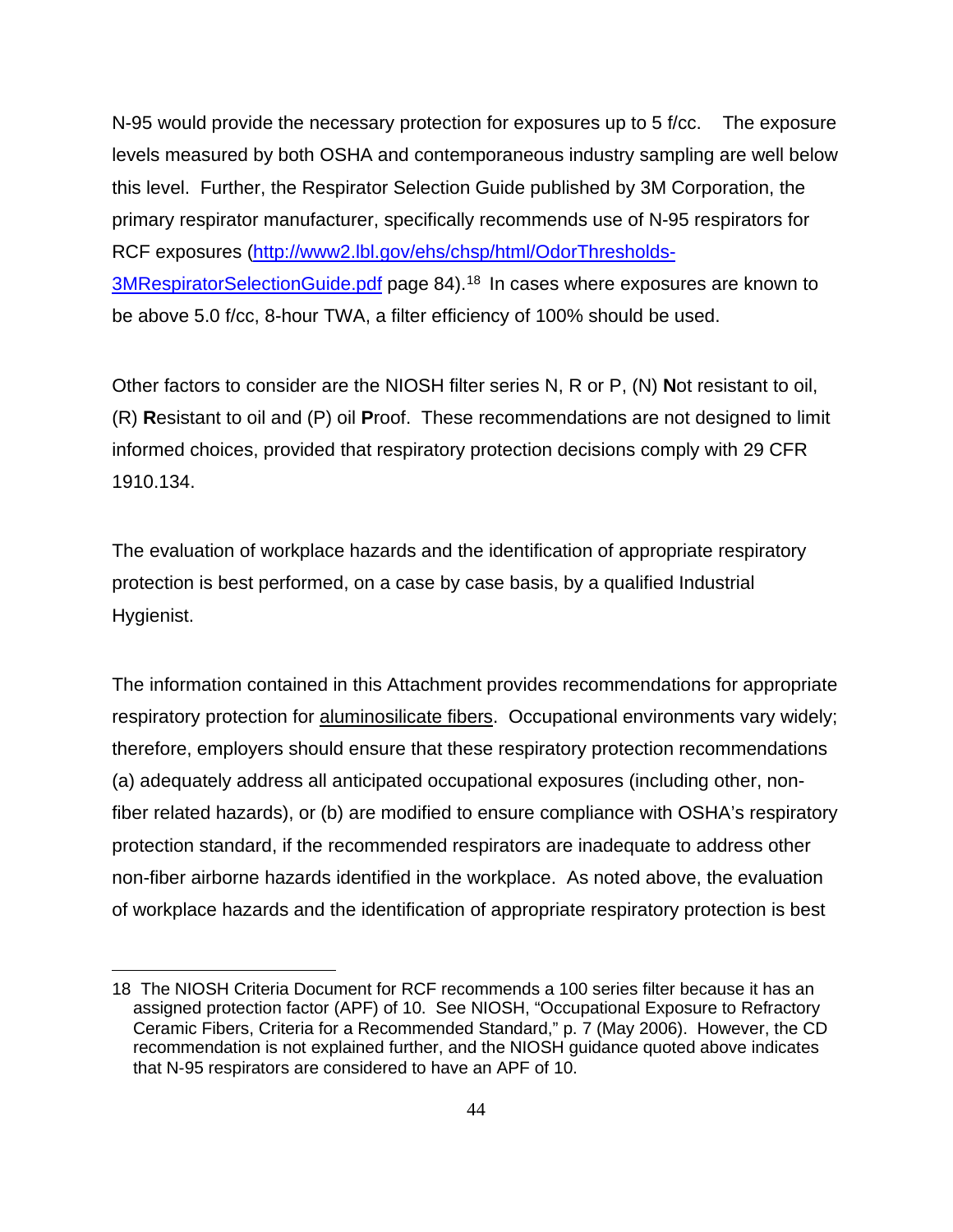N-95 would provide the necessary protection for exposures up to 5 f/cc. The exposure levels measured by both OSHA and contemporaneous industry sampling are well below this level. Further, the Respirator Selection Guide published by 3M Corporation, the primary respirator manufacturer, specifically recommends use of N-95 respirators for RCF exposures (http://www2.lbl.gov/ehs/chsp/html/OdorThresholds-3MRespiratorSelectionGuide.pdf page 84).[18] In cases where exposures are known to be above 5.0 f/cc, 8-hour TWA, a filter efficiency of 100% should be used.

Other factors to consider are the NIOSH filter series N, R or P, (N) **N**ot resistant to oil, (R) **R**esistant to oil and (P) oil **P**roof. These recommendations are not designed to limit informed choices, provided that respiratory protection decisions comply with 29 CFR 1910.134.

The evaluation of workplace hazards and the identification of appropriate respiratory protection is best performed, on a case by case basis, by a qualified Industrial Hygienist.

The information contained in this Attachment provides recommendations for appropriate respiratory protection for aluminosilicate fibers. Occupational environments vary widely; therefore, employers should ensure that these respiratory protection recommendations (a) adequately address all anticipated occupational exposures (including other, non-fiber related hazards), or (b) are modified to ensure compliance with OSHA's respiratory protection standard, if the recommended respirators are inadequate to address other non-fiber airborne hazards identified in the workplace. As noted above, the evaluation of workplace hazards and the identification of appropriate respiratory protection is best

---

18 The NIOSH Criteria Document for RCF recommends a 100 series filter because it has an assigned protection factor (APF) of 10. See NIOSH, "Occupational Exposure to Refractory Ceramic Fibers, Criteria for a Recommended Standard," p. 7 (May 2006). However, the CD recommendation is not explained further, and the NIOSH guidance quoted above indicates that N-95 respirators are considered to have an APF of 10.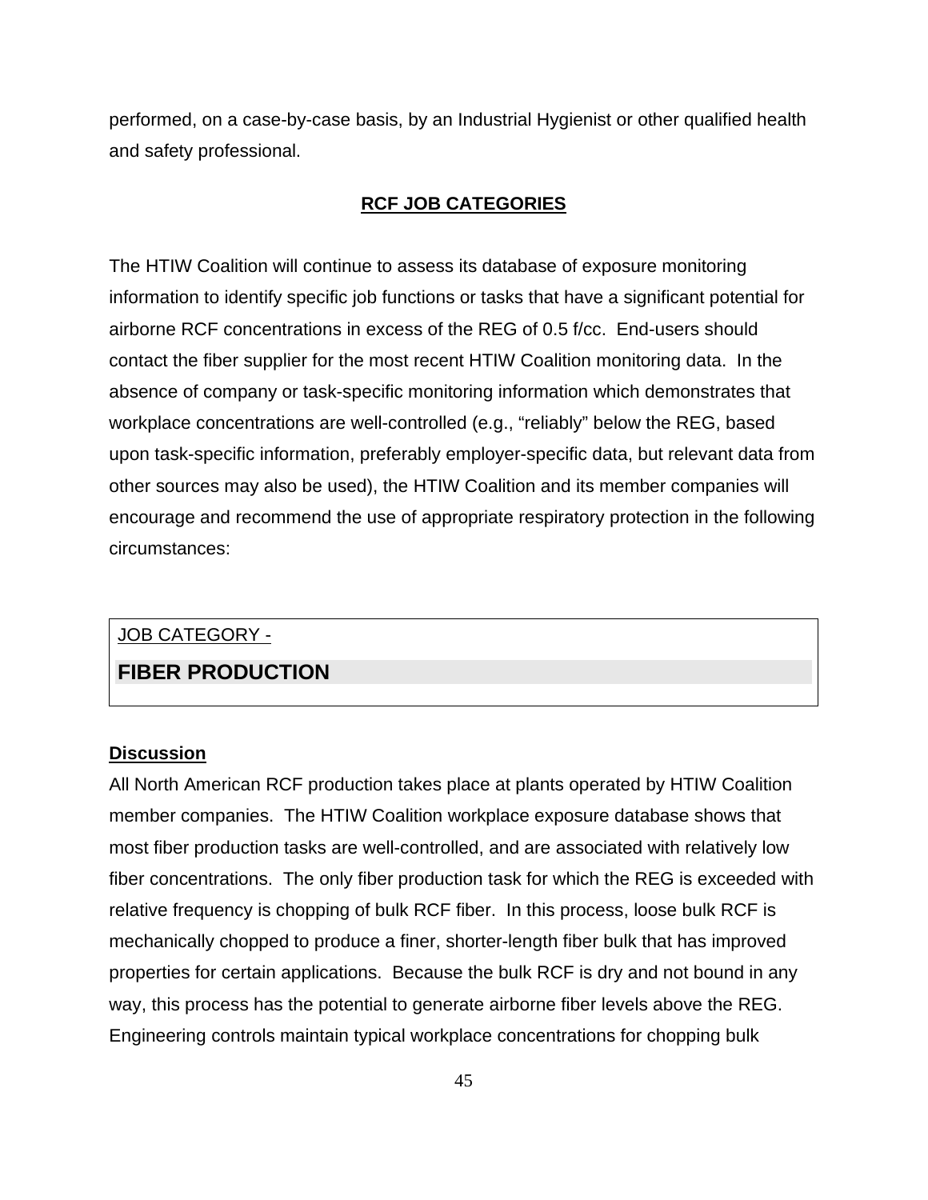performed, on a case-by-case basis, by an Industrial Hygienist or other qualified health and safety professional.

## RCF JOB CATEGORIES

The HTIW Coalition will continue to assess its database of exposure monitoring information to identify specific job functions or tasks that have a significant potential for airborne RCF concentrations in excess of the REG of 0.5 f/cc. End-users should contact the fiber supplier for the most recent HTIW Coalition monitoring data. In the absence of company or task-specific monitoring information which demonstrates that workplace concentrations are well-controlled (e.g., "reliably" below the REG, based upon task-specific information, preferably employer-specific data, but relevant data from other sources may also be used), the HTIW Coalition and its member companies will encourage and recommend the use of appropriate respiratory protection in the following circumstances:

JOB CATEGORY -

### FIBER PRODUCTION

**Discussion**

All North American RCF production takes place at plants operated by HTIW Coalition member companies. The HTIW Coalition workplace exposure database shows that most fiber production tasks are well-controlled, and are associated with relatively low fiber concentrations. The only fiber production task for which the REG is exceeded with relative frequency is chopping of bulk RCF fiber. In this process, loose bulk RCF is mechanically chopped to produce a finer, shorter-length fiber bulk that has improved properties for certain applications. Because the bulk RCF is dry and not bound in any way, this process has the potential to generate airborne fiber levels above the REG. Engineering controls maintain typical workplace concentrations for chopping bulk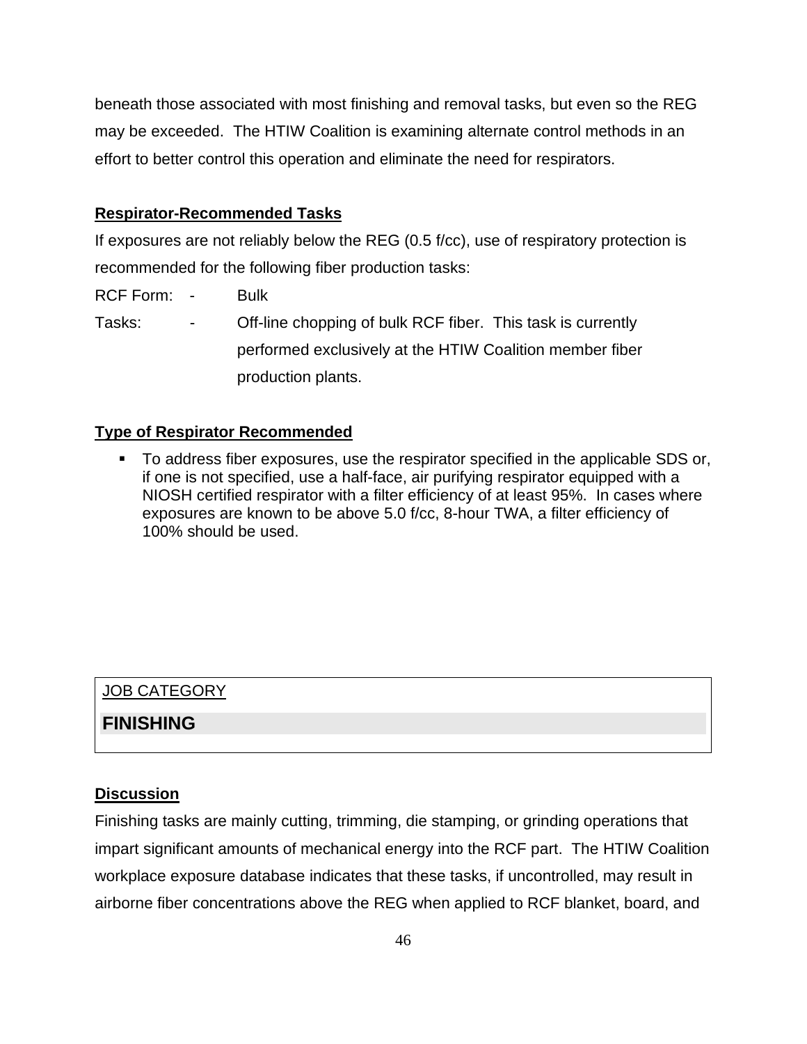beneath those associated with most finishing and removal tasks, but even so the REG may be exceeded. The HTIW Coalition is examining alternate control methods in an effort to better control this operation and eliminate the need for respirators.

**Respirator-Recommended Tasks**

If exposures are not reliably below the REG (0.5 f/cc), use of respiratory protection is recommended for the following fiber production tasks:

RCF Form: - Bulk

Tasks: - Off-line chopping of bulk RCF fiber. This task is currently performed exclusively at the HTIW Coalition member fiber production plants.

**Type of Respirator Recommended**

- To address fiber exposures, use the respirator specified in the applicable SDS or, if one is not specified, use a half-face, air purifying respirator equipped with a NIOSH certified respirator with a filter efficiency of at least 95%. In cases where exposures are known to be above 5.0 f/cc, 8-hour TWA, a filter efficiency of 100% should be used.

JOB CATEGORY

## FINISHING

**Discussion**

Finishing tasks are mainly cutting, trimming, die stamping, or grinding operations that impart significant amounts of mechanical energy into the RCF part. The HTIW Coalition workplace exposure database indicates that these tasks, if uncontrolled, may result in airborne fiber concentrations above the REG when applied to RCF blanket, board, and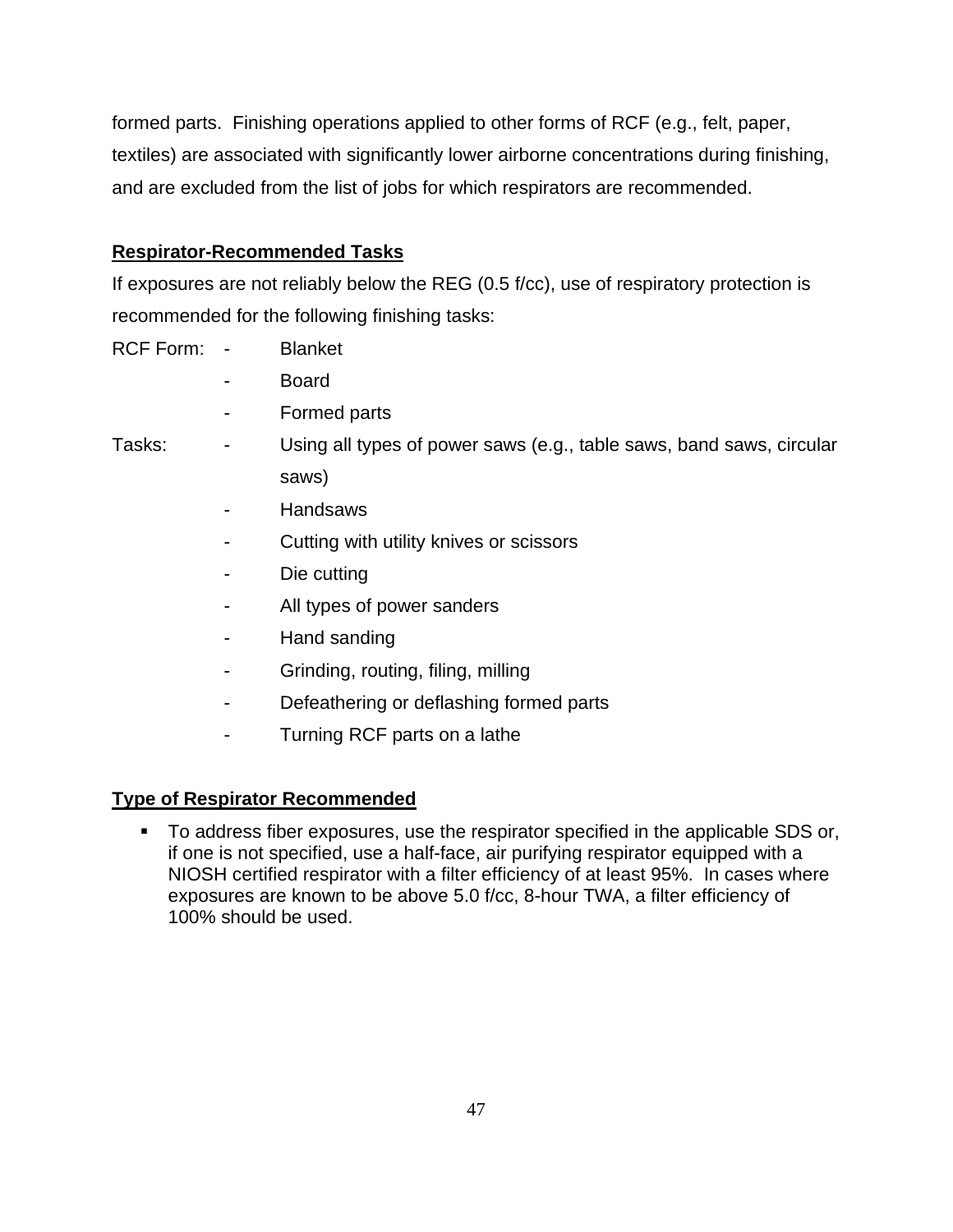formed parts. Finishing operations applied to other forms of RCF (e.g., felt, paper, textiles) are associated with significantly lower airborne concentrations during finishing, and are excluded from the list of jobs for which respirators are recommended.

**Respirator-Recommended Tasks**

If exposures are not reliably below the REG (0.5 f/cc), use of respiratory protection is recommended for the following finishing tasks:

RCF Form:

- Blanket
- Board
- Formed parts

Tasks:

- Using all types of power saws (e.g., table saws, band saws, circular saws)
- Handsaws
- Cutting with utility knives or scissors
- Die cutting
- All types of power sanders
- Hand sanding
- Grinding, routing, filing, milling
- Defeathering or deflashing formed parts
- Turning RCF parts on a lathe

**Type of Respirator Recommended**

- To address fiber exposures, use the respirator specified in the applicable SDS or, if one is not specified, use a half-face, air purifying respirator equipped with a NIOSH certified respirator with a filter efficiency of at least 95%. In cases where exposures are known to be above 5.0 f/cc, 8-hour TWA, a filter efficiency of 100% should be used.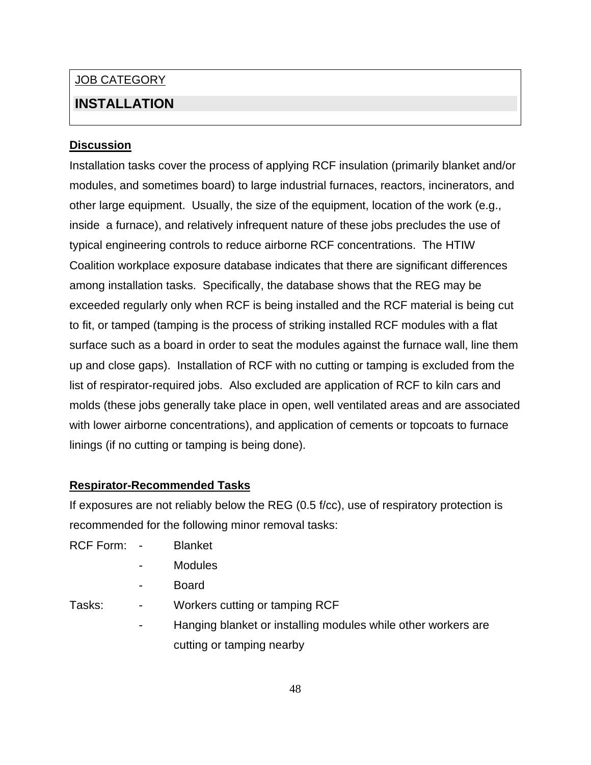JOB CATEGORY

## INSTALLATION

**Discussion**

Installation tasks cover the process of applying RCF insulation (primarily blanket and/or modules, and sometimes board) to large industrial furnaces, reactors, incinerators, and other large equipment. Usually, the size of the equipment, location of the work (e.g., inside a furnace), and relatively infrequent nature of these jobs precludes the use of typical engineering controls to reduce airborne RCF concentrations. The HTIW Coalition workplace exposure database indicates that there are significant differences among installation tasks. Specifically, the database shows that the REG may be exceeded regularly only when RCF is being installed and the RCF material is being cut to fit, or tamped (tamping is the process of striking installed RCF modules with a flat surface such as a board in order to seat the modules against the furnace wall, line them up and close gaps). Installation of RCF with no cutting or tamping is excluded from the list of respirator-required jobs. Also excluded are application of RCF to kiln cars and molds (these jobs generally take place in open, well ventilated areas and are associated with lower airborne concentrations), and application of cements or topcoats to furnace linings (if no cutting or tamping is being done).

**Respirator-Recommended Tasks**

If exposures are not reliably below the REG (0.5 f/cc), use of respiratory protection is recommended for the following minor removal tasks:

RCF Form:
- Blanket
- Modules
- Board

Tasks:
- Workers cutting or tamping RCF
- Hanging blanket or installing modules while other workers are cutting or tamping nearby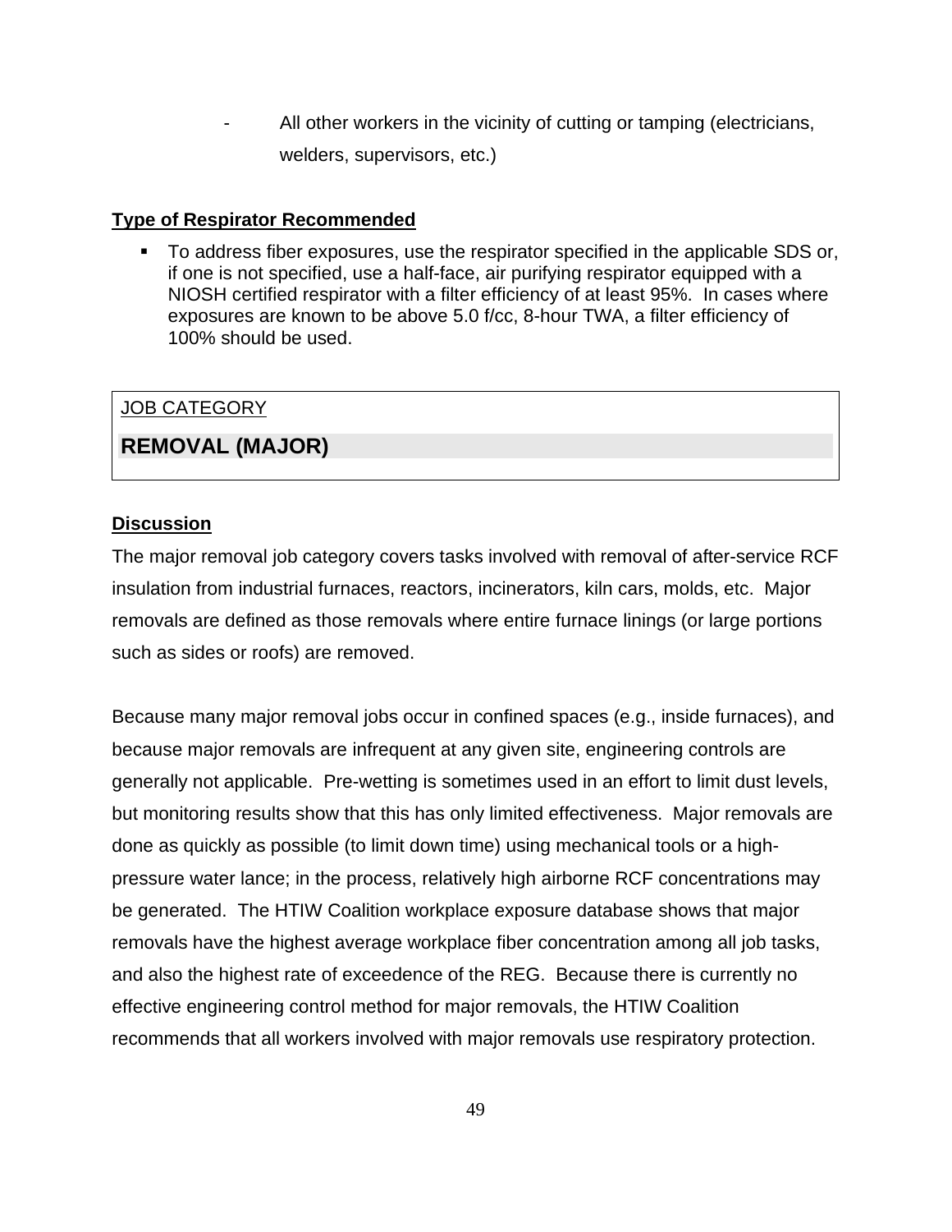- All other workers in the vicinity of cutting or tamping (electricians, welders, supervisors, etc.)

**Type of Respirator Recommended**

- To address fiber exposures, use the respirator specified in the applicable SDS or, if one is not specified, use a half-face, air purifying respirator equipped with a NIOSH certified respirator with a filter efficiency of at least 95%. In cases where exposures are known to be above 5.0 f/cc, 8-hour TWA, a filter efficiency of 100% should be used.

JOB CATEGORY

## REMOVAL (MAJOR)

**Discussion**

The major removal job category covers tasks involved with removal of after-service RCF insulation from industrial furnaces, reactors, incinerators, kiln cars, molds, etc. Major removals are defined as those removals where entire furnace linings (or large portions such as sides or roofs) are removed.

Because many major removal jobs occur in confined spaces (e.g., inside furnaces), and because major removals are infrequent at any given site, engineering controls are generally not applicable. Pre-wetting is sometimes used in an effort to limit dust levels, but monitoring results show that this has only limited effectiveness. Major removals are done as quickly as possible (to limit down time) using mechanical tools or a high-pressure water lance; in the process, relatively high airborne RCF concentrations may be generated. The HTIW Coalition workplace exposure database shows that major removals have the highest average workplace fiber concentration among all job tasks, and also the highest rate of exceedence of the REG. Because there is currently no effective engineering control method for major removals, the HTIW Coalition recommends that all workers involved with major removals use respiratory protection.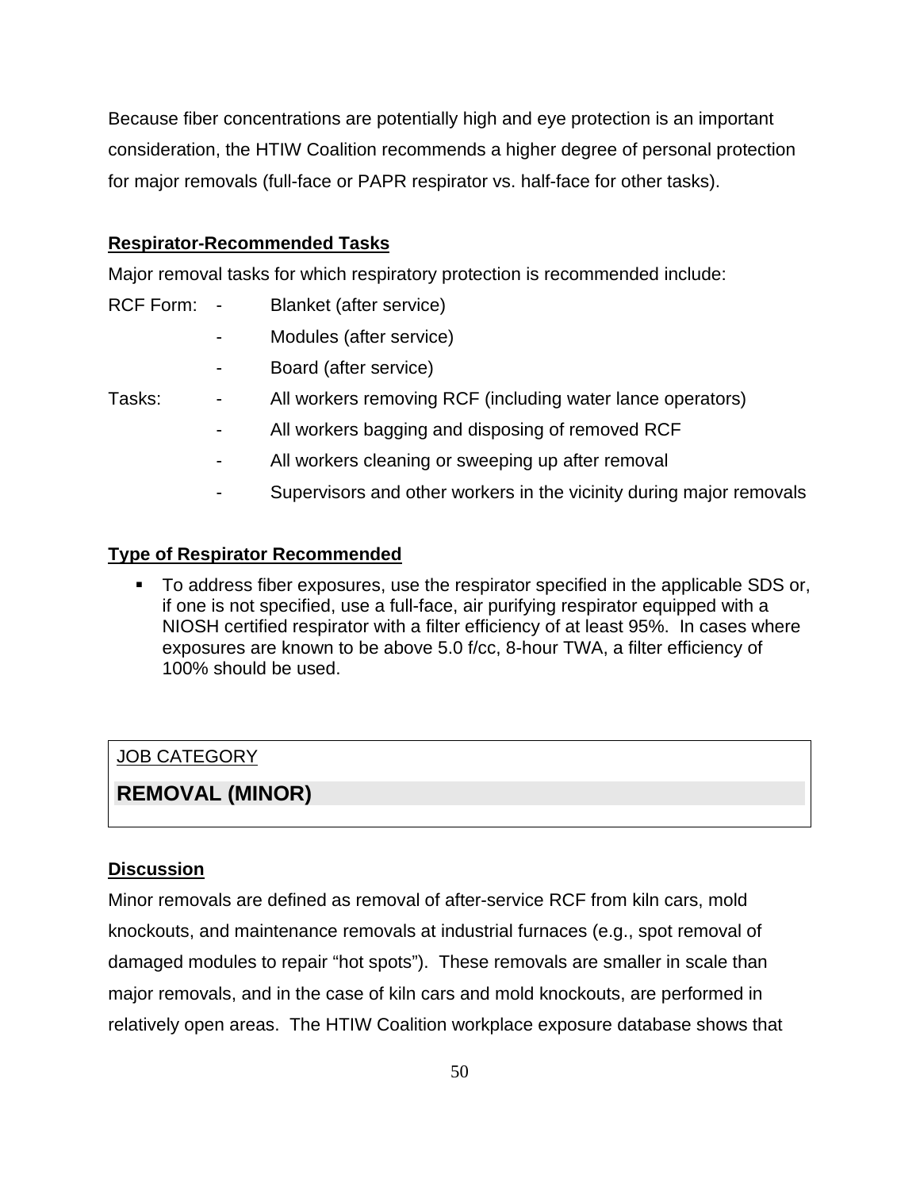Because fiber concentrations are potentially high and eye protection is an important consideration, the HTIW Coalition recommends a higher degree of personal protection for major removals (full-face or PAPR respirator vs. half-face for other tasks).

**Respirator-Recommended Tasks**

Major removal tasks for which respiratory protection is recommended include:

RCF Form:
- Blanket (after service)
- Modules (after service)
- Board (after service)

Tasks:
- All workers removing RCF (including water lance operators)
- All workers bagging and disposing of removed RCF
- All workers cleaning or sweeping up after removal
- Supervisors and other workers in the vicinity during major removals

**Type of Respirator Recommended**

- To address fiber exposures, use the respirator specified in the applicable SDS or, if one is not specified, use a full-face, air purifying respirator equipped with a NIOSH certified respirator with a filter efficiency of at least 95%. In cases where exposures are known to be above 5.0 f/cc, 8-hour TWA, a filter efficiency of 100% should be used.

JOB CATEGORY

## REMOVAL (MINOR)

**Discussion**

Minor removals are defined as removal of after-service RCF from kiln cars, mold knockouts, and maintenance removals at industrial furnaces (e.g., spot removal of damaged modules to repair "hot spots"). These removals are smaller in scale than major removals, and in the case of kiln cars and mold knockouts, are performed in relatively open areas. The HTIW Coalition workplace exposure database shows that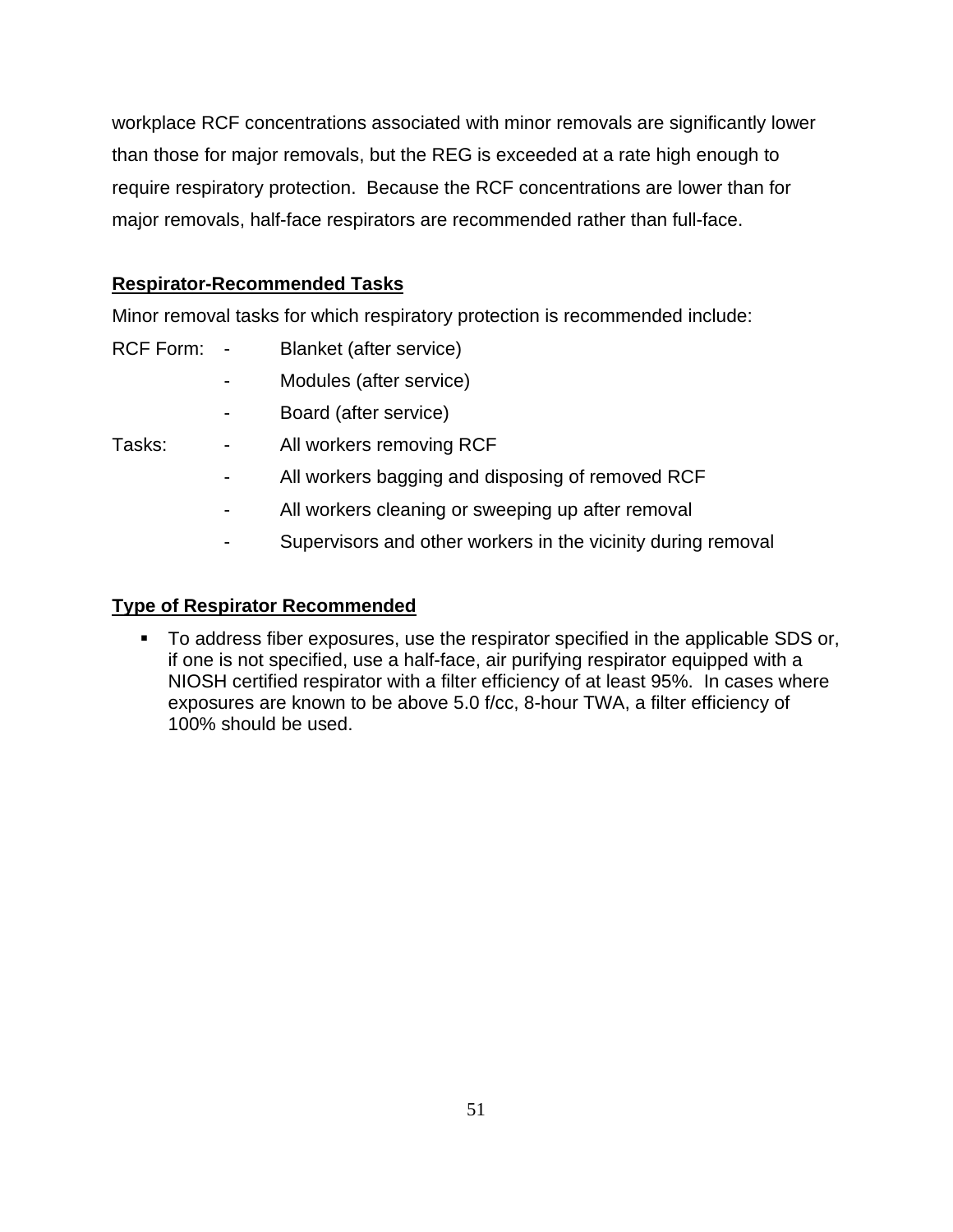workplace RCF concentrations associated with minor removals are significantly lower than those for major removals, but the REG is exceeded at a rate high enough to require respiratory protection. Because the RCF concentrations are lower than for major removals, half-face respirators are recommended rather than full-face.

**Respirator-Recommended Tasks**

Minor removal tasks for which respiratory protection is recommended include:

RCF Form:
- Blanket (after service)
- Modules (after service)
- Board (after service)

Tasks:
- All workers removing RCF
- All workers bagging and disposing of removed RCF
- All workers cleaning or sweeping up after removal
- Supervisors and other workers in the vicinity during removal

**Type of Respirator Recommended**

- To address fiber exposures, use the respirator specified in the applicable SDS or, if one is not specified, use a half-face, air purifying respirator equipped with a NIOSH certified respirator with a filter efficiency of at least 95%. In cases where exposures are known to be above 5.0 f/cc, 8-hour TWA, a filter efficiency of 100% should be used.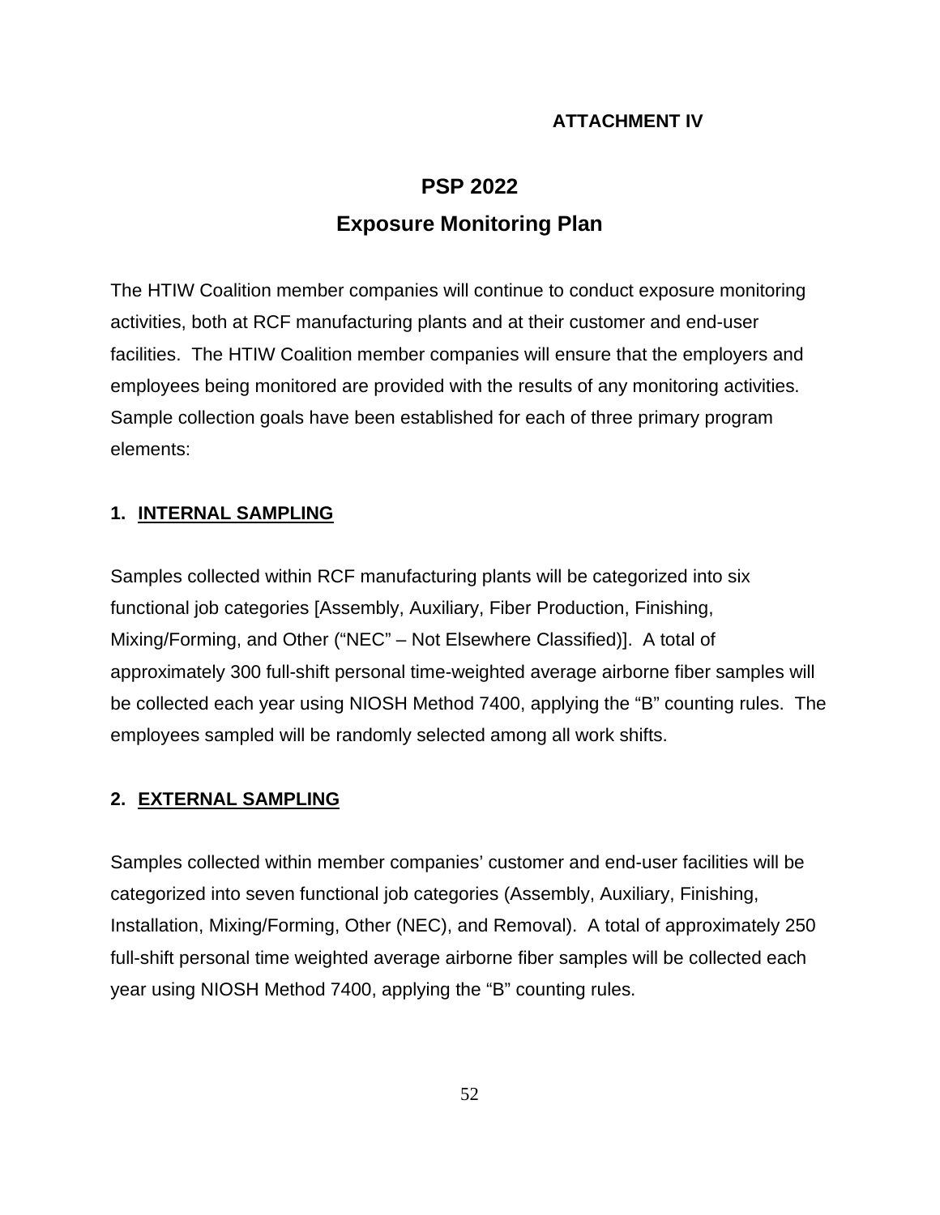**ATTACHMENT IV**

# PSP 2022

## Exposure Monitoring Plan

The HTIW Coalition member companies will continue to conduct exposure monitoring activities, both at RCF manufacturing plants and at their customer and end-user facilities. The HTIW Coalition member companies will ensure that the employers and employees being monitored are provided with the results of any monitoring activities. Sample collection goals have been established for each of three primary program elements:

### 1. INTERNAL SAMPLING

Samples collected within RCF manufacturing plants will be categorized into six functional job categories [Assembly, Auxiliary, Fiber Production, Finishing, Mixing/Forming, and Other ("NEC" – Not Elsewhere Classified)]. A total of approximately 300 full-shift personal time-weighted average airborne fiber samples will be collected each year using NIOSH Method 7400, applying the "B" counting rules. The employees sampled will be randomly selected among all work shifts.

### 2. EXTERNAL SAMPLING

Samples collected within member companies' customer and end-user facilities will be categorized into seven functional job categories (Assembly, Auxiliary, Finishing, Installation, Mixing/Forming, Other (NEC), and Removal). A total of approximately 250 full-shift personal time weighted average airborne fiber samples will be collected each year using NIOSH Method 7400, applying the "B" counting rules.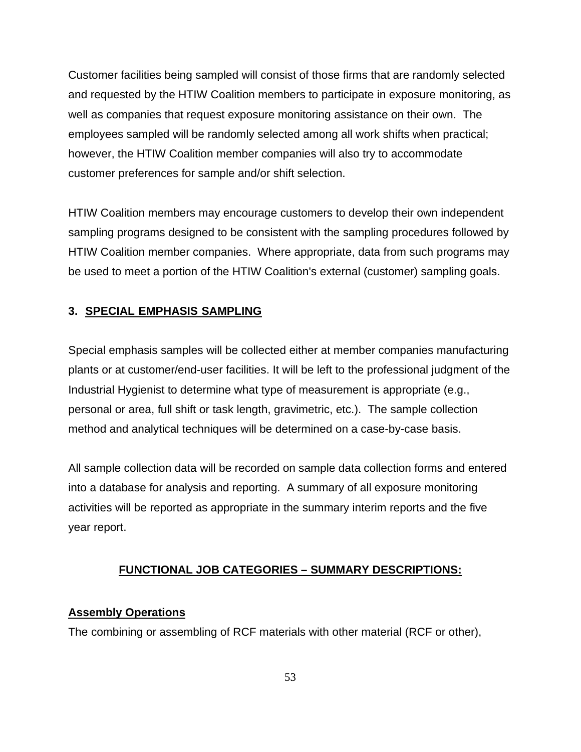Customer facilities being sampled will consist of those firms that are randomly selected and requested by the HTIW Coalition members to participate in exposure monitoring, as well as companies that request exposure monitoring assistance on their own. The employees sampled will be randomly selected among all work shifts when practical; however, the HTIW Coalition member companies will also try to accommodate customer preferences for sample and/or shift selection.

HTIW Coalition members may encourage customers to develop their own independent sampling programs designed to be consistent with the sampling procedures followed by HTIW Coalition member companies. Where appropriate, data from such programs may be used to meet a portion of the HTIW Coalition's external (customer) sampling goals.

### 3. SPECIAL EMPHASIS SAMPLING

Special emphasis samples will be collected either at member companies manufacturing plants or at customer/end-user facilities. It will be left to the professional judgment of the Industrial Hygienist to determine what type of measurement is appropriate (e.g., personal or area, full shift or task length, gravimetric, etc.). The sample collection method and analytical techniques will be determined on a case-by-case basis.

All sample collection data will be recorded on sample data collection forms and entered into a database for analysis and reporting. A summary of all exposure monitoring activities will be reported as appropriate in the summary interim reports and the five year report.

## FUNCTIONAL JOB CATEGORIES – SUMMARY DESCRIPTIONS:

**Assembly Operations**

The combining or assembling of RCF materials with other material (RCF or other),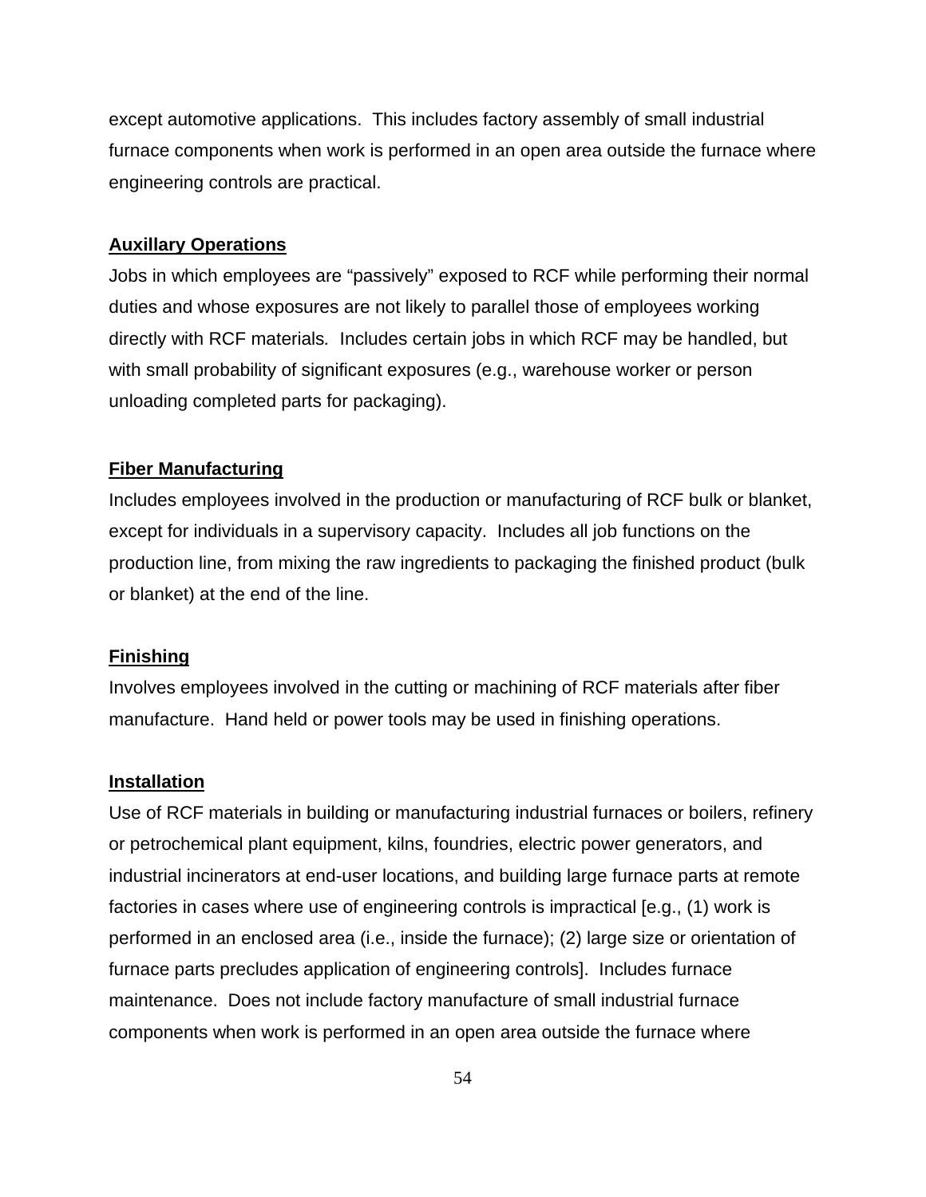except automotive applications. This includes factory assembly of small industrial furnace components when work is performed in an open area outside the furnace where engineering controls are practical.

**Auxillary Operations**

Jobs in which employees are "passively" exposed to RCF while performing their normal duties and whose exposures are not likely to parallel those of employees working directly with RCF materials. Includes certain jobs in which RCF may be handled, but with small probability of significant exposures (e.g., warehouse worker or person unloading completed parts for packaging).

**Fiber Manufacturing**

Includes employees involved in the production or manufacturing of RCF bulk or blanket, except for individuals in a supervisory capacity. Includes all job functions on the production line, from mixing the raw ingredients to packaging the finished product (bulk or blanket) at the end of the line.

**Finishing**

Involves employees involved in the cutting or machining of RCF materials after fiber manufacture. Hand held or power tools may be used in finishing operations.

**Installation**

Use of RCF materials in building or manufacturing industrial furnaces or boilers, refinery or petrochemical plant equipment, kilns, foundries, electric power generators, and industrial incinerators at end-user locations, and building large furnace parts at remote factories in cases where use of engineering controls is impractical [e.g., (1) work is performed in an enclosed area (i.e., inside the furnace); (2) large size or orientation of furnace parts precludes application of engineering controls]. Includes furnace maintenance. Does not include factory manufacture of small industrial furnace components when work is performed in an open area outside the furnace where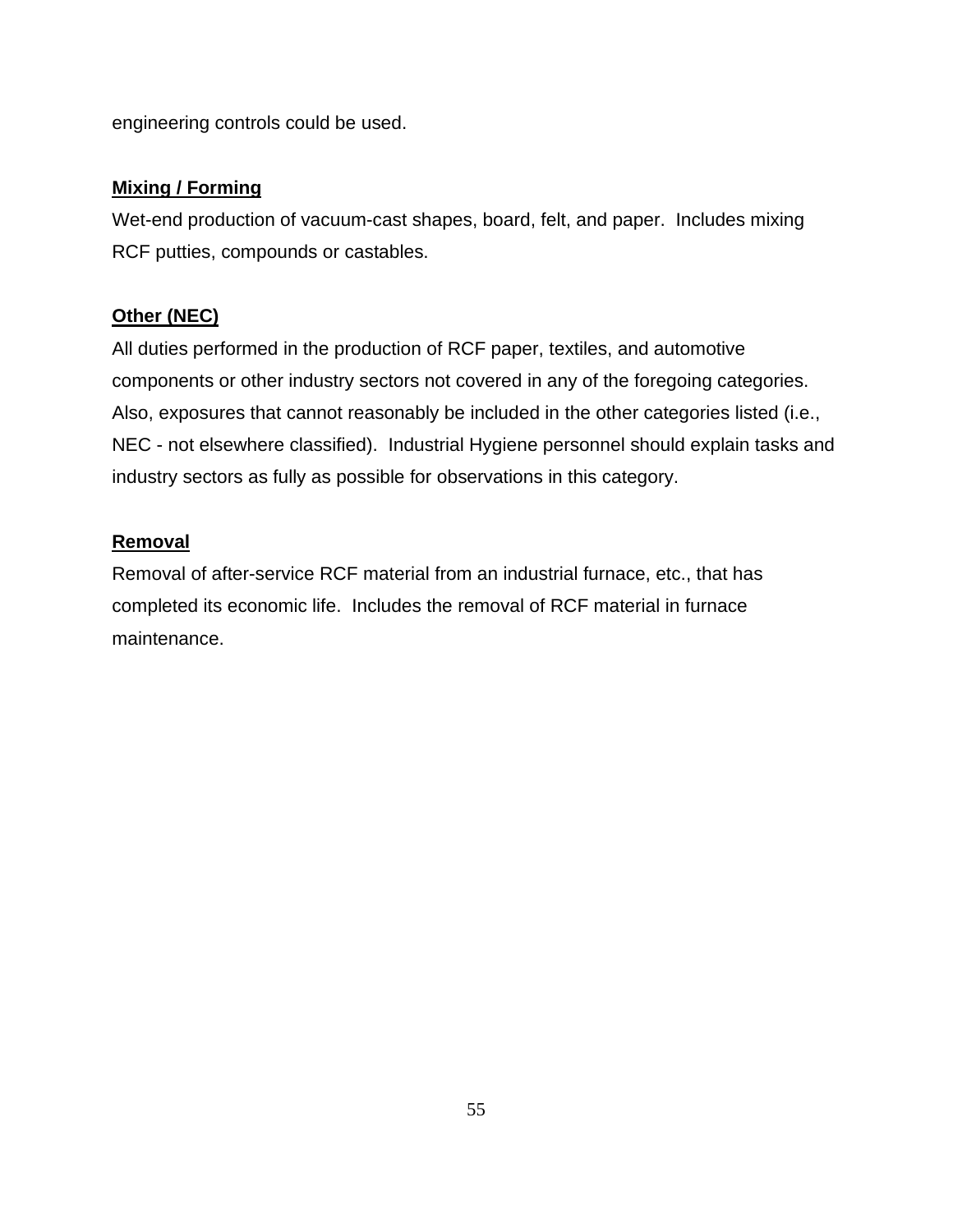engineering controls could be used.

**Mixing / Forming**

Wet-end production of vacuum-cast shapes, board, felt, and paper. Includes mixing RCF putties, compounds or castables.

**Other (NEC)**

All duties performed in the production of RCF paper, textiles, and automotive components or other industry sectors not covered in any of the foregoing categories. Also, exposures that cannot reasonably be included in the other categories listed (i.e., NEC - not elsewhere classified). Industrial Hygiene personnel should explain tasks and industry sectors as fully as possible for observations in this category.

**Removal**

Removal of after-service RCF material from an industrial furnace, etc., that has completed its economic life. Includes the removal of RCF material in furnace maintenance.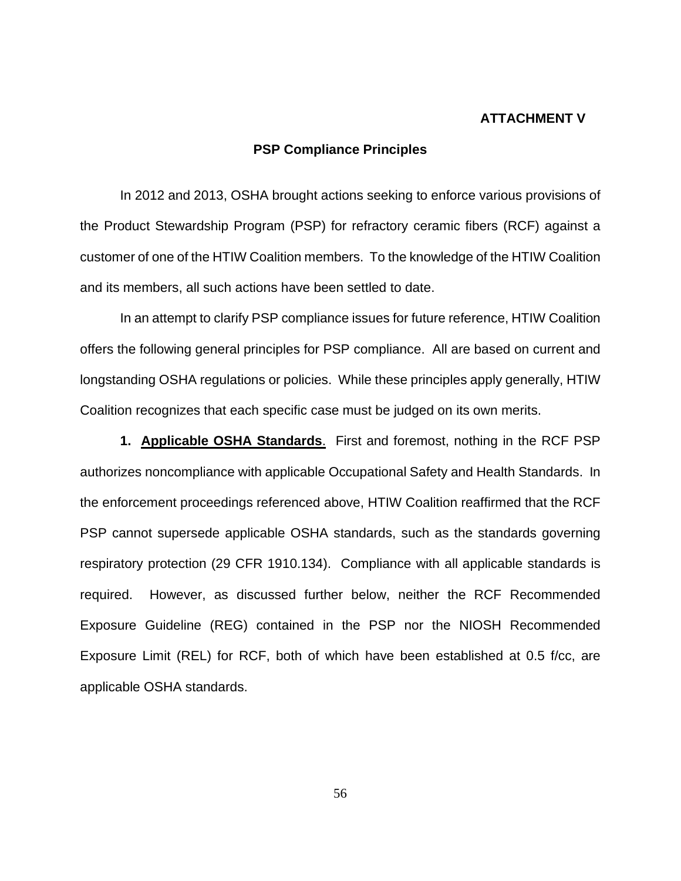**ATTACHMENT V**

## PSP Compliance Principles

In 2012 and 2013, OSHA brought actions seeking to enforce various provisions of the Product Stewardship Program (PSP) for refractory ceramic fibers (RCF) against a customer of one of the HTIW Coalition members. To the knowledge of the HTIW Coalition and its members, all such actions have been settled to date.

In an attempt to clarify PSP compliance issues for future reference, HTIW Coalition offers the following general principles for PSP compliance. All are based on current and longstanding OSHA regulations or policies. While these principles apply generally, HTIW Coalition recognizes that each specific case must be judged on its own merits.

**1. Applicable OSHA Standards**. First and foremost, nothing in the RCF PSP authorizes noncompliance with applicable Occupational Safety and Health Standards. In the enforcement proceedings referenced above, HTIW Coalition reaffirmed that the RCF PSP cannot supersede applicable OSHA standards, such as the standards governing respiratory protection (29 CFR 1910.134). Compliance with all applicable standards is required. However, as discussed further below, neither the RCF Recommended Exposure Guideline (REG) contained in the PSP nor the NIOSH Recommended Exposure Limit (REL) for RCF, both of which have been established at 0.5 f/cc, are applicable OSHA standards.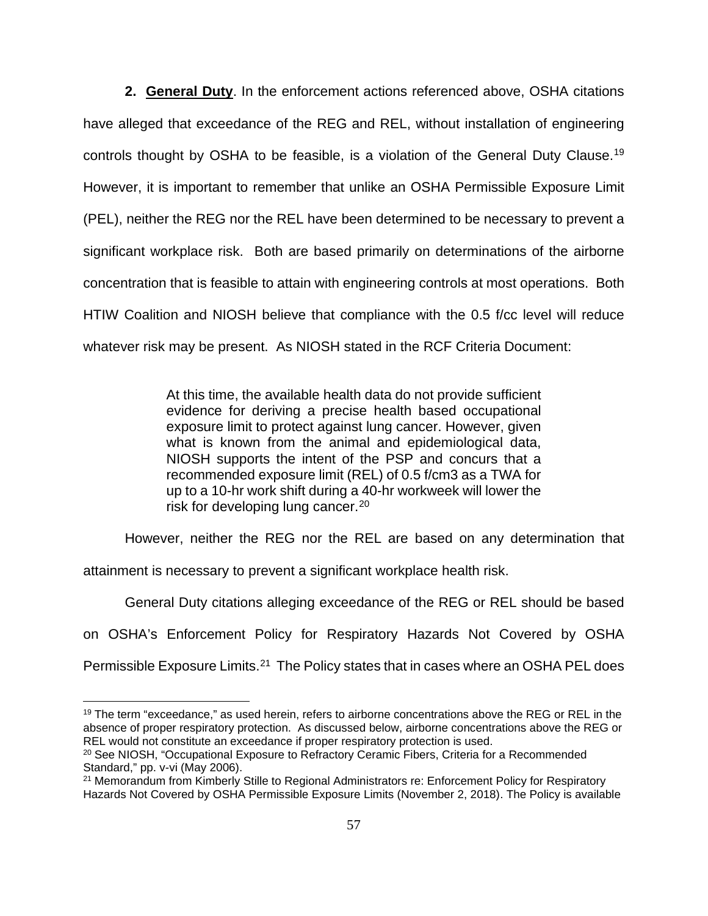**2. General Duty**. In the enforcement actions referenced above, OSHA citations have alleged that exceedance of the REG and REL, without installation of engineering controls thought by OSHA to be feasible, is a violation of the General Duty Clause.[19] However, it is important to remember that unlike an OSHA Permissible Exposure Limit (PEL), neither the REG nor the REL have been determined to be necessary to prevent a significant workplace risk. Both are based primarily on determinations of the airborne concentration that is feasible to attain with engineering controls at most operations. Both HTIW Coalition and NIOSH believe that compliance with the 0.5 f/cc level will reduce whatever risk may be present. As NIOSH stated in the RCF Criteria Document:

> At this time, the available health data do not provide sufficient evidence for deriving a precise health based occupational exposure limit to protect against lung cancer. However, given what is known from the animal and epidemiological data, NIOSH supports the intent of the PSP and concurs that a recommended exposure limit (REL) of 0.5 f/cm3 as a TWA for up to a 10-hr work shift during a 40-hr workweek will lower the risk for developing lung cancer.[20]

However, neither the REG nor the REL are based on any determination that attainment is necessary to prevent a significant workplace health risk.

General Duty citations alleging exceedance of the REG or REL should be based on OSHA's Enforcement Policy for Respiratory Hazards Not Covered by OSHA Permissible Exposure Limits.[21] The Policy states that in cases where an OSHA PEL does

---

[19] The term "exceedance," as used herein, refers to airborne concentrations above the REG or REL in the absence of proper respiratory protection. As discussed below, airborne concentrations above the REG or REL would not constitute an exceedance if proper respiratory protection is used.

[20] See NIOSH, "Occupational Exposure to Refractory Ceramic Fibers, Criteria for a Recommended Standard," pp. v-vi (May 2006).

[21] Memorandum from Kimberly Stille to Regional Administrators re: Enforcement Policy for Respiratory Hazards Not Covered by OSHA Permissible Exposure Limits (November 2, 2018). The Policy is available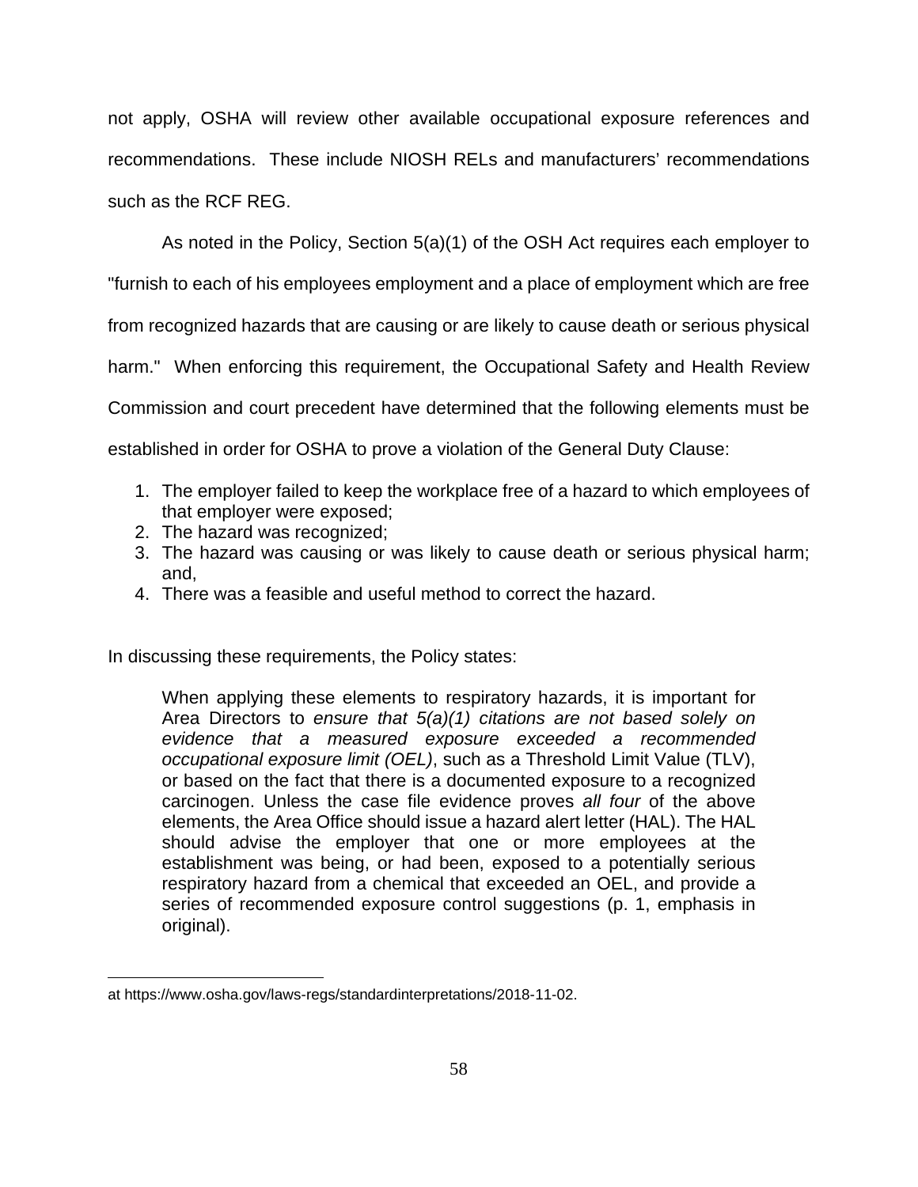not apply, OSHA will review other available occupational exposure references and recommendations. These include NIOSH RELs and manufacturers' recommendations such as the RCF REG.

As noted in the Policy, Section 5(a)(1) of the OSH Act requires each employer to "furnish to each of his employees employment and a place of employment which are free from recognized hazards that are causing or are likely to cause death or serious physical harm." When enforcing this requirement, the Occupational Safety and Health Review Commission and court precedent have determined that the following elements must be established in order for OSHA to prove a violation of the General Duty Clause:

1. The employer failed to keep the workplace free of a hazard to which employees of that employer were exposed;
2. The hazard was recognized;
3. The hazard was causing or was likely to cause death or serious physical harm; and,
4. There was a feasible and useful method to correct the hazard.

In discussing these requirements, the Policy states:

> When applying these elements to respiratory hazards, it is important for Area Directors to *ensure that 5(a)(1) citations are not based solely on evidence that a measured exposure exceeded a recommended occupational exposure limit (OEL)*, such as a Threshold Limit Value (TLV), or based on the fact that there is a documented exposure to a recognized carcinogen. Unless the case file evidence proves *all four* of the above elements, the Area Office should issue a hazard alert letter (HAL). The HAL should advise the employer that one or more employees at the establishment was being, or had been, exposed to a potentially serious respiratory hazard from a chemical that exceeded an OEL, and provide a series of recommended exposure control suggestions (p. 1, emphasis in original).

---

at https://www.osha.gov/laws-regs/standardinterpretations/2018-11-02.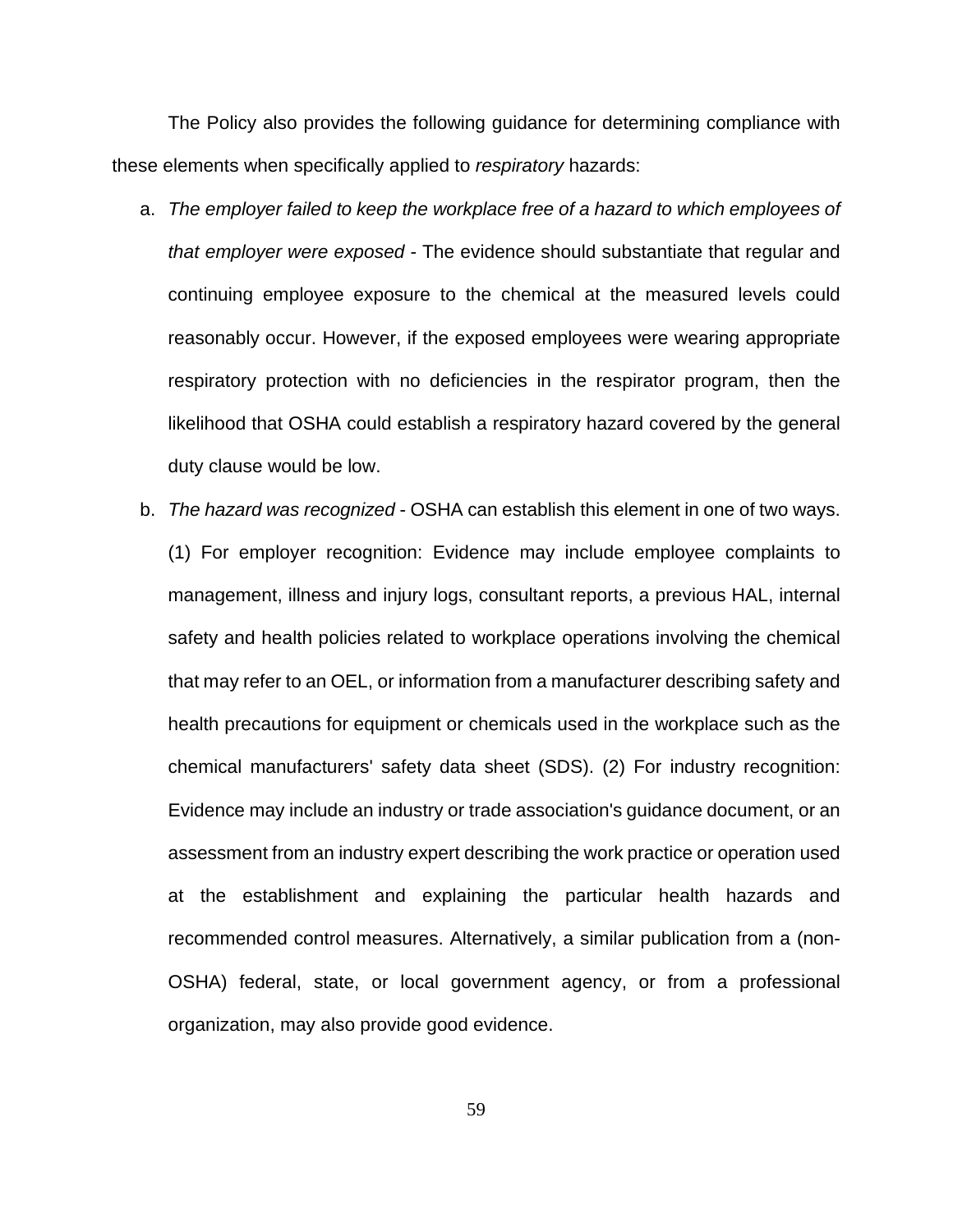The Policy also provides the following guidance for determining compliance with these elements when specifically applied to *respiratory* hazards:

a. *The employer failed to keep the workplace free of a hazard to which employees of that employer were exposed* - The evidence should substantiate that regular and continuing employee exposure to the chemical at the measured levels could reasonably occur. However, if the exposed employees were wearing appropriate respiratory protection with no deficiencies in the respirator program, then the likelihood that OSHA could establish a respiratory hazard covered by the general duty clause would be low.

b. *The hazard was recognized* - OSHA can establish this element in one of two ways. (1) For employer recognition: Evidence may include employee complaints to management, illness and injury logs, consultant reports, a previous HAL, internal safety and health policies related to workplace operations involving the chemical that may refer to an OEL, or information from a manufacturer describing safety and health precautions for equipment or chemicals used in the workplace such as the chemical manufacturers' safety data sheet (SDS). (2) For industry recognition: Evidence may include an industry or trade association's guidance document, or an assessment from an industry expert describing the work practice or operation used at the establishment and explaining the particular health hazards and recommended control measures. Alternatively, a similar publication from a (non-OSHA) federal, state, or local government agency, or from a professional organization, may also provide good evidence.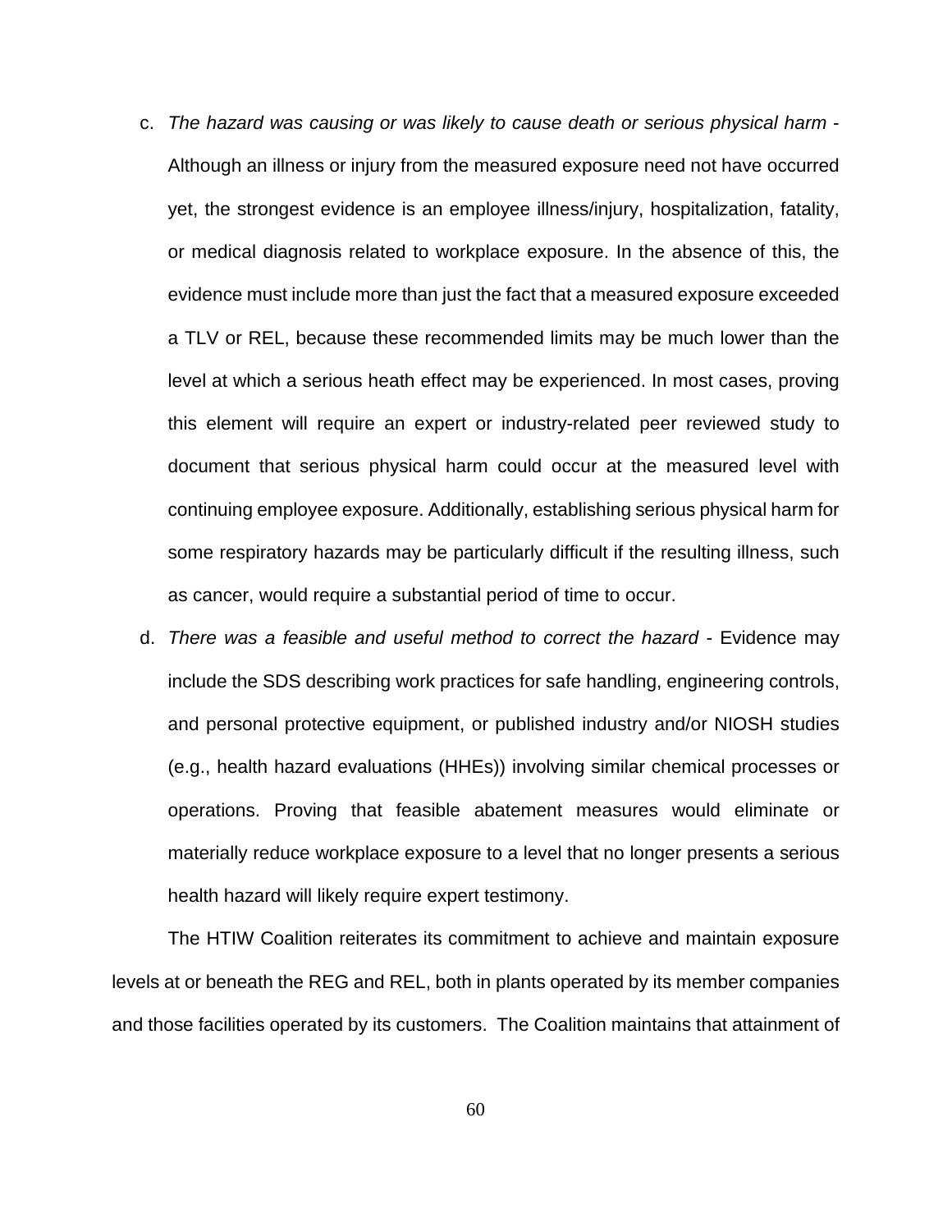c. *The hazard was causing or was likely to cause death or serious physical harm* - Although an illness or injury from the measured exposure need not have occurred yet, the strongest evidence is an employee illness/injury, hospitalization, fatality, or medical diagnosis related to workplace exposure. In the absence of this, the evidence must include more than just the fact that a measured exposure exceeded a TLV or REL, because these recommended limits may be much lower than the level at which a serious heath effect may be experienced. In most cases, proving this element will require an expert or industry-related peer reviewed study to document that serious physical harm could occur at the measured level with continuing employee exposure. Additionally, establishing serious physical harm for some respiratory hazards may be particularly difficult if the resulting illness, such as cancer, would require a substantial period of time to occur.

d. *There was a feasible and useful method to correct the hazard* - Evidence may include the SDS describing work practices for safe handling, engineering controls, and personal protective equipment, or published industry and/or NIOSH studies (e.g., health hazard evaluations (HHEs)) involving similar chemical processes or operations. Proving that feasible abatement measures would eliminate or materially reduce workplace exposure to a level that no longer presents a serious health hazard will likely require expert testimony.

The HTIW Coalition reiterates its commitment to achieve and maintain exposure levels at or beneath the REG and REL, both in plants operated by its member companies and those facilities operated by its customers. The Coalition maintains that attainment of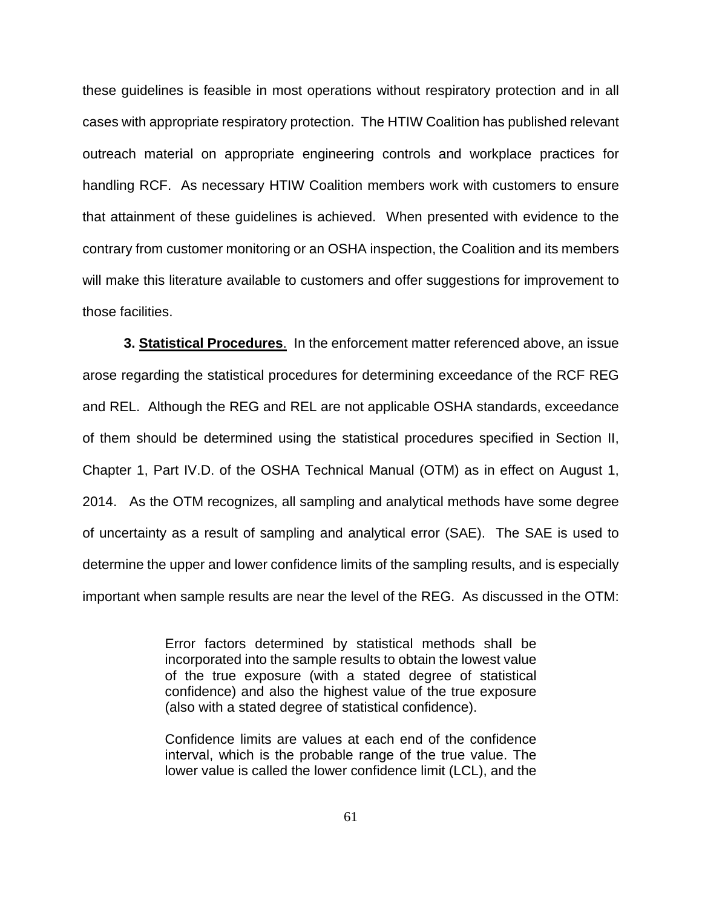these guidelines is feasible in most operations without respiratory protection and in all cases with appropriate respiratory protection. The HTIW Coalition has published relevant outreach material on appropriate engineering controls and workplace practices for handling RCF. As necessary HTIW Coalition members work with customers to ensure that attainment of these guidelines is achieved. When presented with evidence to the contrary from customer monitoring or an OSHA inspection, the Coalition and its members will make this literature available to customers and offer suggestions for improvement to those facilities.

**3. <u>Statistical Procedures</u>**. In the enforcement matter referenced above, an issue arose regarding the statistical procedures for determining exceedance of the RCF REG and REL. Although the REG and REL are not applicable OSHA standards, exceedance of them should be determined using the statistical procedures specified in Section II, Chapter 1, Part IV.D. of the OSHA Technical Manual (OTM) as in effect on August 1, 2014. As the OTM recognizes, all sampling and analytical methods have some degree of uncertainty as a result of sampling and analytical error (SAE). The SAE is used to determine the upper and lower confidence limits of the sampling results, and is especially important when sample results are near the level of the REG. As discussed in the OTM:

> Error factors determined by statistical methods shall be incorporated into the sample results to obtain the lowest value of the true exposure (with a stated degree of statistical confidence) and also the highest value of the true exposure (also with a stated degree of statistical confidence).
>
> Confidence limits are values at each end of the confidence interval, which is the probable range of the true value. The lower value is called the lower confidence limit (LCL), and the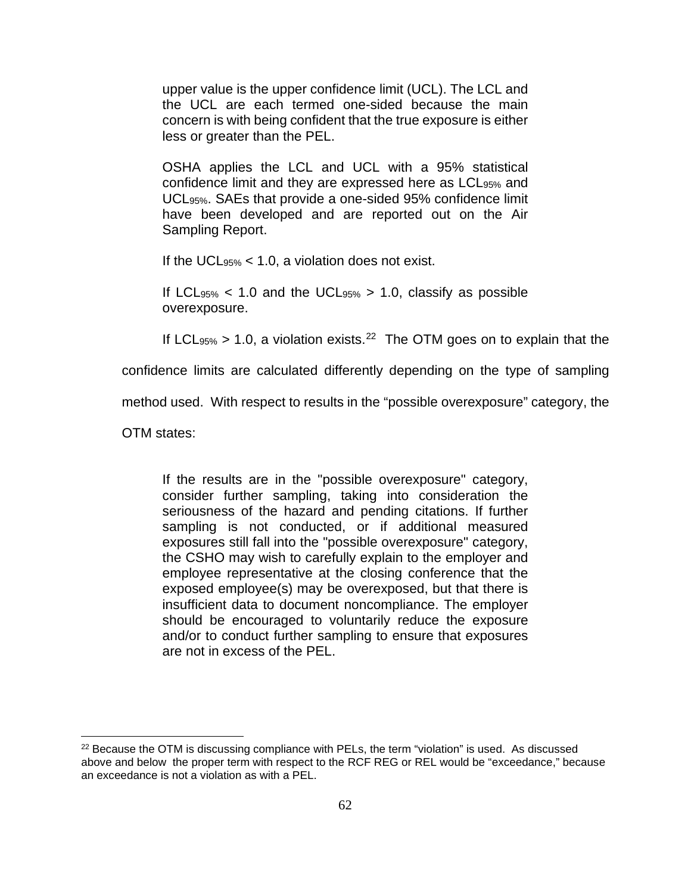> upper value is the upper confidence limit (UCL). The LCL and the UCL are each termed one-sided because the main concern is with being confident that the true exposure is either less or greater than the PEL.
>
> OSHA applies the LCL and UCL with a 95% statistical confidence limit and they are expressed here as $LCL_{95\%}$ and $UCL_{95\%}$. SAEs that provide a one-sided 95% confidence limit have been developed and are reported out on the Air Sampling Report.
>
> If the $UCL_{95\%} < 1.0$, a violation does not exist.
>
> If $LCL_{95\%} < 1.0$ and the $UCL_{95\%} > 1.0$, classify as possible overexposure.
>
> If $LCL_{95\%} > 1.0$, a violation exists.[22]

The OTM goes on to explain that the confidence limits are calculated differently depending on the type of sampling method used. With respect to results in the "possible overexposure" category, the OTM states:

> If the results are in the "possible overexposure" category, consider further sampling, taking into consideration the seriousness of the hazard and pending citations. If further sampling is not conducted, or if additional measured exposures still fall into the "possible overexposure" category, the CSHO may wish to carefully explain to the employer and employee representative at the closing conference that the exposed employee(s) may be overexposed, but that there is insufficient data to document noncompliance. The employer should be encouraged to voluntarily reduce the exposure and/or to conduct further sampling to ensure that exposures are not in excess of the PEL.

---

[22] Because the OTM is discussing compliance with PELs, the term "violation" is used. As discussed above and below the proper term with respect to the RCF REG or REL would be "exceedance," because an exceedance is not a violation as with a PEL.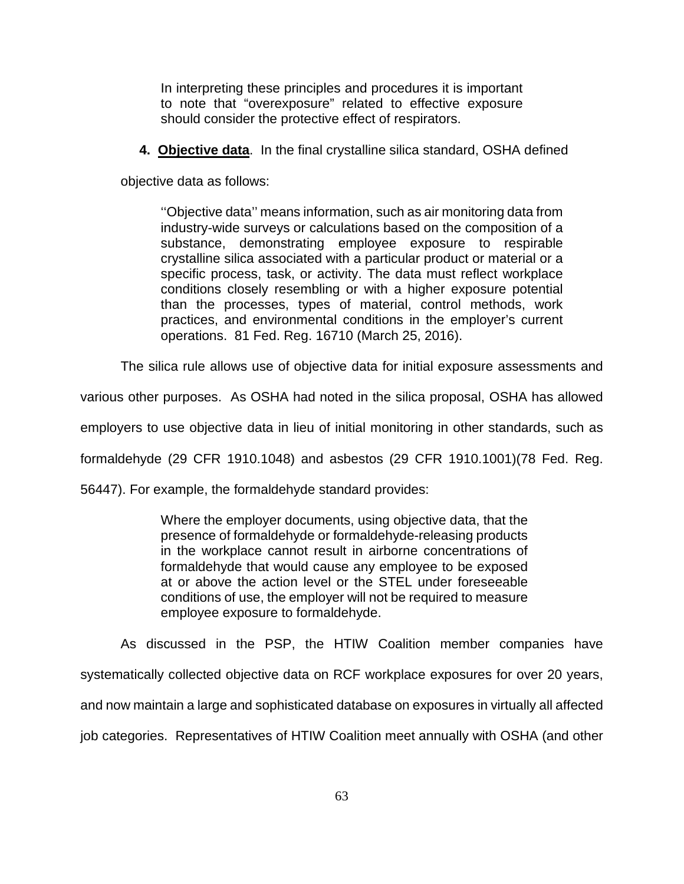> In interpreting these principles and procedures it is important to note that "overexposure" related to effective exposure should consider the protective effect of respirators.

**4. <u>Objective data</u>**. In the final crystalline silica standard, OSHA defined objective data as follows:

> ''Objective data'' means information, such as air monitoring data from industry-wide surveys or calculations based on the composition of a substance, demonstrating employee exposure to respirable crystalline silica associated with a particular product or material or a specific process, task, or activity. The data must reflect workplace conditions closely resembling or with a higher exposure potential than the processes, types of material, control methods, work practices, and environmental conditions in the employer's current operations. 81 Fed. Reg. 16710 (March 25, 2016).

The silica rule allows use of objective data for initial exposure assessments and various other purposes. As OSHA had noted in the silica proposal, OSHA has allowed employers to use objective data in lieu of initial monitoring in other standards, such as formaldehyde (29 CFR 1910.1048) and asbestos (29 CFR 1910.1001)(78 Fed. Reg. 56447). For example, the formaldehyde standard provides:

> Where the employer documents, using objective data, that the presence of formaldehyde or formaldehyde-releasing products in the workplace cannot result in airborne concentrations of formaldehyde that would cause any employee to be exposed at or above the action level or the STEL under foreseeable conditions of use, the employer will not be required to measure employee exposure to formaldehyde.

As discussed in the PSP, the HTIW Coalition member companies have systematically collected objective data on RCF workplace exposures for over 20 years, and now maintain a large and sophisticated database on exposures in virtually all affected job categories. Representatives of HTIW Coalition meet annually with OSHA (and other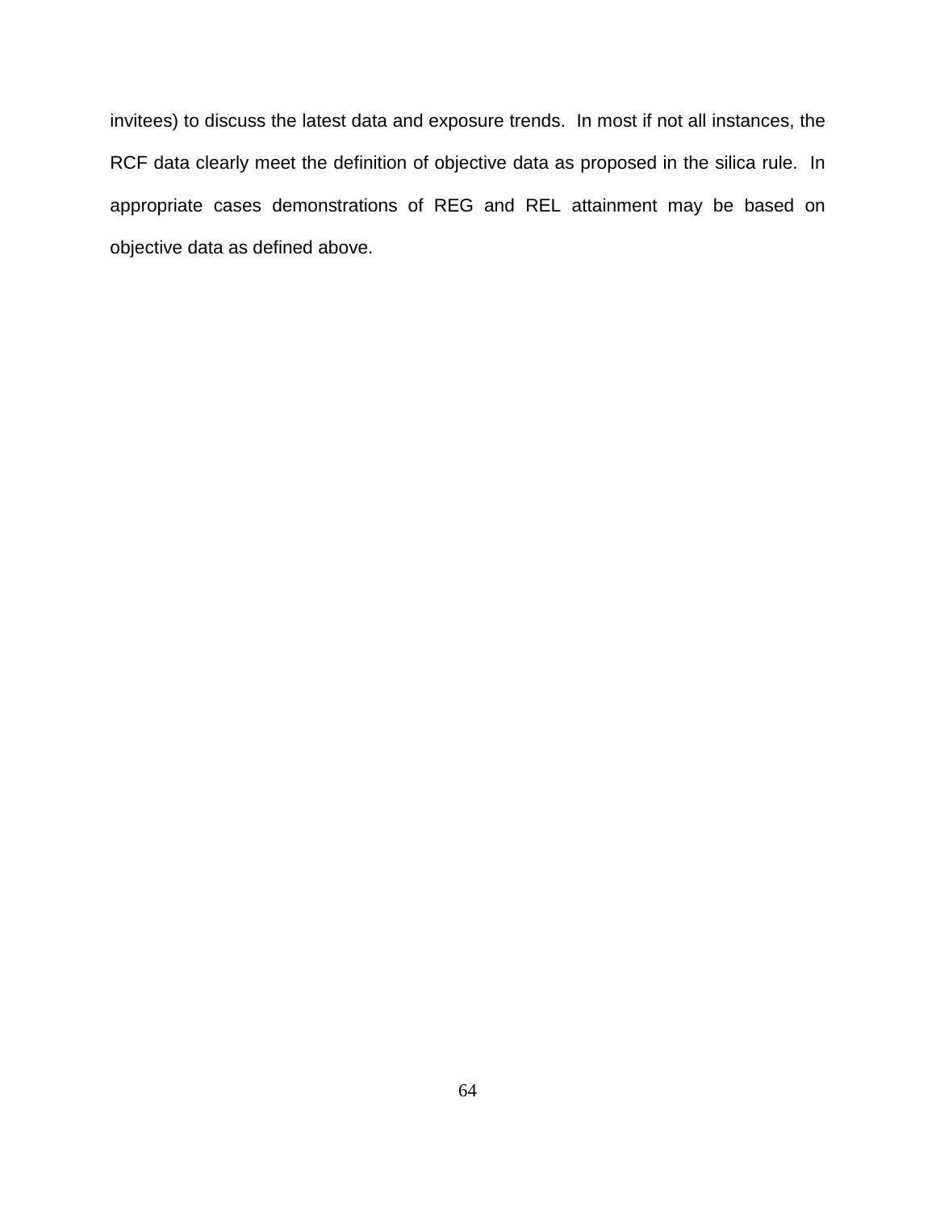invitees) to discuss the latest data and exposure trends. In most if not all instances, the RCF data clearly meet the definition of objective data as proposed in the silica rule. In appropriate cases demonstrations of REG and REL attainment may be based on objective data as defined above.